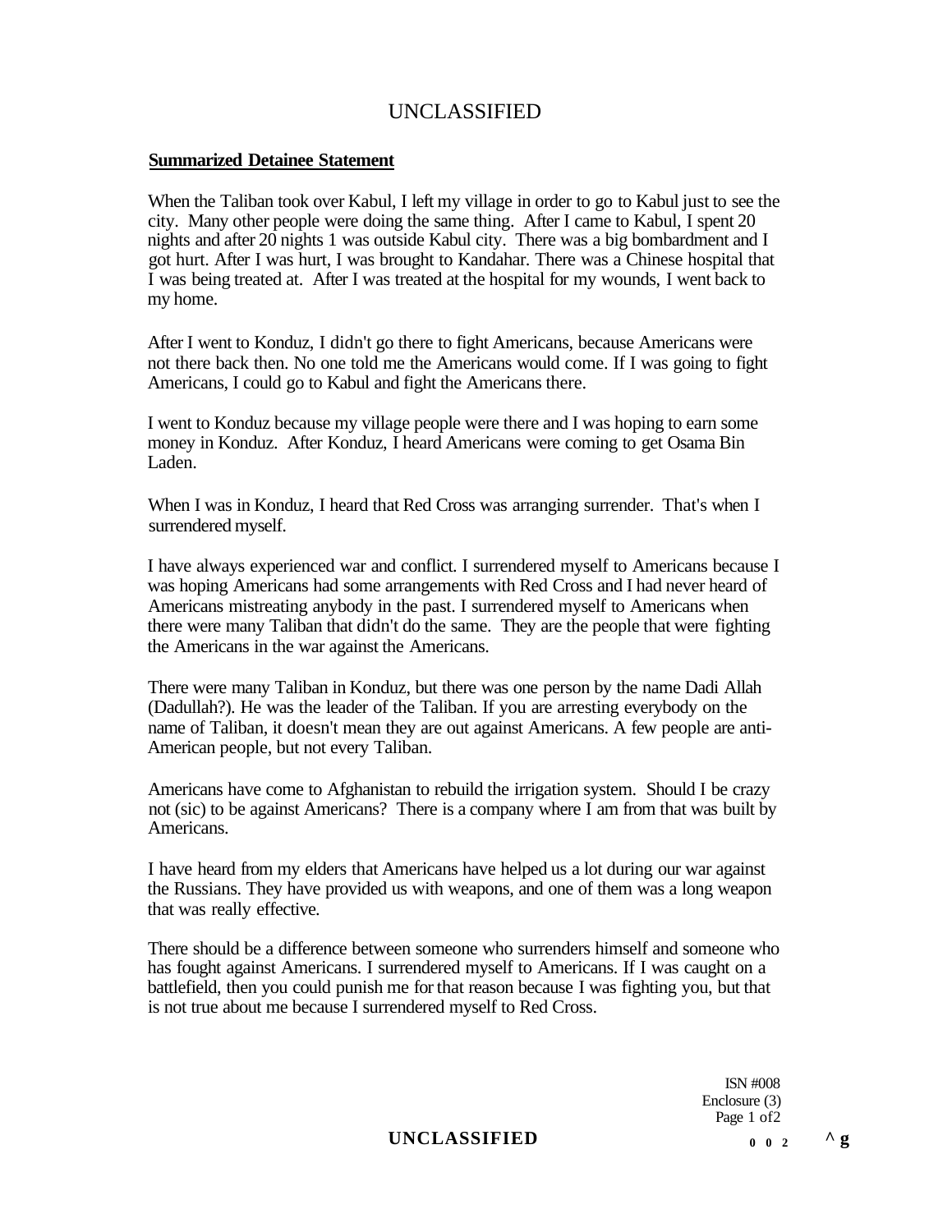**Summarized Detainee Statement**

When the Taliban took over Kabul, I left my village in order to go to Kabul just to see the city. Many other people were doing the same thing. After I came to Kabul, I spent 20 nights and after 20 nights 1 was outside Kabul city. There was a big bombardment and I got hurt. After I was hurt, I was brought to Kandahar. There was a Chinese hospital that I was being treated at. After I was treated at the hospital for my wounds, I went back to my home.

After I went to Konduz, I didn't go there to fight Americans, because Americans were not there back then. No one told me the Americans would come. If I was going to fight Americans, I could go to Kabul and fight the Americans there.

I went to Konduz because my village people were there and I was hoping to earn some money in Konduz. After Konduz, I heard Americans were coming to get Osama Bin Laden.

When I was in Konduz, I heard that Red Cross was arranging surrender. That's when I surrendered myself.

I have always experienced war and conflict. I surrendered myself to Americans because I was hoping Americans had some arrangements with Red Cross and I had never heard of Americans mistreating anybody in the past. I surrendered myself to Americans when there were many Taliban that didn't do the same. They are the people that were fighting the Americans in the war against the Americans.

There were many Taliban in Konduz, but there was one person by the name Dadi Allah (Dadullah?). He was the leader of the Taliban. If you are arresting everybody on the name of Taliban, it doesn't mean they are out against Americans. A few people are anti-American people, but not every Taliban.

Americans have come to Afghanistan to rebuild the irrigation system. Should I be crazy not (sic) to be against Americans? There is a company where I am from that was built by Americans.

I have heard from my elders that Americans have helped us a lot during our war against the Russians. They have provided us with weapons, and one of them was a long weapon that was really effective.

There should be a difference between someone who surrenders himself and someone who has fought against Americans. I surrendered myself to Americans. If I was caught on a battlefield, then you could punish me for that reason because I was fighting you, but that is not true about me because I surrendered myself to Red Cross.

ISN #008
Enclosure (3)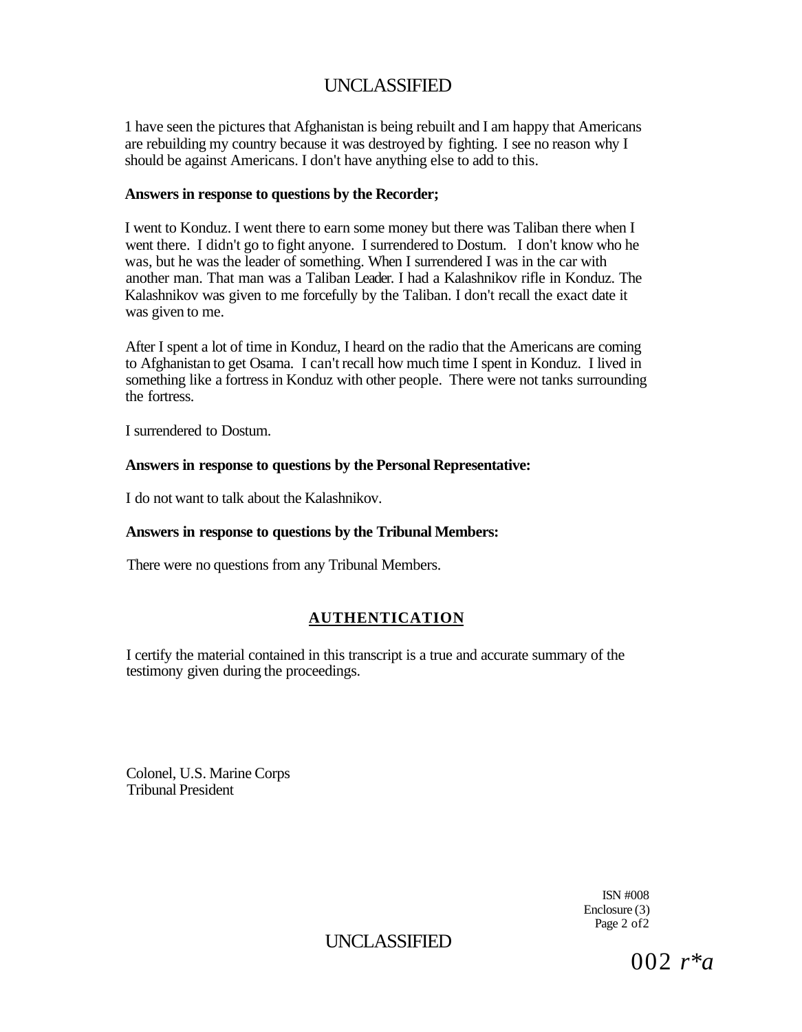1 have seen the pictures that Afghanistan is being rebuilt and I am happy that Americans are rebuilding my country because it was destroyed by fighting. I see no reason why I should be against Americans. I don't have anything else to add to this.

**Answers in response to questions by the Recorder;**

I went to Konduz. I went there to earn some money but there was Taliban there when I went there. I didn't go to fight anyone. I surrendered to Dostum. I don't know who he was, but he was the leader of something. When I surrendered I was in the car with another man. That man was a Taliban Leader. I had a Kalashnikov rifle in Konduz. The Kalashnikov was given to me forcefully by the Taliban. I don't recall the exact date it was given to me.

After I spent a lot of time in Konduz, I heard on the radio that the Americans are coming to Afghanistan to get Osama. I can't recall how much time I spent in Konduz. I lived in something like a fortress in Konduz with other people. There were not tanks surrounding the fortress.

I surrendered to Dostum.

**Answers in response to questions by the Personal Representative:**

I do not want to talk about the Kalashnikov.

**Answers in response to questions by the Tribunal Members:**

There were no questions from any Tribunal Members.

## AUTHENTICATION

I certify the material contained in this transcript is a true and accurate summary of the testimony given during the proceedings.

Colonel, U.S. Marine Corps
Tribunal President

ISN #008
Enclosure (3)
Page 2 of2

002 r*a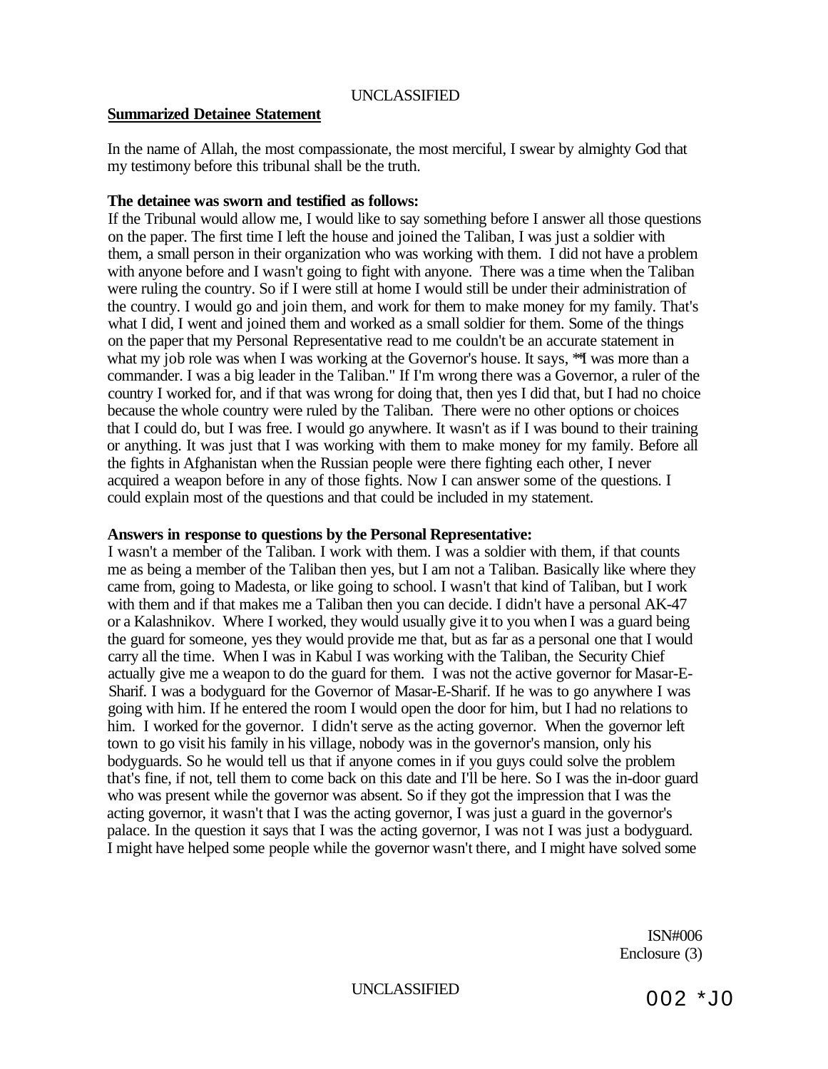**Summarized Detainee Statement**

In the name of Allah, the most compassionate, the most merciful, I swear by almighty God that my testimony before this tribunal shall be the truth.

**The detainee was sworn and testified as follows:**

If the Tribunal would allow me, I would like to say something before I answer all those questions on the paper. The first time I left the house and joined the Taliban, I was just a soldier with them, a small person in their organization who was working with them. I did not have a problem with anyone before and I wasn't going to fight with anyone. There was a time when the Taliban were ruling the country. So if I were still at home I would still be under their administration of the country. I would go and join them, and work for them to make money for my family. That's what I did, I went and joined them and worked as a small soldier for them. Some of the things on the paper that my Personal Representative read to me couldn't be an accurate statement in what my job role was when I was working at the Governor's house. It says, "I was more than a commander. I was a big leader in the Taliban." If I'm wrong there was a Governor, a ruler of the country I worked for, and if that was wrong for doing that, then yes I did that, but I had no choice because the whole country were ruled by the Taliban. There were no other options or choices that I could do, but I was free. I would go anywhere. It wasn't as if I was bound to their training or anything. It was just that I was working with them to make money for my family. Before all the fights in Afghanistan when the Russian people were there fighting each other, I never acquired a weapon before in any of those fights. Now I can answer some of the questions. I could explain most of the questions and that could be included in my statement.

**Answers in response to questions by the Personal Representative:**

I wasn't a member of the Taliban. I work with them. I was a soldier with them, if that counts me as being a member of the Taliban then yes, but I am not a Taliban. Basically like where they came from, going to Madesta, or like going to school. I wasn't that kind of Taliban, but I work with them and if that makes me a Taliban then you can decide. I didn't have a personal AK-47 or a Kalashnikov. Where I worked, they would usually give it to you when I was a guard being the guard for someone, yes they would provide me that, but as far as a personal one that I would carry all the time. When I was in Kabul I was working with the Taliban, the Security Chief actually give me a weapon to do the guard for them. I was not the active governor for Masar-E-Sharif. I was a bodyguard for the Governor of Masar-E-Sharif. If he was to go anywhere I was going with him. If he entered the room I would open the door for him, but I had no relations to him. I worked for the governor. I didn't serve as the acting governor. When the governor left town to go visit his family in his village, nobody was in the governor's mansion, only his bodyguards. So he would tell us that if anyone comes in if you guys could solve the problem that's fine, if not, tell them to come back on this date and I'll be here. So I was the in-door guard who was present while the governor was absent. So if they got the impression that I was the acting governor, it wasn't that I was the acting governor, I was just a guard in the governor's palace. In the question it says that I was the acting governor, I was not I was just a bodyguard. I might have helped some people while the governor wasn't there, and I might have solved some

ISN#006
Enclosure (3)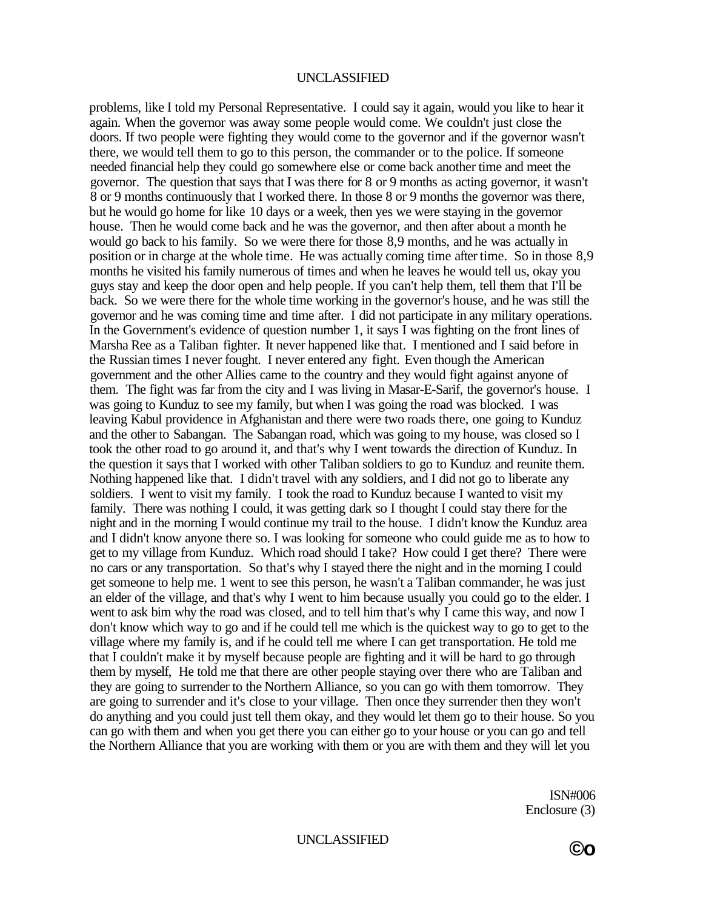problems, like I told my Personal Representative. I could say it again, would you like to hear it again. When the governor was away some people would come. We couldn't just close the doors. If two people were fighting they would come to the governor and if the governor wasn't there, we would tell them to go to this person, the commander or to the police. If someone needed financial help they could go somewhere else or come back another time and meet the governor. The question that says that I was there for 8 or 9 months as acting governor, it wasn't 8 or 9 months continuously that I worked there. In those 8 or 9 months the governor was there, but he would go home for like 10 days or a week, then yes we were staying in the governor house. Then he would come back and he was the governor, and then after about a month he would go back to his family. So we were there for those 8,9 months, and he was actually in position or in charge at the whole time. He was actually coming time after time. So in those 8,9 months he visited his family numerous of times and when he leaves he would tell us, okay you guys stay and keep the door open and help people. If you can't help them, tell them that I'll be back. So we were there for the whole time working in the governor's house, and he was still the governor and he was coming time and time after. I did not participate in any military operations. In the Government's evidence of question number 1, it says I was fighting on the front lines of Marsha Ree as a Taliban fighter. It never happened like that. I mentioned and I said before in the Russian times I never fought. I never entered any fight. Even though the American government and the other Allies came to the country and they would fight against anyone of them. The fight was far from the city and I was living in Masar-E-Sarif, the governor's house. I was going to Kunduz to see my family, but when I was going the road was blocked. I was leaving Kabul providence in Afghanistan and there were two roads there, one going to Kunduz and the other to Sabangan. The Sabangan road, which was going to my house, was closed so I took the other road to go around it, and that's why I went towards the direction of Kunduz. In the question it says that I worked with other Taliban soldiers to go to Kunduz and reunite them. Nothing happened like that. I didn't travel with any soldiers, and I did not go to liberate any soldiers. I went to visit my family. I took the road to Kunduz because I wanted to visit my family. There was nothing I could, it was getting dark so I thought I could stay there for the night and in the morning I would continue my trail to the house. I didn't know the Kunduz area and I didn't know anyone there so. I was looking for someone who could guide me as to how to get to my village from Kunduz. Which road should I take? How could I get there? There were no cars or any transportation. So that's why I stayed there the night and in the morning I could get someone to help me. 1 went to see this person, he wasn't a Taliban commander, he was just an elder of the village, and that's why I went to him because usually you could go to the elder. I went to ask bim why the road was closed, and to tell him that's why I came this way, and now I don't know which way to go and if he could tell me which is the quickest way to go to get to the village where my family is, and if he could tell me where I can get transportation. He told me that I couldn't make it by myself because people are fighting and it will be hard to go through them by myself, He told me that there are other people staying over there who are Taliban and they are going to surrender to the Northern Alliance, so you can go with them tomorrow. They are going to surrender and it's close to your village. Then once they surrender then they won't do anything and you could just tell them okay, and they would let them go to their house. So you can go with them and when you get there you can either go to your house or you can go and tell the Northern Alliance that you are working with them or you are with them and they will let you

ISN#006
Enclosure (3)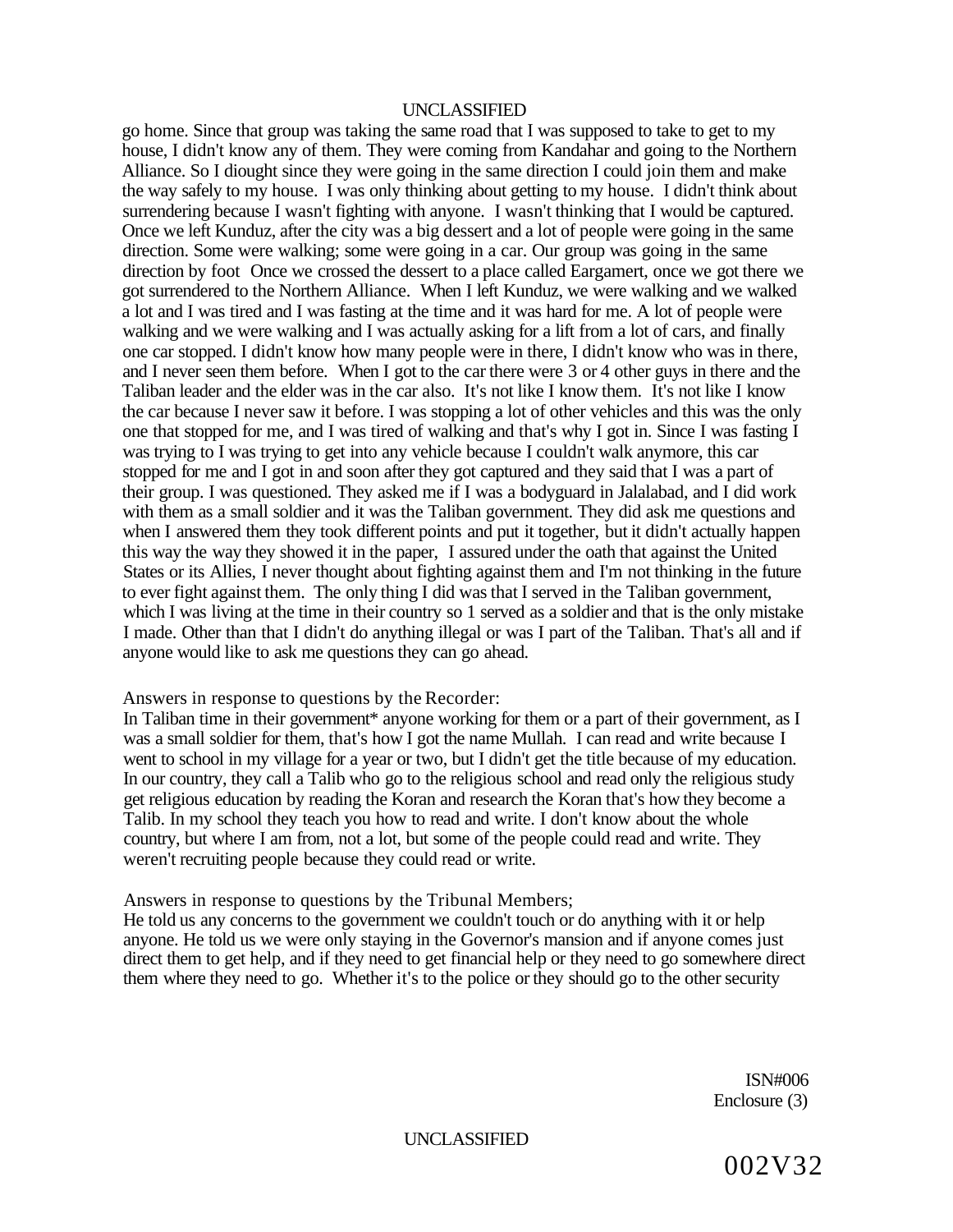go home. Since that group was taking the same road that I was supposed to take to get to my house, I didn't know any of them. They were coming from Kandahar and going to the Northern Alliance. So I diought since they were going in the same direction I could join them and make the way safely to my house. I was only thinking about getting to my house. I didn't think about surrendering because I wasn't fighting with anyone. I wasn't thinking that I would be captured. Once we left Kunduz, after the city was a big dessert and a lot of people were going in the same direction. Some were walking; some were going in a car. Our group was going in the same direction by foot Once we crossed the dessert to a place called Eargamert, once we got there we got surrendered to the Northern Alliance. When I left Kunduz, we were walking and we walked a lot and I was tired and I was fasting at the time and it was hard for me. A lot of people were walking and we were walking and I was actually asking for a lift from a lot of cars, and finally one car stopped. I didn't know how many people were in there, I didn't know who was in there, and I never seen them before. When I got to the car there were 3 or 4 other guys in there and the Taliban leader and the elder was in the car also. It's not like I know them. It's not like I know the car because I never saw it before. I was stopping a lot of other vehicles and this was the only one that stopped for me, and I was tired of walking and that's why I got in. Since I was fasting I was trying to I was trying to get into any vehicle because I couldn't walk anymore, this car stopped for me and I got in and soon after they got captured and they said that I was a part of their group. I was questioned. They asked me if I was a bodyguard in Jalalabad, and I did work with them as a small soldier and it was the Taliban government. They did ask me questions and when I answered them they took different points and put it together, but it didn't actually happen this way the way they showed it in the paper, I assured under the oath that against the United States or its Allies, I never thought about fighting against them and I'm not thinking in the future to ever fight against them. The only thing I did was that I served in the Taliban government, which I was living at the time in their country so 1 served as a soldier and that is the only mistake I made. Other than that I didn't do anything illegal or was I part of the Taliban. That's all and if anyone would like to ask me questions they can go ahead.

Answers in response to questions by the Recorder:

In Taliban time in their government* anyone working for them or a part of their government, as I was a small soldier for them, that's how I got the name Mullah. I can read and write because I went to school in my village for a year or two, but I didn't get the title because of my education. In our country, they call a Talib who go to the religious school and read only the religious study get religious education by reading the Koran and research the Koran that's how they become a Talib. In my school they teach you how to read and write. I don't know about the whole country, but where I am from, not a lot, but some of the people could read and write. They weren't recruiting people because they could read or write.

Answers in response to questions by the Tribunal Members;

He told us any concerns to the government we couldn't touch or do anything with it or help anyone. He told us we were only staying in the Governor's mansion and if anyone comes just direct them to get help, and if they need to get financial help or they need to go somewhere direct them where they need to go. Whether it's to the police or they should go to the other security

ISN#006
Enclosure (3)

002V32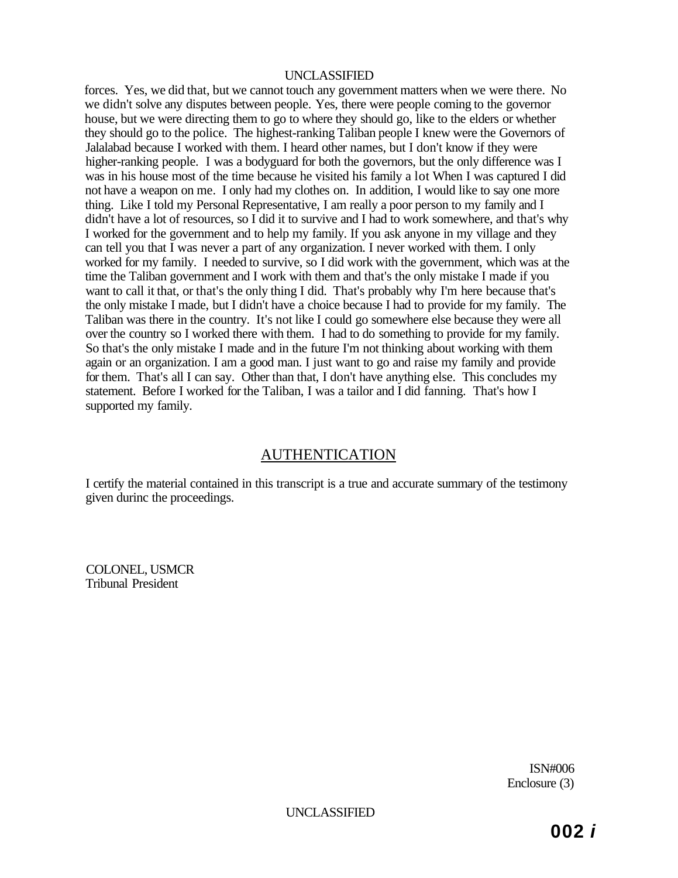forces. Yes, we did that, but we cannot touch any government matters when we were there. No we didn't solve any disputes between people. Yes, there were people coming to the governor house, but we were directing them to go to where they should go, like to the elders or whether they should go to the police. The highest-ranking Taliban people I knew were the Governors of Jalalabad because I worked with them. I heard other names, but I don't know if they were higher-ranking people. I was a bodyguard for both the governors, but the only difference was I was in his house most of the time because he visited his family a lot When I was captured I did not have a weapon on me. I only had my clothes on. In addition, I would like to say one more thing. Like I told my Personal Representative, I am really a poor person to my family and I didn't have a lot of resources, so I did it to survive and I had to work somewhere, and that's why I worked for the government and to help my family. If you ask anyone in my village and they can tell you that I was never a part of any organization. I never worked with them. I only worked for my family. I needed to survive, so I did work with the government, which was at the time the Taliban government and I work with them and that's the only mistake I made if you want to call it that, or that's the only thing I did. That's probably why I'm here because that's the only mistake I made, but I didn't have a choice because I had to provide for my family. The Taliban was there in the country. It's not like I could go somewhere else because they were all over the country so I worked there with them. I had to do something to provide for my family. So that's the only mistake I made and in the future I'm not thinking about working with them again or an organization. I am a good man. I just want to go and raise my family and provide for them. That's all I can say. Other than that, I don't have anything else. This concludes my statement. Before I worked for the Taliban, I was a tailor and I did fanning. That's how I supported my family.

## AUTHENTICATION

I certify the material contained in this transcript is a true and accurate summary of the testimony given durinc the proceedings.

COLONEL, USMCR
Tribunal President

ISN#006
Enclosure (3)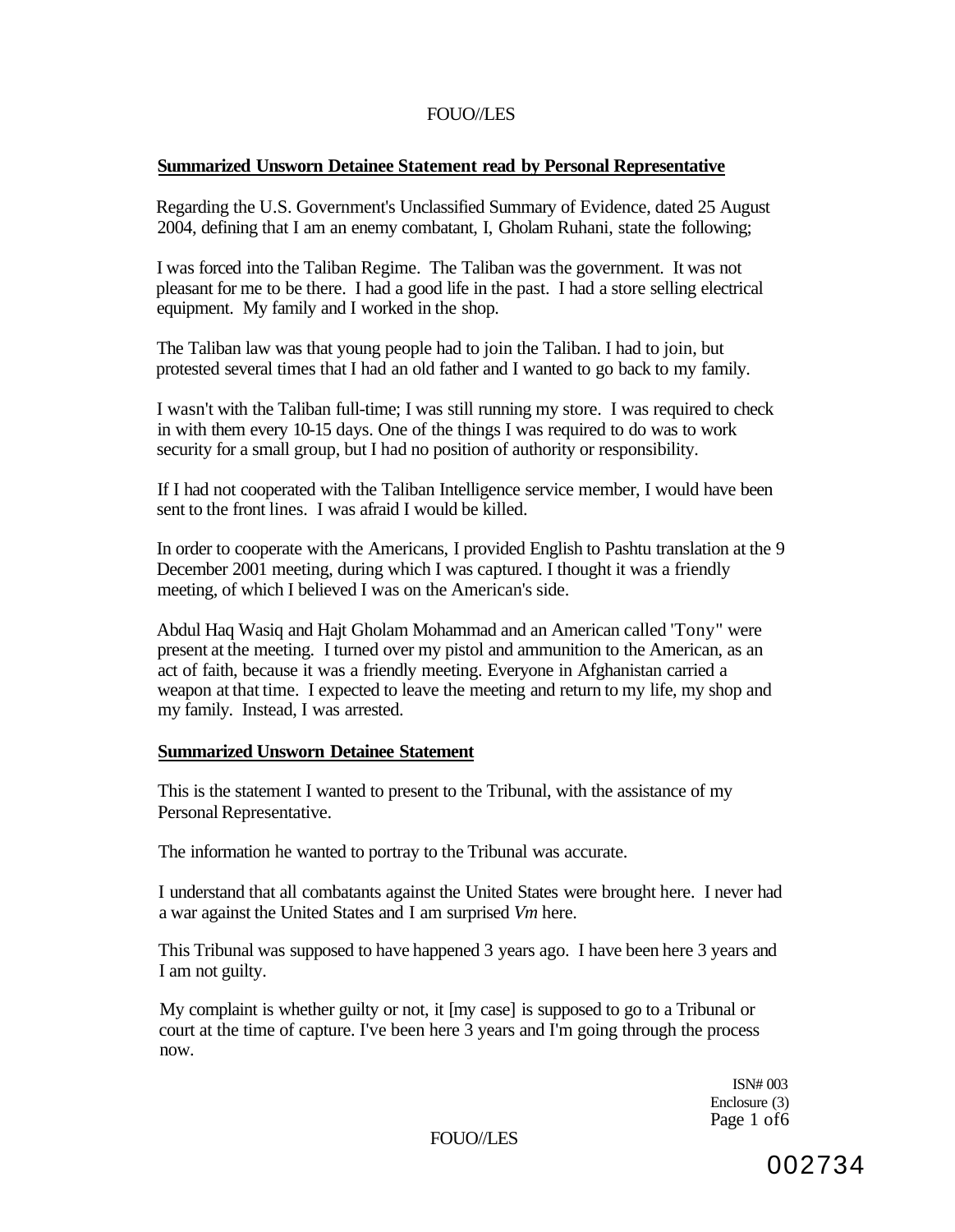**Summarized Unsworn Detainee Statement read by Personal Representative**

Regarding the U.S. Government's Unclassified Summary of Evidence, dated 25 August 2004, defining that I am an enemy combatant, I, Gholam Ruhani, state the following;

I was forced into the Taliban Regime. The Taliban was the government. It was not pleasant for me to be there. I had a good life in the past. I had a store selling electrical equipment. My family and I worked in the shop.

The Taliban law was that young people had to join the Taliban. I had to join, but protested several times that I had an old father and I wanted to go back to my family.

I wasn't with the Taliban full-time; I was still running my store. I was required to check in with them every 10-15 days. One of the things I was required to do was to work security for a small group, but I had no position of authority or responsibility.

If I had not cooperated with the Taliban Intelligence service member, I would have been sent to the front lines. I was afraid I would be killed.

In order to cooperate with the Americans, I provided English to Pashtu translation at the 9 December 2001 meeting, during which I was captured. I thought it was a friendly meeting, of which I believed I was on the American's side.

Abdul Haq Wasiq and Hajt Gholam Mohammad and an American called 'Tony" were present at the meeting. I turned over my pistol and ammunition to the American, as an act of faith, because it was a friendly meeting. Everyone in Afghanistan carried a weapon at that time. I expected to leave the meeting and return to my life, my shop and my family. Instead, I was arrested.

**Summarized Unsworn Detainee Statement**

This is the statement I wanted to present to the Tribunal, with the assistance of my Personal Representative.

The information he wanted to portray to the Tribunal was accurate.

I understand that all combatants against the United States were brought here. I never had a war against the United States and I am surprised *Vm* here.

This Tribunal was supposed to have happened 3 years ago. I have been here 3 years and I am not guilty.

My complaint is whether guilty or not, it [my case] is supposed to go to a Tribunal or court at the time of capture. I've been here 3 years and I'm going through the process now.

ISN# 003
Enclosure (3)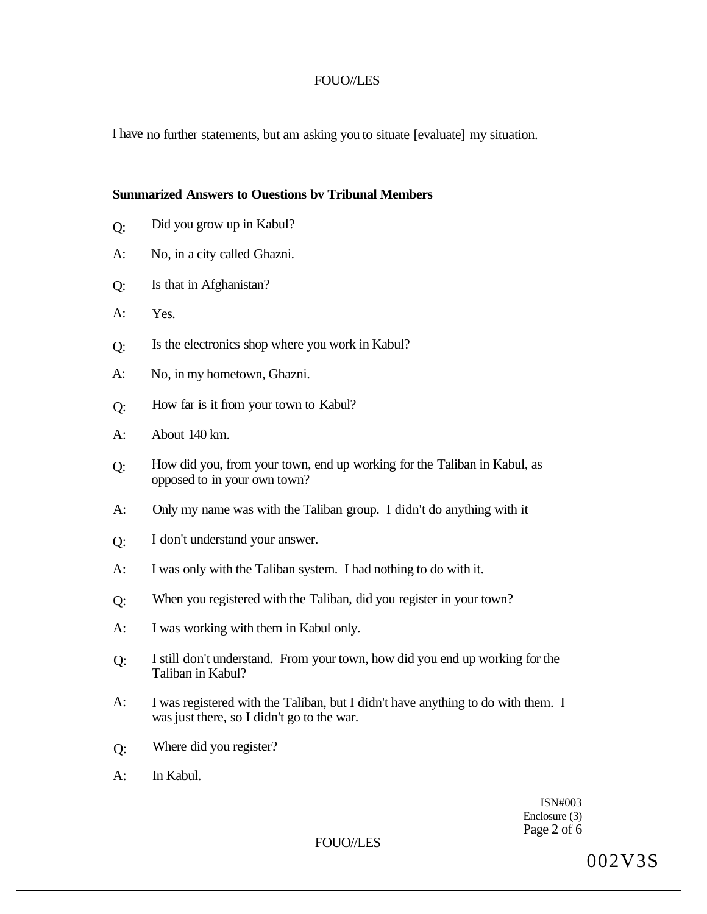I have no further statements, but am asking you to situate [evaluate] my situation.

**Summarized Answers to Ouestions bv Tribunal Members**

Q: Did you grow up in Kabul?

A: No, in a city called Ghazni.

Q: Is that in Afghanistan?

A: Yes.

Q: Is the electronics shop where you work in Kabul?

A: No, in my hometown, Ghazni.

Q: How far is it from your town to Kabul?

A: About 140 km.

Q: How did you, from your town, end up working for the Taliban in Kabul, as opposed to in your own town?

A: Only my name was with the Taliban group. I didn't do anything with it

Q: I don't understand your answer.

A: I was only with the Taliban system. I had nothing to do with it.

Q: When you registered with the Taliban, did you register in your town?

A: I was working with them in Kabul only.

Q: I still don't understand. From your town, how did you end up working for the Taliban in Kabul?

A: I was registered with the Taliban, but I didn't have anything to do with them. I was just there, so I didn't go to the war.

Q: Where did you register?

A: In Kabul.

ISN#003
Enclosure (3)

002V3S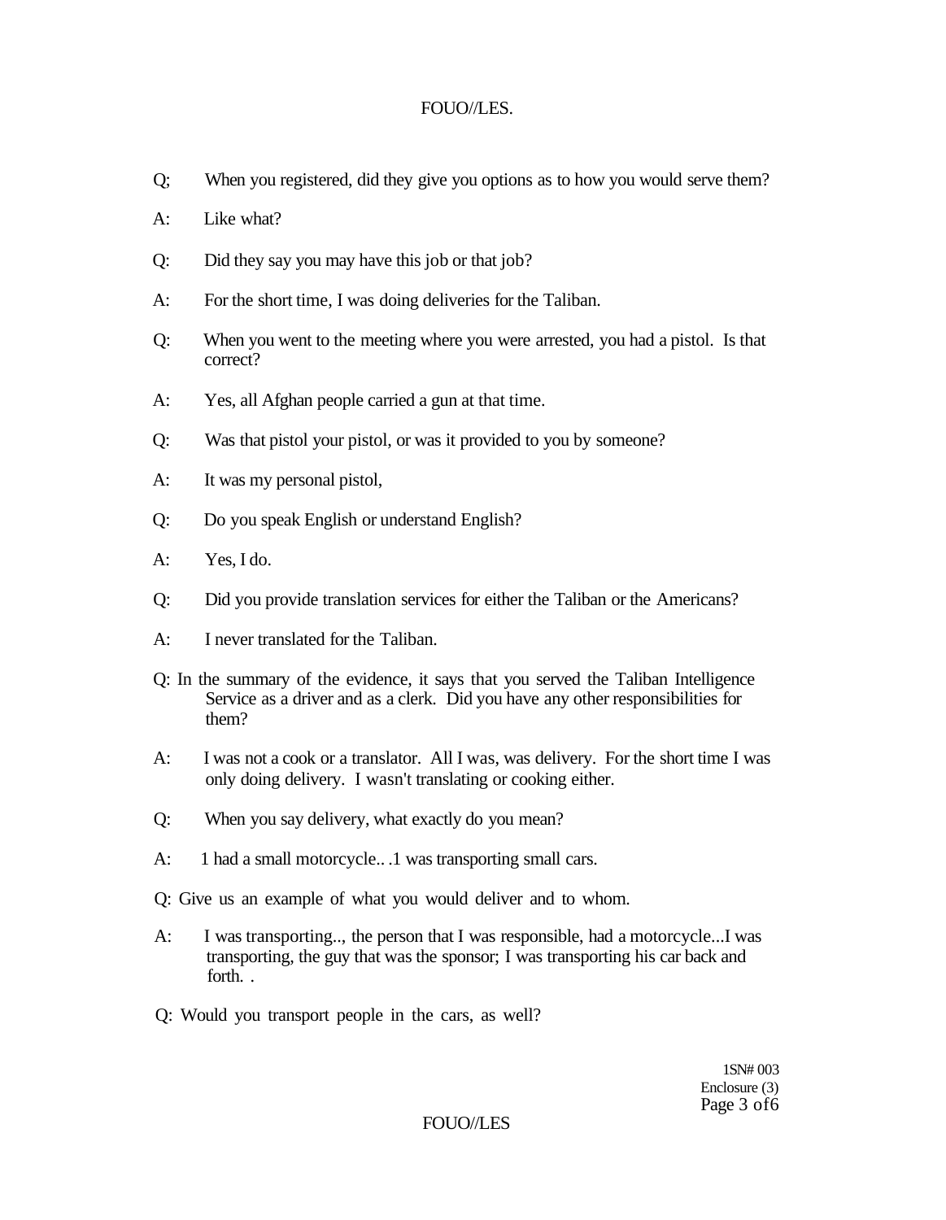Q; When you registered, did they give you options as to how you would serve them?

A: Like what?

Q: Did they say you may have this job or that job?

A: For the short time, I was doing deliveries for the Taliban.

Q: When you went to the meeting where you were arrested, you had a pistol. Is that correct?

A: Yes, all Afghan people carried a gun at that time.

Q: Was that pistol your pistol, or was it provided to you by someone?

A: It was my personal pistol,

Q: Do you speak English or understand English?

A: Yes, I do.

Q: Did you provide translation services for either the Taliban or the Americans?

A: I never translated for the Taliban.

Q: In the summary of the evidence, it says that you served the Taliban Intelligence Service as a driver and as a clerk. Did you have any other responsibilities for them?

A: I was not a cook or a translator. All I was, was delivery. For the short time I was only doing delivery. I wasn't translating or cooking either.

Q: When you say delivery, what exactly do you mean?

A: 1 had a small motorcycle.. .1 was transporting small cars.

Q: Give us an example of what you would deliver and to whom.

A: I was transporting.., the person that I was responsible, had a motorcycle...I was transporting, the guy that was the sponsor; I was transporting his car back and forth. .

Q: Would you transport people in the cars, as well?

1SN# 003
Enclosure (3)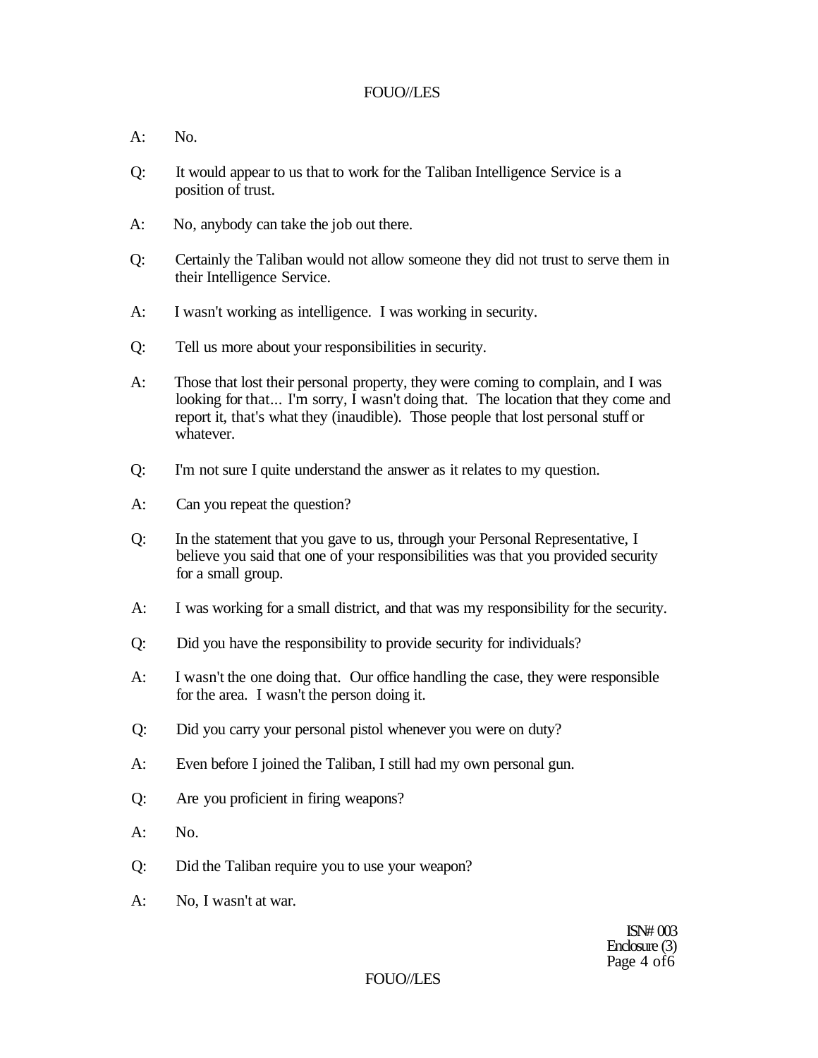A: No.

Q: It would appear to us that to work for the Taliban Intelligence Service is a position of trust.

A: No, anybody can take the job out there.

Q: Certainly the Taliban would not allow someone they did not trust to serve them in their Intelligence Service.

A: I wasn't working as intelligence. I was working in security.

Q: Tell us more about your responsibilities in security.

A: Those that lost their personal property, they were coming to complain, and I was looking for that... I'm sorry, I wasn't doing that. The location that they come and report it, that's what they (inaudible). Those people that lost personal stuff or whatever.

Q: I'm not sure I quite understand the answer as it relates to my question.

A: Can you repeat the question?

Q: In the statement that you gave to us, through your Personal Representative, I believe you said that one of your responsibilities was that you provided security for a small group.

A: I was working for a small district, and that was my responsibility for the security.

Q: Did you have the responsibility to provide security for individuals?

A: I wasn't the one doing that. Our office handling the case, they were responsible for the area. I wasn't the person doing it.

Q: Did you carry your personal pistol whenever you were on duty?

A: Even before I joined the Taliban, I still had my own personal gun.

Q: Are you proficient in firing weapons?

A: No.

Q: Did the Taliban require you to use your weapon?

A: No, I wasn't at war.

ISN# 003
Enclosure (3)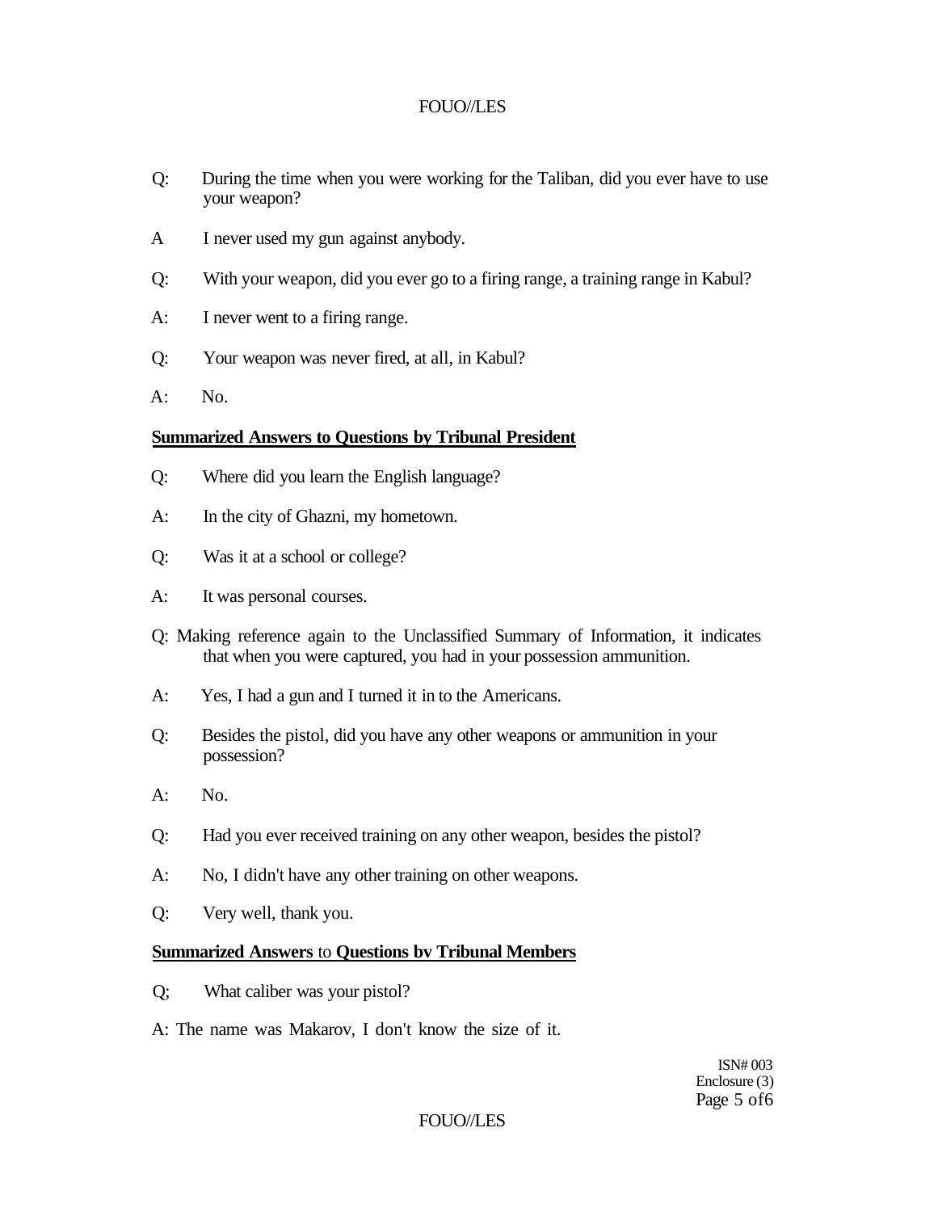Q: During the time when you were working for the Taliban, did you ever have to use your weapon?

A I never used my gun against anybody.

Q: With your weapon, did you ever go to a firing range, a training range in Kabul?

A: I never went to a firing range.

Q: Your weapon was never fired, at all, in Kabul?

A: No.

**Summarized Answers to Questions by Tribunal President**

Q: Where did you learn the English language?

A: In the city of Ghazni, my hometown.

Q: Was it at a school or college?

A: It was personal courses.

Q: Making reference again to the Unclassified Summary of Information, it indicates that when you were captured, you had in your possession ammunition.

A: Yes, I had a gun and I turned it in to the Americans.

Q: Besides the pistol, did you have any other weapons or ammunition in your possession?

A: No.

Q: Had you ever received training on any other weapon, besides the pistol?

A: No, I didn't have any other training on other weapons.

Q: Very well, thank you.

**Summarized Answers** to **Questions bv Tribunal Members**

Q; What caliber was your pistol?

A: The name was Makarov, I don't know the size of it.

ISN# 003
Enclosure (3)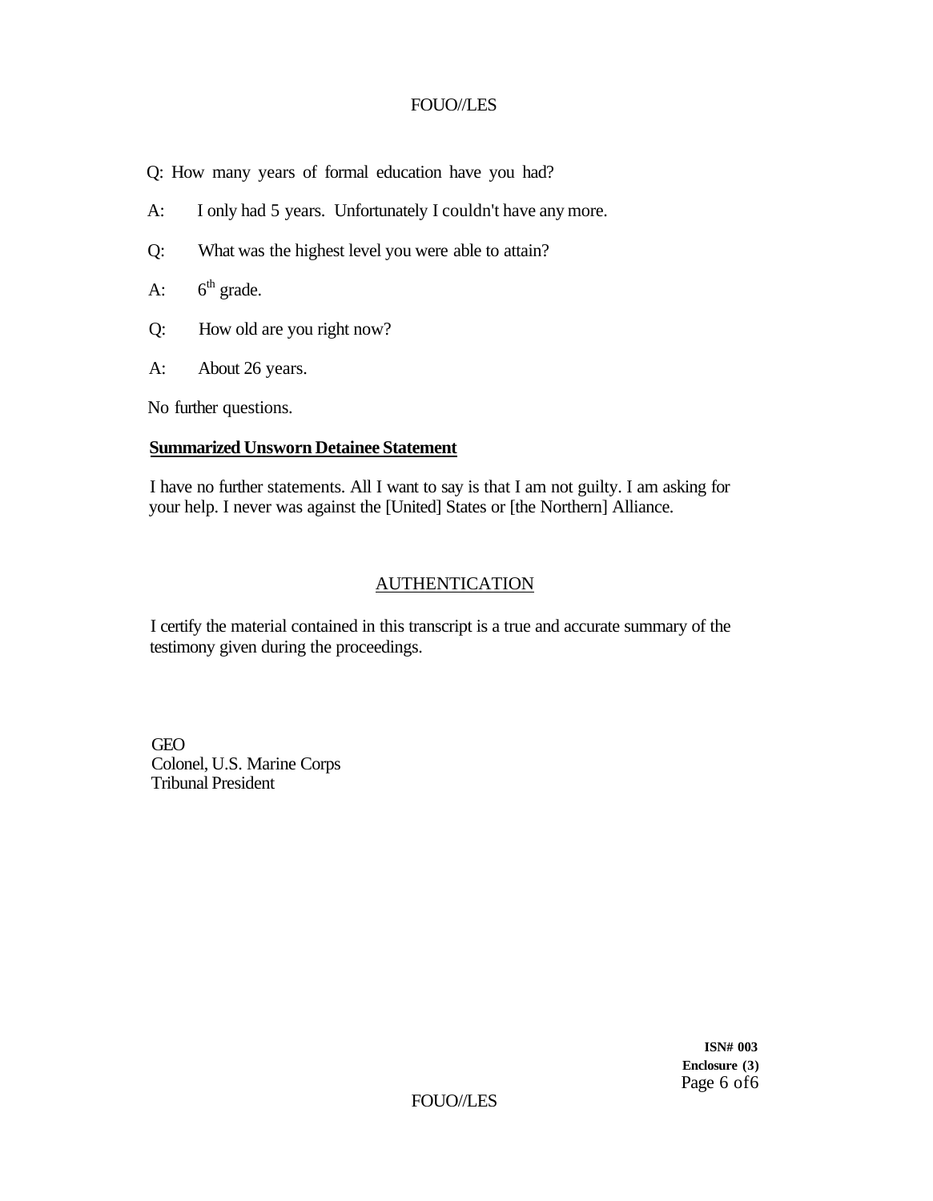Q: How many years of formal education have you had?

A: I only had 5 years. Unfortunately I couldn't have any more.

Q: What was the highest level you were able to attain?

A: 6th grade.

Q: How old are you right now?

A: About 26 years.

No further questions.

**Summarized Unsworn Detainee Statement**

I have no further statements. All I want to say is that I am not guilty. I am asking for your help. I never was against the [United] States or [the Northern] Alliance.

## AUTHENTICATION

I certify the material contained in this transcript is a true and accurate summary of the testimony given during the proceedings.

GEO
Colonel, U.S. Marine Corps
Tribunal President

**ISN# 003**
**Enclosure (3)**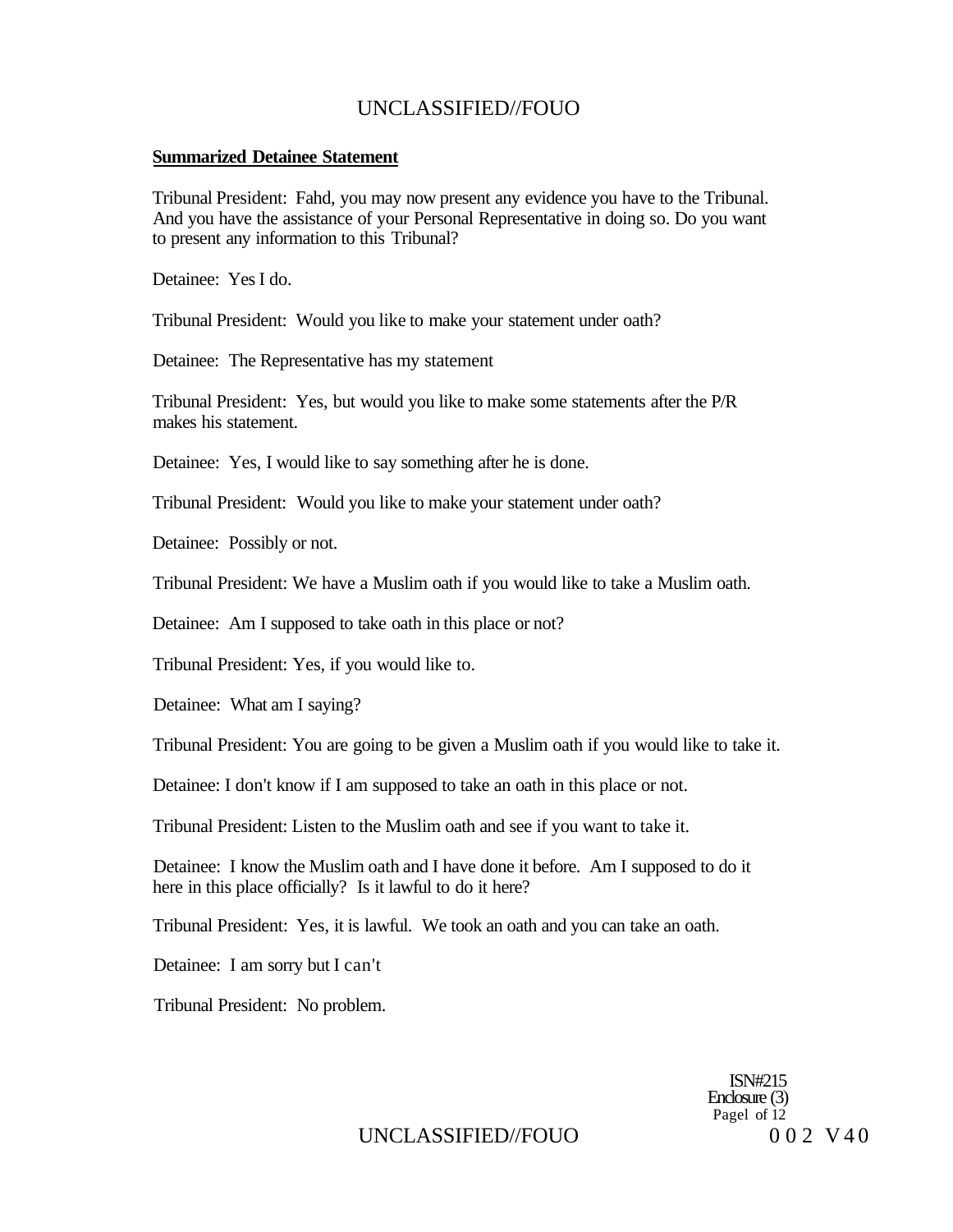**Summarized Detainee Statement**

Tribunal President: Fahd, you may now present any evidence you have to the Tribunal. And you have the assistance of your Personal Representative in doing so. Do you want to present any information to this Tribunal?

Detainee: Yes I do.

Tribunal President: Would you like to make your statement under oath?

Detainee: The Representative has my statement

Tribunal President: Yes, but would you like to make some statements after the P/R makes his statement.

Detainee: Yes, I would like to say something after he is done.

Tribunal President: Would you like to make your statement under oath?

Detainee: Possibly or not.

Tribunal President: We have a Muslim oath if you would like to take a Muslim oath.

Detainee: Am I supposed to take oath in this place or not?

Tribunal President: Yes, if you would like to.

Detainee: What am I saying?

Tribunal President: You are going to be given a Muslim oath if you would like to take it.

Detainee: I don't know if I am supposed to take an oath in this place or not.

Tribunal President: Listen to the Muslim oath and see if you want to take it.

Detainee: I know the Muslim oath and I have done it before. Am I supposed to do it here in this place officially? Is it lawful to do it here?

Tribunal President: Yes, it is lawful. We took an oath and you can take an oath.

Detainee: I am sorry but I can't

Tribunal President: No problem.

ISN#215
Enclosure (3)
Pagel of 12

0 0 2 V 4 0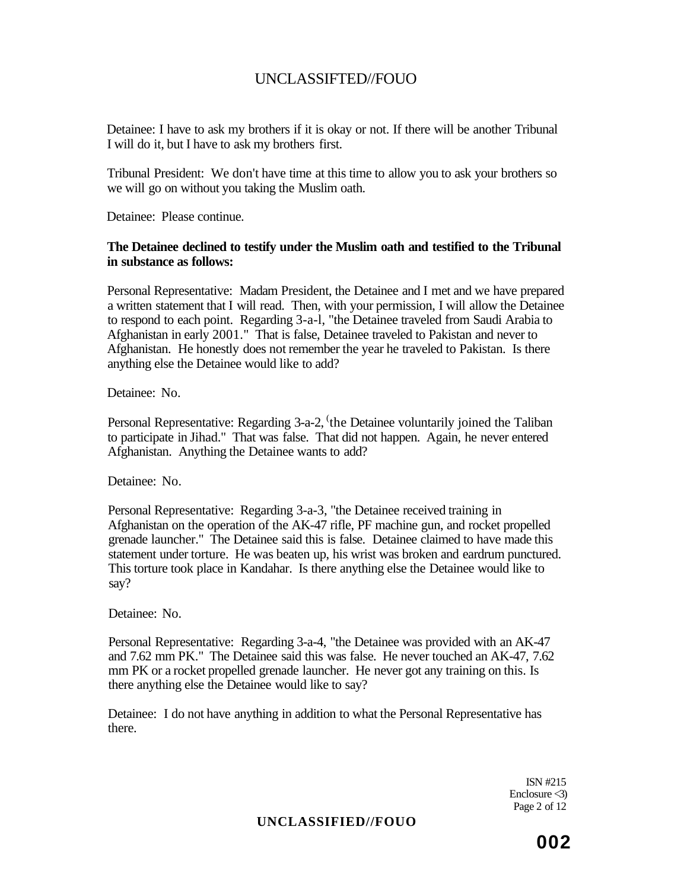Detainee: I have to ask my brothers if it is okay or not. If there will be another Tribunal I will do it, but I have to ask my brothers first.

Tribunal President: We don't have time at this time to allow you to ask your brothers so we will go on without you taking the Muslim oath.

Detainee: Please continue.

**The Detainee declined to testify under the Muslim oath and testified to the Tribunal in substance as follows:**

Personal Representative: Madam President, the Detainee and I met and we have prepared a written statement that I will read. Then, with your permission, I will allow the Detainee to respond to each point. Regarding 3-a-l, "the Detainee traveled from Saudi Arabia to Afghanistan in early 2001." That is false, Detainee traveled to Pakistan and never to Afghanistan. He honestly does not remember the year he traveled to Pakistan. Is there anything else the Detainee would like to add?

Detainee: No.

Personal Representative: Regarding 3-a-2, "the Detainee voluntarily joined the Taliban to participate in Jihad." That was false. That did not happen. Again, he never entered Afghanistan. Anything the Detainee wants to add?

Detainee: No.

Personal Representative: Regarding 3-a-3, "the Detainee received training in Afghanistan on the operation of the AK-47 rifle, PF machine gun, and rocket propelled grenade launcher." The Detainee said this is false. Detainee claimed to have made this statement under torture. He was beaten up, his wrist was broken and eardrum punctured. This torture took place in Kandahar. Is there anything else the Detainee would like to say?

Detainee: No.

Personal Representative: Regarding 3-a-4, "the Detainee was provided with an AK-47 and 7.62 mm PK." The Detainee said this was false. He never touched an AK-47, 7.62 mm PK or a rocket propelled grenade launcher. He never got any training on this. Is there anything else the Detainee would like to say?

Detainee: I do not have anything in addition to what the Personal Representative has there.

ISN #215
Enclosure (3)
Page 2 of 12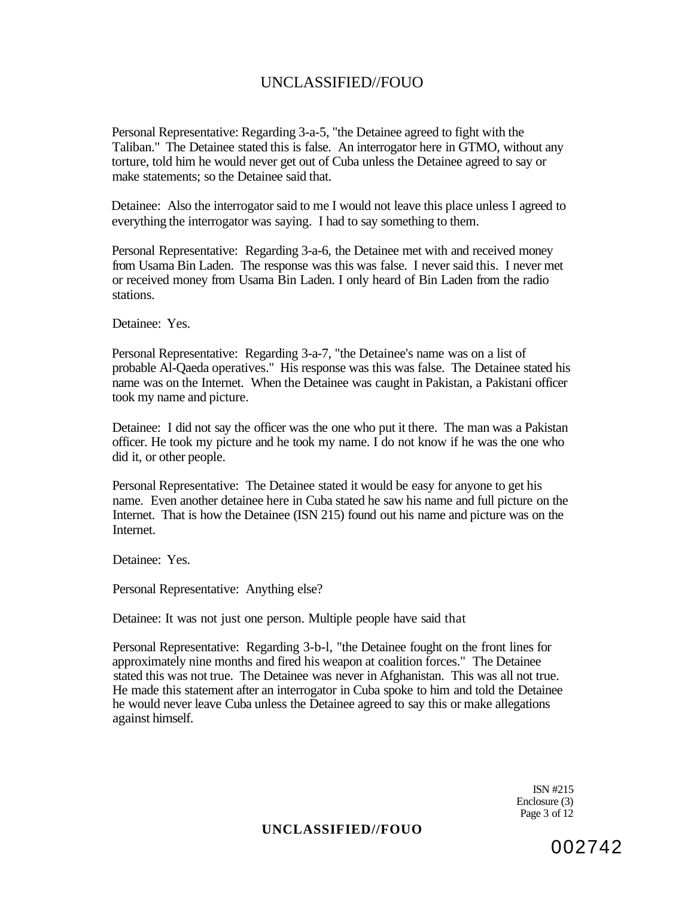Personal Representative: Regarding 3-a-5, "the Detainee agreed to fight with the Taliban." The Detainee stated this is false. An interrogator here in GTMO, without any torture, told him he would never get out of Cuba unless the Detainee agreed to say or make statements; so the Detainee said that.

Detainee: Also the interrogator said to me I would not leave this place unless I agreed to everything the interrogator was saying. I had to say something to them.

Personal Representative: Regarding 3-a-6, the Detainee met with and received money from Usama Bin Laden. The response was this was false. I never said this. I never met or received money from Usama Bin Laden. I only heard of Bin Laden from the radio stations.

Detainee: Yes.

Personal Representative: Regarding 3-a-7, "the Detainee's name was on a list of probable Al-Qaeda operatives." His response was this was false. The Detainee stated his name was on the Internet. When the Detainee was caught in Pakistan, a Pakistani officer took my name and picture.

Detainee: I did not say the officer was the one who put it there. The man was a Pakistan officer. He took my picture and he took my name. I do not know if he was the one who did it, or other people.

Personal Representative: The Detainee stated it would be easy for anyone to get his name. Even another detainee here in Cuba stated he saw his name and full picture on the Internet. That is how the Detainee (ISN 215) found out his name and picture was on the Internet.

Detainee: Yes.

Personal Representative: Anything else?

Detainee: It was not just one person. Multiple people have said that

Personal Representative: Regarding 3-b-l, "the Detainee fought on the front lines for approximately nine months and fired his weapon at coalition forces." The Detainee stated this was not true. The Detainee was never in Afghanistan. This was all not true. He made this statement after an interrogator in Cuba spoke to him and told the Detainee he would never leave Cuba unless the Detainee agreed to say this or make allegations against himself.

ISN #215
Enclosure (3)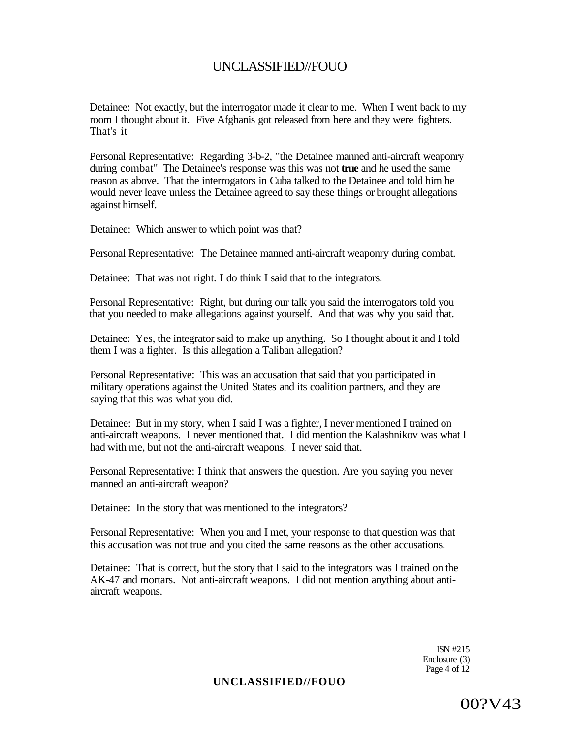Detainee: Not exactly, but the interrogator made it clear to me. When I went back to my room I thought about it. Five Afghanis got released from here and they were fighters. That's it

Personal Representative: Regarding 3-b-2, "the Detainee manned anti-aircraft weaponry during combat" The Detainee's response was this was not **true** and he used the same reason as above. That the interrogators in Cuba talked to the Detainee and told him he would never leave unless the Detainee agreed to say these things or brought allegations against himself.

Detainee: Which answer to which point was that?

Personal Representative: The Detainee manned anti-aircraft weaponry during combat.

Detainee: That was not right. I do think I said that to the integrators.

Personal Representative: Right, but during our talk you said the interrogators told you that you needed to make allegations against yourself. And that was why you said that.

Detainee: Yes, the integrator said to make up anything. So I thought about it and I told them I was a fighter. Is this allegation a Taliban allegation?

Personal Representative: This was an accusation that said that you participated in military operations against the United States and its coalition partners, and they are saying that this was what you did.

Detainee: But in my story, when I said I was a fighter, I never mentioned I trained on anti-aircraft weapons. I never mentioned that. I did mention the Kalashnikov was what I had with me, but not the anti-aircraft weapons. I never said that.

Personal Representative: I think that answers the question. Are you saying you never manned an anti-aircraft weapon?

Detainee: In the story that was mentioned to the integrators?

Personal Representative: When you and I met, your response to that question was that this accusation was not true and you cited the same reasons as the other accusations.

Detainee: That is correct, but the story that I said to the integrators was I trained on the AK-47 and mortars. Not anti-aircraft weapons. I did not mention anything about anti-aircraft weapons.

ISN #215
Enclosure (3)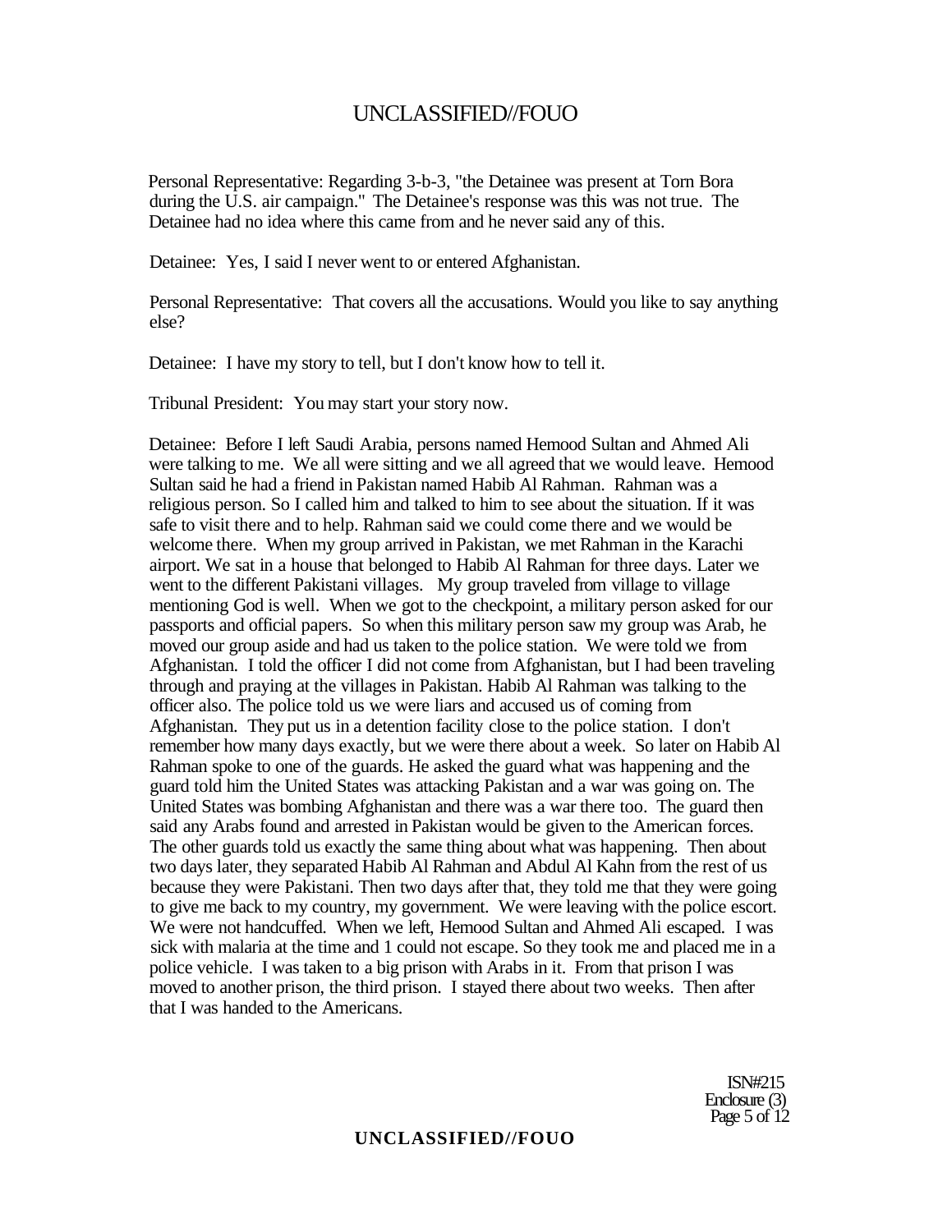Personal Representative: Regarding 3-b-3, "the Detainee was present at Torn Bora during the U.S. air campaign." The Detainee's response was this was not true. The Detainee had no idea where this came from and he never said any of this.

Detainee: Yes, I said I never went to or entered Afghanistan.

Personal Representative: That covers all the accusations. Would you like to say anything else?

Detainee: I have my story to tell, but I don't know how to tell it.

Tribunal President: You may start your story now.

Detainee: Before I left Saudi Arabia, persons named Hemood Sultan and Ahmed Ali were talking to me. We all were sitting and we all agreed that we would leave. Hemood Sultan said he had a friend in Pakistan named Habib Al Rahman. Rahman was a religious person. So I called him and talked to him to see about the situation. If it was safe to visit there and to help. Rahman said we could come there and we would be welcome there. When my group arrived in Pakistan, we met Rahman in the Karachi airport. We sat in a house that belonged to Habib Al Rahman for three days. Later we went to the different Pakistani villages. My group traveled from village to village mentioning God is well. When we got to the checkpoint, a military person asked for our passports and official papers. So when this military person saw my group was Arab, he moved our group aside and had us taken to the police station. We were told we from Afghanistan. I told the officer I did not come from Afghanistan, but I had been traveling through and praying at the villages in Pakistan. Habib Al Rahman was talking to the officer also. The police told us we were liars and accused us of coming from Afghanistan. They put us in a detention facility close to the police station. I don't remember how many days exactly, but we were there about a week. So later on Habib Al Rahman spoke to one of the guards. He asked the guard what was happening and the guard told him the United States was attacking Pakistan and a war was going on. The United States was bombing Afghanistan and there was a war there too. The guard then said any Arabs found and arrested in Pakistan would be given to the American forces. The other guards told us exactly the same thing about what was happening. Then about two days later, they separated Habib Al Rahman and Abdul Al Kahn from the rest of us because they were Pakistani. Then two days after that, they told me that they were going to give me back to my country, my government. We were leaving with the police escort. We were not handcuffed. When we left, Hemood Sultan and Ahmed Ali escaped. I was sick with malaria at the time and 1 could not escape. So they took me and placed me in a police vehicle. I was taken to a big prison with Arabs in it. From that prison I was moved to another prison, the third prison. I stayed there about two weeks. Then after that I was handed to the Americans.

ISN#215
Enclosure (3)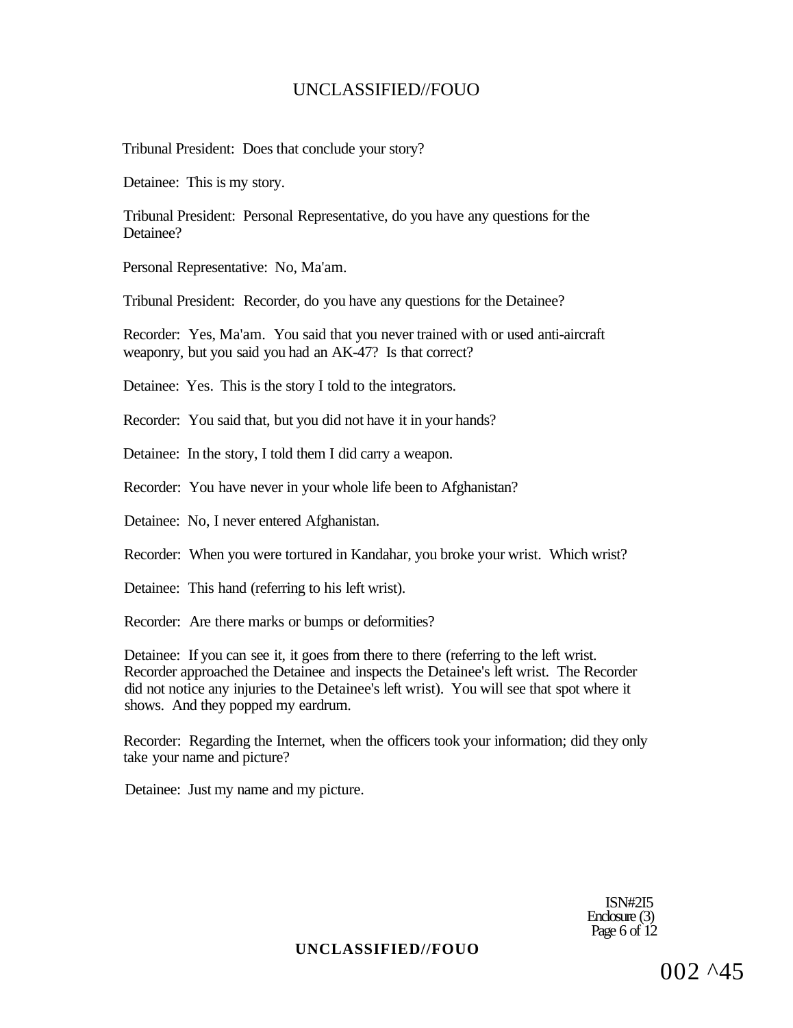Tribunal President: Does that conclude your story?

Detainee: This is my story.

Tribunal President: Personal Representative, do you have any questions for the Detainee?

Personal Representative: No, Ma'am.

Tribunal President: Recorder, do you have any questions for the Detainee?

Recorder: Yes, Ma'am. You said that you never trained with or used anti-aircraft weaponry, but you said you had an AK-47? Is that correct?

Detainee: Yes. This is the story I told to the integrators.

Recorder: You said that, but you did not have it in your hands?

Detainee: In the story, I told them I did carry a weapon.

Recorder: You have never in your whole life been to Afghanistan?

Detainee: No, I never entered Afghanistan.

Recorder: When you were tortured in Kandahar, you broke your wrist. Which wrist?

Detainee: This hand (referring to his left wrist).

Recorder: Are there marks or bumps or deformities?

Detainee: If you can see it, it goes from there to there (referring to the left wrist. Recorder approached the Detainee and inspects the Detainee's left wrist. The Recorder did not notice any injuries to the Detainee's left wrist). You will see that spot where it shows. And they popped my eardrum.

Recorder: Regarding the Internet, when the officers took your information; did they only take your name and picture?

Detainee: Just my name and my picture.

ISN#2I5
Enclosure (3)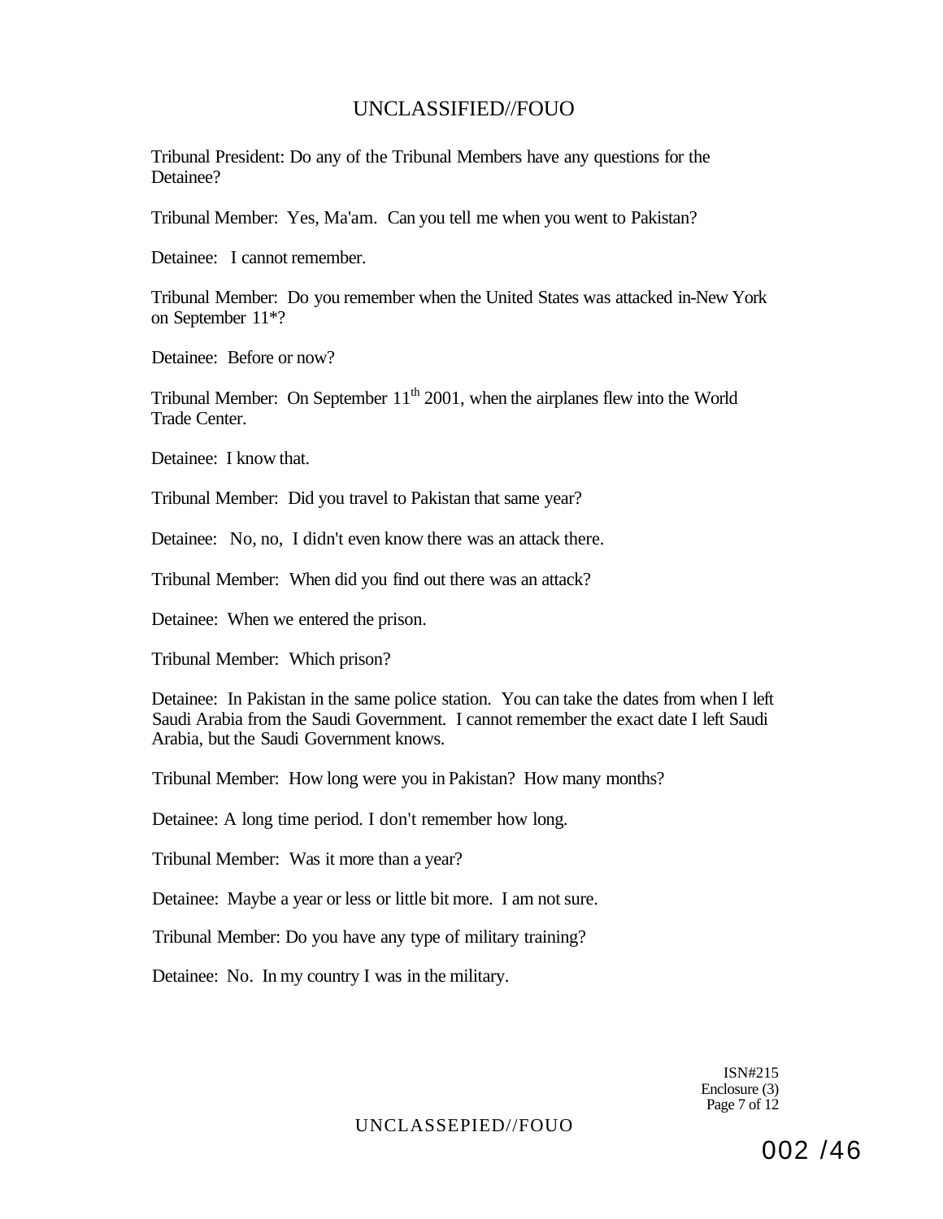Tribunal President: Do any of the Tribunal Members have any questions for the Detainee?

Tribunal Member: Yes, Ma'am. Can you tell me when you went to Pakistan?

Detainee: I cannot remember.

Tribunal Member: Do you remember when the United States was attacked in-New York on September 11*?

Detainee: Before or now?

Tribunal Member: On September 11th 2001, when the airplanes flew into the World Trade Center.

Detainee: I know that.

Tribunal Member: Did you travel to Pakistan that same year?

Detainee: No, no, I didn't even know there was an attack there.

Tribunal Member: When did you find out there was an attack?

Detainee: When we entered the prison.

Tribunal Member: Which prison?

Detainee: In Pakistan in the same police station. You can take the dates from when I left Saudi Arabia from the Saudi Government. I cannot remember the exact date I left Saudi Arabia, but the Saudi Government knows.

Tribunal Member: How long were you in Pakistan? How many months?

Detainee: A long time period. I don't remember how long.

Tribunal Member: Was it more than a year?

Detainee: Maybe a year or less or little bit more. I am not sure.

Tribunal Member: Do you have any type of military training?

Detainee: No. In my country I was in the military.

ISN#215
Enclosure (3)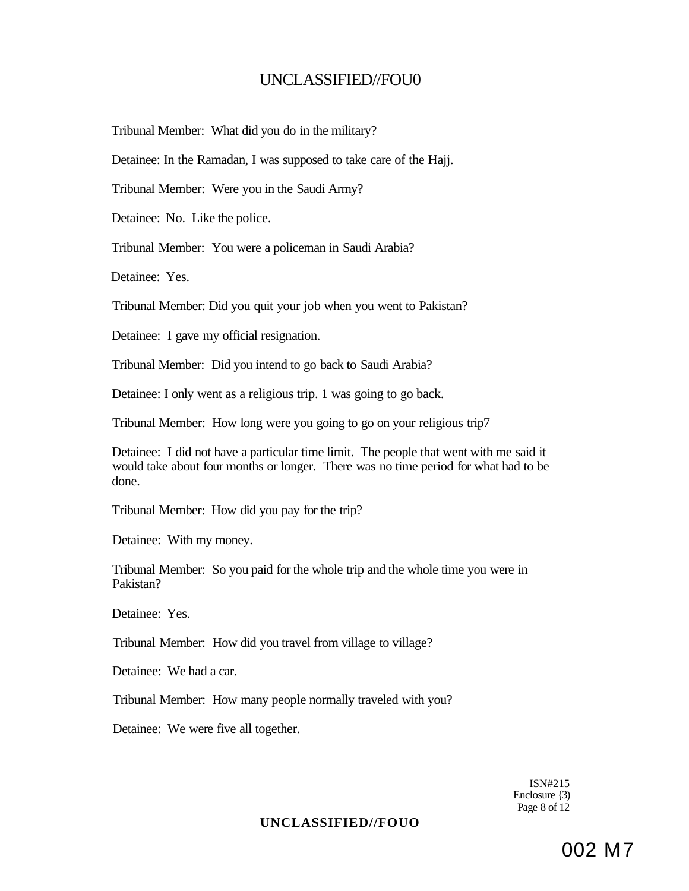Tribunal Member: What did you do in the military?

Detainee: In the Ramadan, I was supposed to take care of the Hajj.

Tribunal Member: Were you in the Saudi Army?

Detainee: No. Like the police.

Tribunal Member: You were a policeman in Saudi Arabia?

Detainee: Yes.

Tribunal Member: Did you quit your job when you went to Pakistan?

Detainee: I gave my official resignation.

Tribunal Member: Did you intend to go back to Saudi Arabia?

Detainee: I only went as a religious trip. 1 was going to go back.

Tribunal Member: How long were you going to go on your religious trip7

Detainee: I did not have a particular time limit. The people that went with me said it would take about four months or longer. There was no time period for what had to be done.

Tribunal Member: How did you pay for the trip?

Detainee: With my money.

Tribunal Member: So you paid for the whole trip and the whole time you were in Pakistan?

Detainee: Yes.

Tribunal Member: How did you travel from village to village?

Detainee: We had a car.

Tribunal Member: How many people normally traveled with you?

Detainee: We were five all together.

ISN#215
Enclosure {3)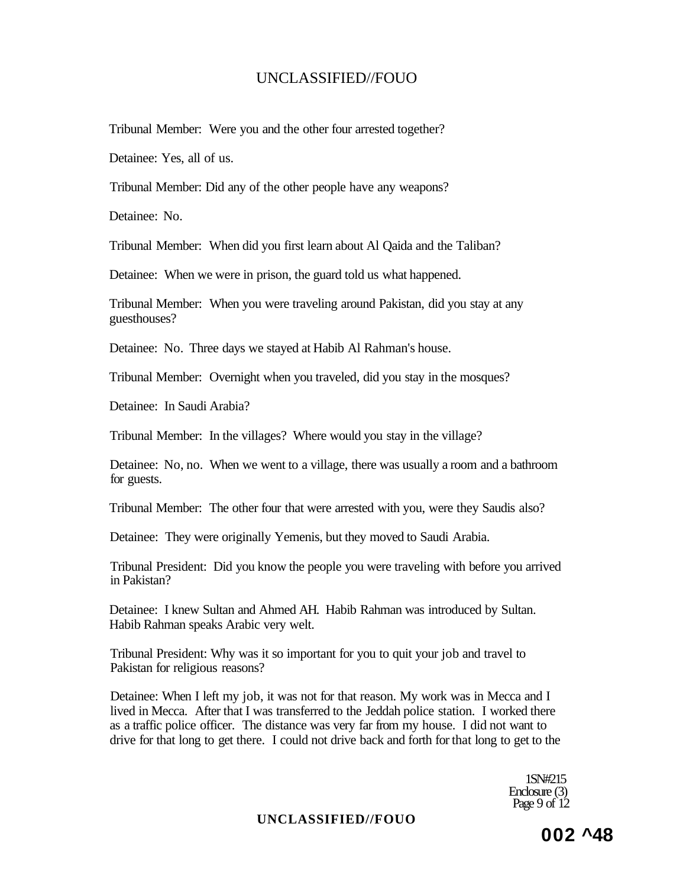Tribunal Member: Were you and the other four arrested together?

Detainee: Yes, all of us.

Tribunal Member: Did any of the other people have any weapons?

Detainee: No.

Tribunal Member: When did you first learn about Al Qaida and the Taliban?

Detainee: When we were in prison, the guard told us what happened.

Tribunal Member: When you were traveling around Pakistan, did you stay at any guesthouses?

Detainee: No. Three days we stayed at Habib Al Rahman's house.

Tribunal Member: Overnight when you traveled, did you stay in the mosques?

Detainee: In Saudi Arabia?

Tribunal Member: In the villages? Where would you stay in the village?

Detainee: No, no. When we went to a village, there was usually a room and a bathroom for guests.

Tribunal Member: The other four that were arrested with you, were they Saudis also?

Detainee: They were originally Yemenis, but they moved to Saudi Arabia.

Tribunal President: Did you know the people you were traveling with before you arrived in Pakistan?

Detainee: I knew Sultan and Ahmed AH. Habib Rahman was introduced by Sultan. Habib Rahman speaks Arabic very welt.

Tribunal President: Why was it so important for you to quit your job and travel to Pakistan for religious reasons?

Detainee: When I left my job, it was not for that reason. My work was in Mecca and I lived in Mecca. After that I was transferred to the Jeddah police station. I worked there as a traffic police officer. The distance was very far from my house. I did not want to drive for that long to get there. I could not drive back and forth for that long to get to the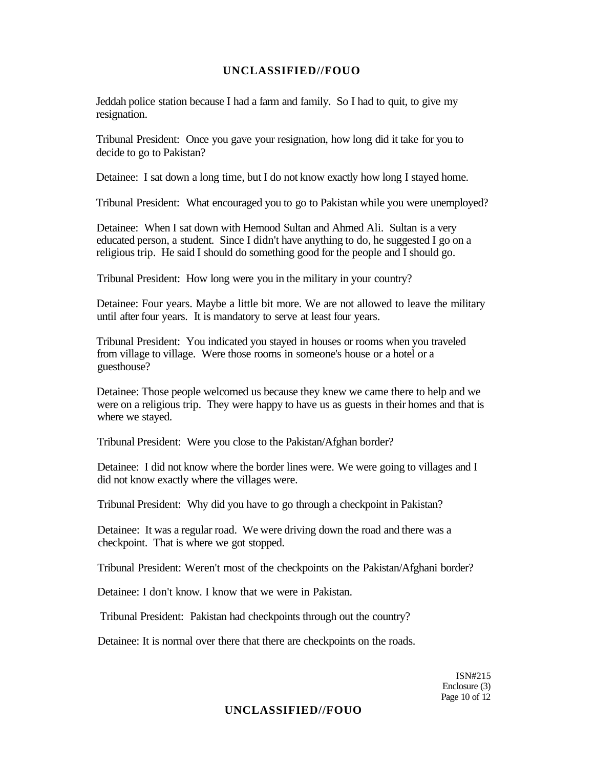Jeddah police station because I had a farm and family. So I had to quit, to give my resignation.

Tribunal President: Once you gave your resignation, how long did it take for you to decide to go to Pakistan?

Detainee: I sat down a long time, but I do not know exactly how long I stayed home.

Tribunal President: What encouraged you to go to Pakistan while you were unemployed?

Detainee: When I sat down with Hemood Sultan and Ahmed Ali. Sultan is a very educated person, a student. Since I didn't have anything to do, he suggested I go on a religious trip. He said I should do something good for the people and I should go.

Tribunal President: How long were you in the military in your country?

Detainee: Four years. Maybe a little bit more. We are not allowed to leave the military until after four years. It is mandatory to serve at least four years.

Tribunal President: You indicated you stayed in houses or rooms when you traveled from village to village. Were those rooms in someone's house or a hotel or a guesthouse?

Detainee: Those people welcomed us because they knew we came there to help and we were on a religious trip. They were happy to have us as guests in their homes and that is where we stayed.

Tribunal President: Were you close to the Pakistan/Afghan border?

Detainee: I did not know where the border lines were. We were going to villages and I did not know exactly where the villages were.

Tribunal President: Why did you have to go through a checkpoint in Pakistan?

Detainee: It was a regular road. We were driving down the road and there was a checkpoint. That is where we got stopped.

Tribunal President: Weren't most of the checkpoints on the Pakistan/Afghani border?

Detainee: I don't know. I know that we were in Pakistan.

Tribunal President: Pakistan had checkpoints through out the country?

Detainee: It is normal over there that there are checkpoints on the roads.

ISN#215
Enclosure (3)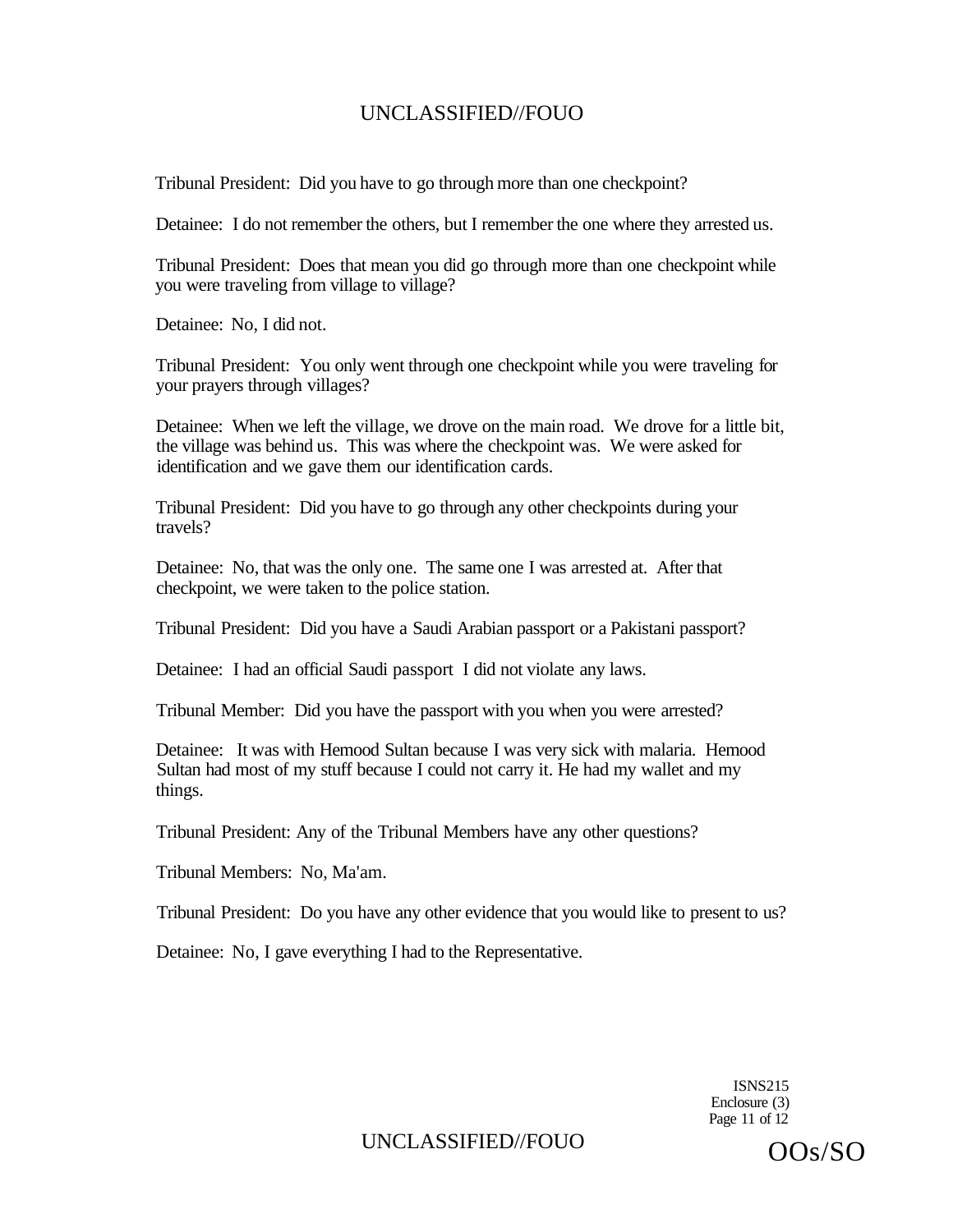Tribunal President: Did you have to go through more than one checkpoint?

Detainee: I do not remember the others, but I remember the one where they arrested us.

Tribunal President: Does that mean you did go through more than one checkpoint while you were traveling from village to village?

Detainee: No, I did not.

Tribunal President: You only went through one checkpoint while you were traveling for your prayers through villages?

Detainee: When we left the village, we drove on the main road. We drove for a little bit, the village was behind us. This was where the checkpoint was. We were asked for identification and we gave them our identification cards.

Tribunal President: Did you have to go through any other checkpoints during your travels?

Detainee: No, that was the only one. The same one I was arrested at. After that checkpoint, we were taken to the police station.

Tribunal President: Did you have a Saudi Arabian passport or a Pakistani passport?

Detainee: I had an official Saudi passport I did not violate any laws.

Tribunal Member: Did you have the passport with you when you were arrested?

Detainee: It was with Hemood Sultan because I was very sick with malaria. Hemood Sultan had most of my stuff because I could not carry it. He had my wallet and my things.

Tribunal President: Any of the Tribunal Members have any other questions?

Tribunal Members: No, Ma'am.

Tribunal President: Do you have any other evidence that you would like to present to us?

Detainee: No, I gave everything I had to the Representative.

ISNS215
Enclosure (3)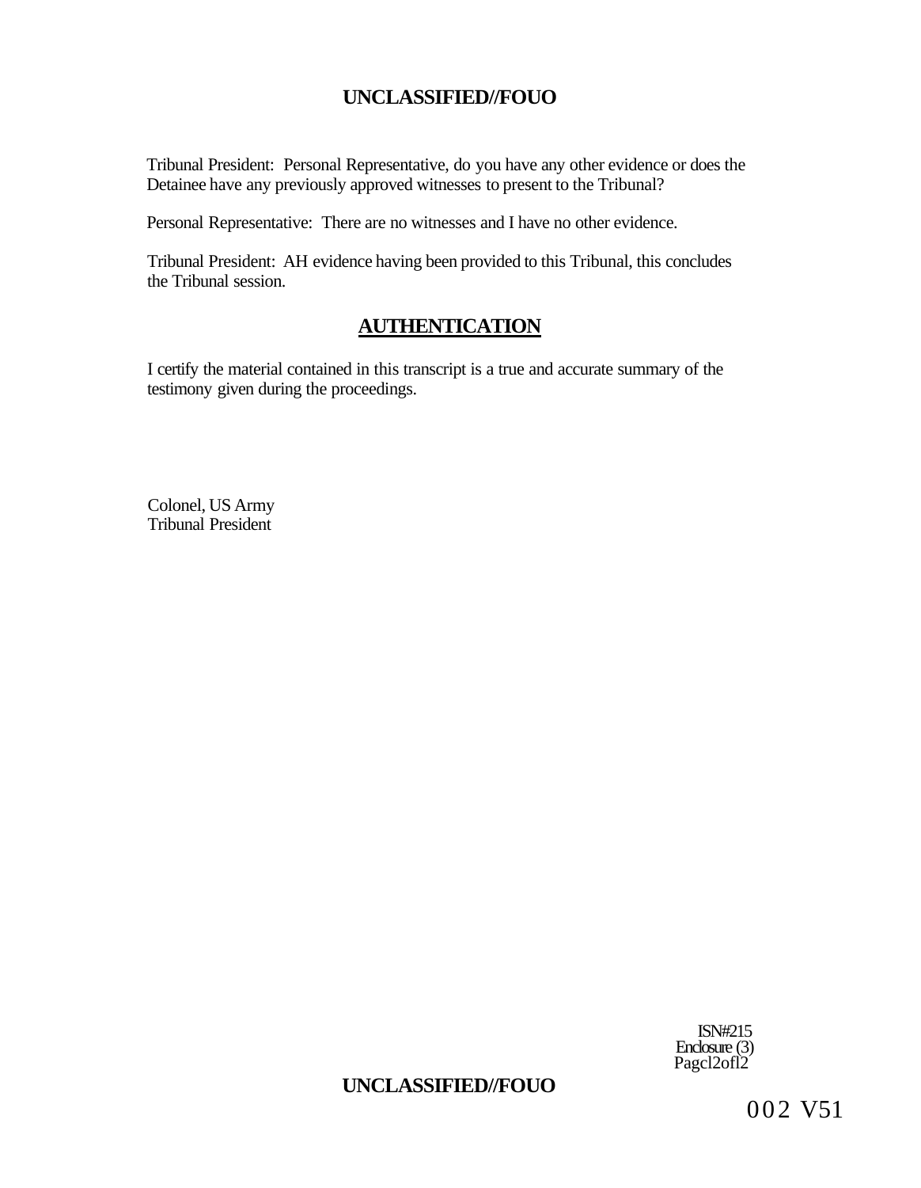Tribunal President: Personal Representative, do you have any other evidence or does the Detainee have any previously approved witnesses to present to the Tribunal?

Personal Representative: There are no witnesses and I have no other evidence.

Tribunal President: AH evidence having been provided to this Tribunal, this concludes the Tribunal session.

## AUTHENTICATION

I certify the material contained in this transcript is a true and accurate summary of the testimony given during the proceedings.

Colonel, US Army
Tribunal President

ISN#215
Enclosure (3)
Pagcl2ofl2

002 V51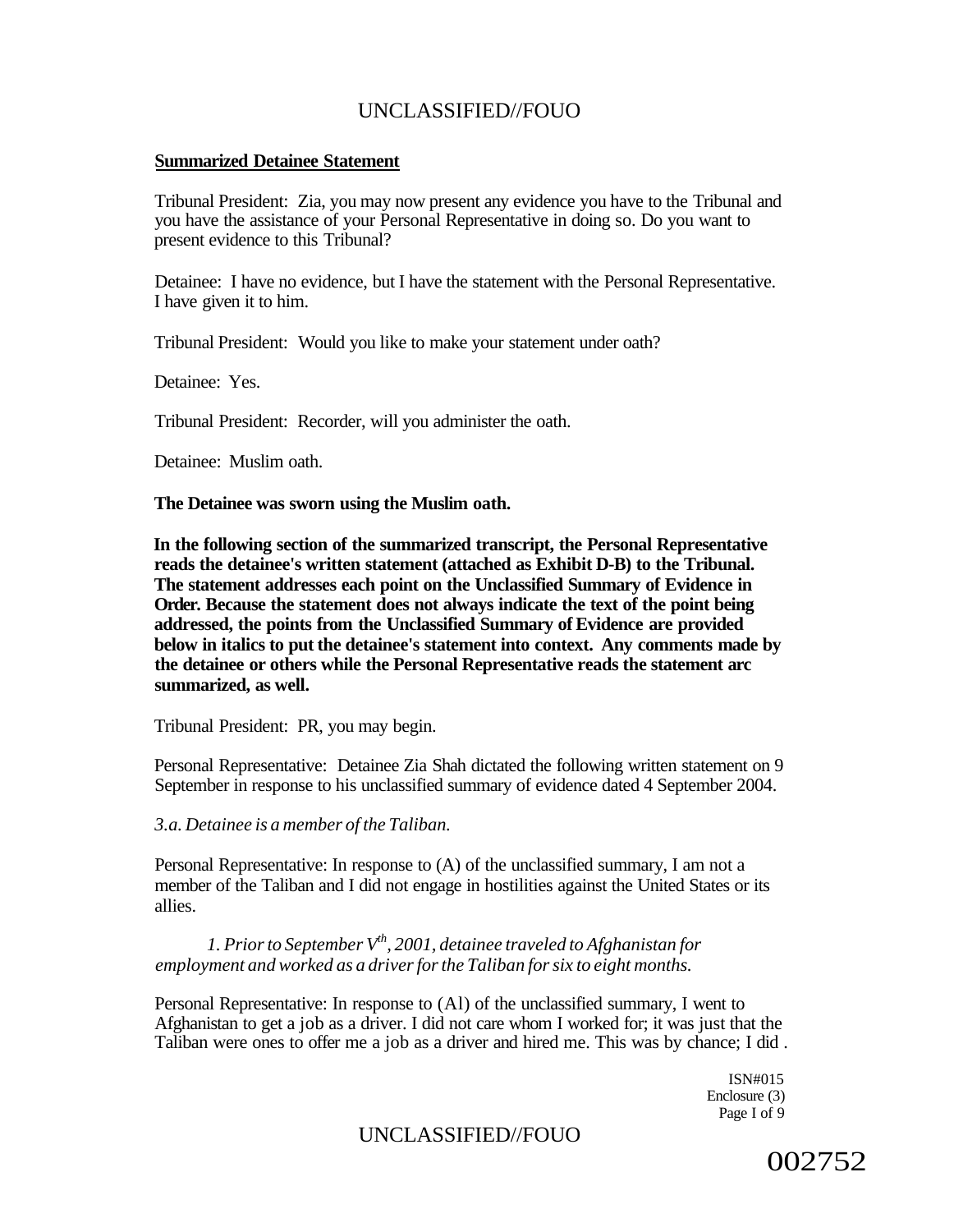**Summarized Detainee Statement**

Tribunal President: Zia, you may now present any evidence you have to the Tribunal and you have the assistance of your Personal Representative in doing so. Do you want to present evidence to this Tribunal?

Detainee: I have no evidence, but I have the statement with the Personal Representative. I have given it to him.

Tribunal President: Would you like to make your statement under oath?

Detainee: Yes.

Tribunal President: Recorder, will you administer the oath.

Detainee: Muslim oath.

**The Detainee was sworn using the Muslim oath.**

**In the following section of the summarized transcript, the Personal Representative reads the detainee's written statement (attached as Exhibit D-B) to the Tribunal. The statement addresses each point on the Unclassified Summary of Evidence in Order. Because the statement does not always indicate the text of the point being addressed, the points from the Unclassified Summary of Evidence are provided below in italics to put the detainee's statement into context. Any comments made by the detainee or others while the Personal Representative reads the statement arc summarized, as well.**

Tribunal President: PR, you may begin.

Personal Representative: Detainee Zia Shah dictated the following written statement on 9 September in response to his unclassified summary of evidence dated 4 September 2004.

*3.a. Detainee is a member of the Taliban.*

Personal Representative: In response to (A) of the unclassified summary, I am not a member of the Taliban and I did not engage in hostilities against the United States or its allies.

*1. Prior to Setember V^th, 2001, detainee traveled to Afghanistan for employment and worked as a driver for the Taliban for six to eight months.*

Personal Representative: In response to (Al) of the unclassified summary, I went to Afghanistan to get a job as a driver. I did not care whom I worked for; it was just that the Taliban were ones to offer me a job as a driver and hired me. This was by chance; I did .

ISN#015
Enclosure (3)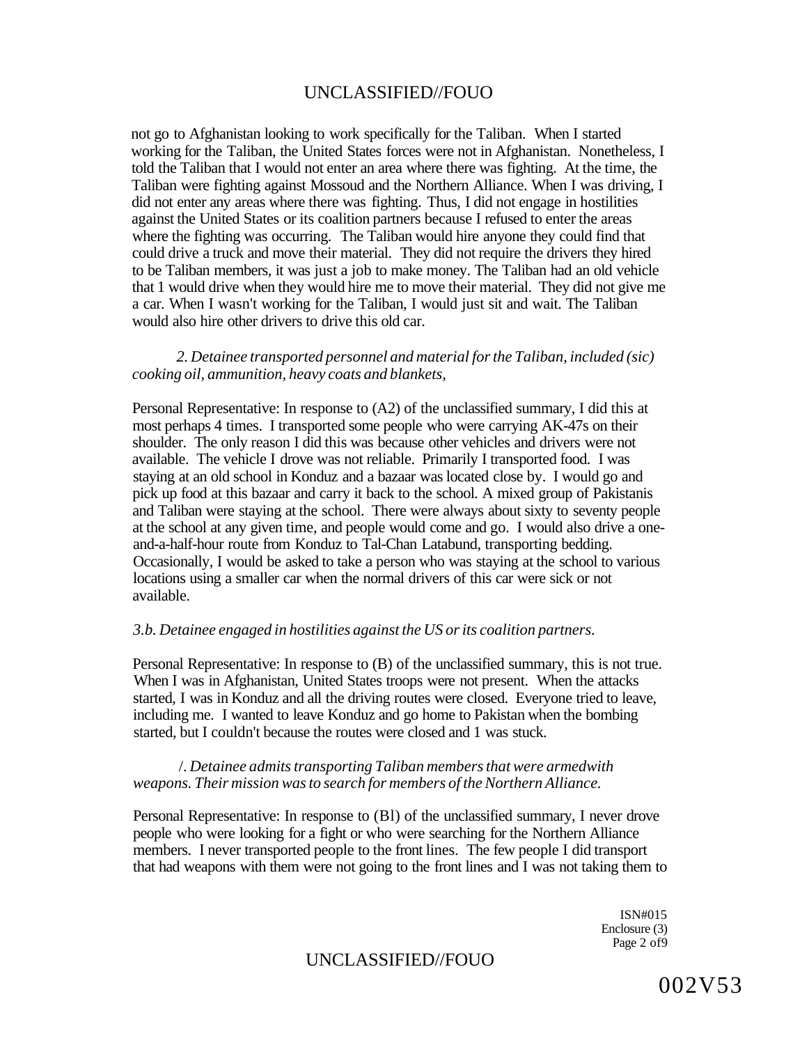not go to Afghanistan looking to work specifically for the Taliban. When I started working for the Taliban, the United States forces were not in Afghanistan. Nonetheless, I told the Taliban that I would not enter an area where there was fighting. At the time, the Taliban were fighting against Mossoud and the Northern Alliance. When I was driving, I did not enter any areas where there was fighting. Thus, I did not engage in hostilities against the United States or its coalition partners because I refused to enter the areas where the fighting was occurring. The Taliban would hire anyone they could find that could drive a truck and move their material. They did not require the drivers they hired to be Taliban members, it was just a job to make money. The Taliban had an old vehicle that 1 would drive when they would hire me to move their material. They did not give me a car. When I wasn't working for the Taliban, I would just sit and wait. The Taliban would also hire other drivers to drive this old car.

*2. Detainee transported personnel and material for the Taliban, included (sic) cooking oil, ammunition, heavy coats and blankets,*

Personal Representative: In response to (A2) of the unclassified summary, I did this at most perhaps 4 times. I transported some people who were carrying AK-47s on their shoulder. The only reason I did this was because other vehicles and drivers were not available. The vehicle I drove was not reliable. Primarily I transported food. I was staying at an old school in Konduz and a bazaar was located close by. I would go and pick up food at this bazaar and carry it back to the school. A mixed group of Pakistanis and Taliban were staying at the school. There were always about sixty to seventy people at the school at any given time, and people would come and go. I would also drive a one-and-a-half-hour route from Konduz to Tal-Chan Latabund, transporting bedding. Occasionally, I would be asked to take a person who was staying at the school to various locations using a smaller car when the normal drivers of this car were sick or not available.

*3.b. Detainee engaged in hostilities against the US or its coalition partners.*

Personal Representative: In response to (B) of the unclassified summary, this is not true. When I was in Afghanistan, United States troops were not present. When the attacks started, I was in Konduz and all the driving routes were closed. Everyone tried to leave, including me. I wanted to leave Konduz and go home to Pakistan when the bombing started, but I couldn't because the routes were closed and 1 was stuck.

*/. Detainee admits transporting Taliban members that were armedwith weapons. Their mission was to search for members of the Northern Alliance.*

Personal Representative: In response to (Bl) of the unclassified summary, I never drove people who were looking for a fight or who were searching for the Northern Alliance members. I never transported people to the front lines. The few people I did transport that had weapons with them were not going to the front lines and I was not taking them to

ISN#015
Enclosure (3)
Page 2 of9

002V53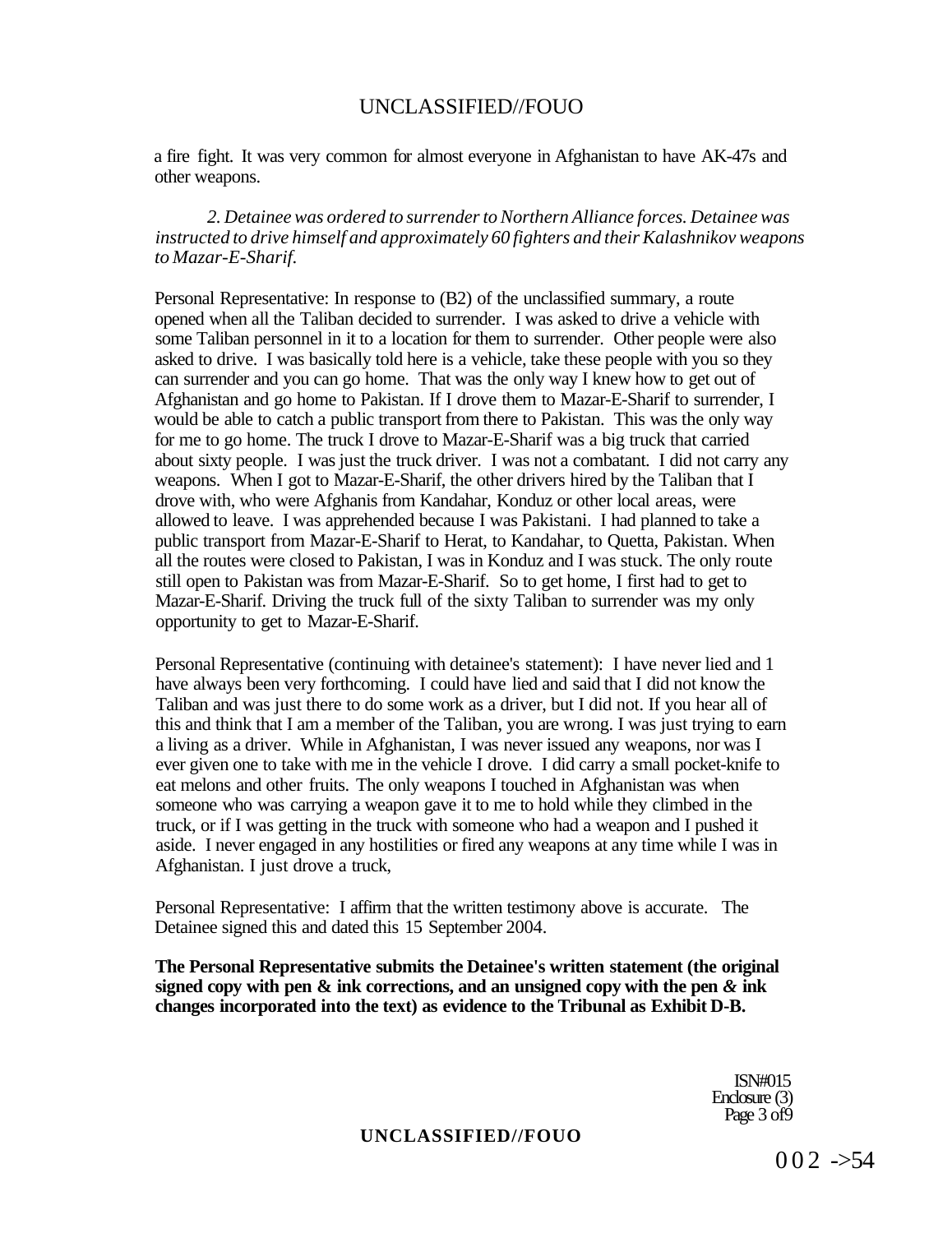a fire fight. It was very common for almost everyone in Afghanistan to have AK-47s and other weapons.

*2. Detainee was ordered to surrender to Northern Alliance forces. Detainee was instructed to drive himself and approximately 60 fighters and their Kalashnikov weapons to Mazar-E-Sharif.*

Personal Representative: In response to (B2) of the unclassified summary, a route opened when all the Taliban decided to surrender. I was asked to drive a vehicle with some Taliban personnel in it to a location for them to surrender. Other people were also asked to drive. I was basically told here is a vehicle, take these people with you so they can surrender and you can go home. That was the only way I knew how to get out of Afghanistan and go home to Pakistan. If I drove them to Mazar-E-Sharif to surrender, I would be able to catch a public transport from there to Pakistan. This was the only way for me to go home. The truck I drove to Mazar-E-Sharif was a big truck that carried about sixty people. I was just the truck driver. I was not a combatant. I did not carry any weapons. When I got to Mazar-E-Sharif, the other drivers hired by the Taliban that I drove with, who were Afghanis from Kandahar, Konduz or other local areas, were allowed to leave. I was apprehended because I was Pakistani. I had planned to take a public transport from Mazar-E-Sharif to Herat, to Kandahar, to Quetta, Pakistan. When all the routes were closed to Pakistan, I was in Konduz and I was stuck. The only route still open to Pakistan was from Mazar-E-Sharif. So to get home, I first had to get to Mazar-E-Sharif. Driving the truck full of the sixty Taliban to surrender was my only opportunity to get to Mazar-E-Sharif.

Personal Representative (continuing with detainee's statement): I have never lied and 1 have always been very forthcoming. I could have lied and said that I did not know the Taliban and was just there to do some work as a driver, but I did not. If you hear all of this and think that I am a member of the Taliban, you are wrong. I was just trying to earn a living as a driver. While in Afghanistan, I was never issued any weapons, nor was I ever given one to take with me in the vehicle I drove. I did carry a small pocket-knife to eat melons and other fruits. The only weapons I touched in Afghanistan was when someone who was carrying a weapon gave it to me to hold while they climbed in the truck, or if I was getting in the truck with someone who had a weapon and I pushed it aside. I never engaged in any hostilities or fired any weapons at any time while I was in Afghanistan. I just drove a truck,

Personal Representative: I affirm that the written testimony above is accurate. The Detainee signed this and dated this 15 September 2004.

**The Personal Representative submits the Detainee's written statement (the original signed copy with pen & ink corrections, and an unsigned copy with the pen & ink changes incorporated into the text) as evidence to the Tribunal as Exhibit D-B.**

ISN#015
Enclosure (3)
Page 3 of9

002 ->54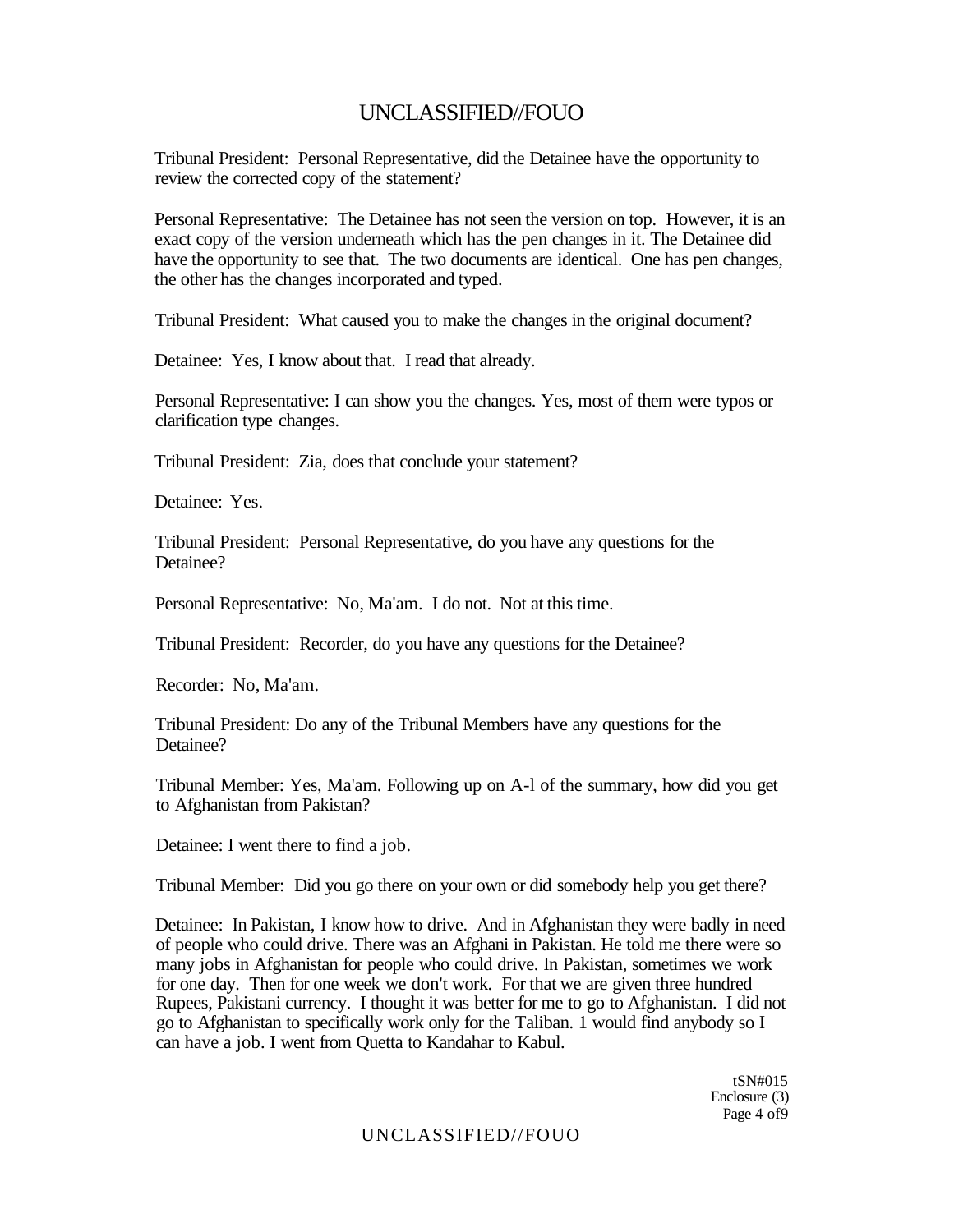Tribunal President: Personal Representative, did the Detainee have the opportunity to review the corrected copy of the statement?

Personal Representative: The Detainee has not seen the version on top. However, it is an exact copy of the version underneath which has the pen changes in it. The Detainee did have the opportunity to see that. The two documents are identical. One has pen changes, the other has the changes incorporated and typed.

Tribunal President: What caused you to make the changes in the original document?

Detainee: Yes, I know about that. I read that already.

Personal Representative: I can show you the changes. Yes, most of them were typos or clarification type changes.

Tribunal President: Zia, does that conclude your statement?

Detainee: Yes.

Tribunal President: Personal Representative, do you have any questions for the Detainee?

Personal Representative: No, Ma'am. I do not. Not at this time.

Tribunal President: Recorder, do you have any questions for the Detainee?

Recorder: No, Ma'am.

Tribunal President: Do any of the Tribunal Members have any questions for the Detainee?

Tribunal Member: Yes, Ma'am. Following up on A-l of the summary, how did you get to Afghanistan from Pakistan?

Detainee: I went there to find a job.

Tribunal Member: Did you go there on your own or did somebody help you get there?

Detainee: In Pakistan, I know how to drive. And in Afghanistan they were badly in need of people who could drive. There was an Afghani in Pakistan. He told me there were so many jobs in Afghanistan for people who could drive. In Pakistan, sometimes we work for one day. Then for one week we don't work. For that we are given three hundred Rupees, Pakistani currency. I thought it was better for me to go to Afghanistan. I did not go to Afghanistan to specifically work only for the Taliban. 1 would find anybody so I can have a job. I went from Quetta to Kandahar to Kabul.

tSN#015
Enclosure (3)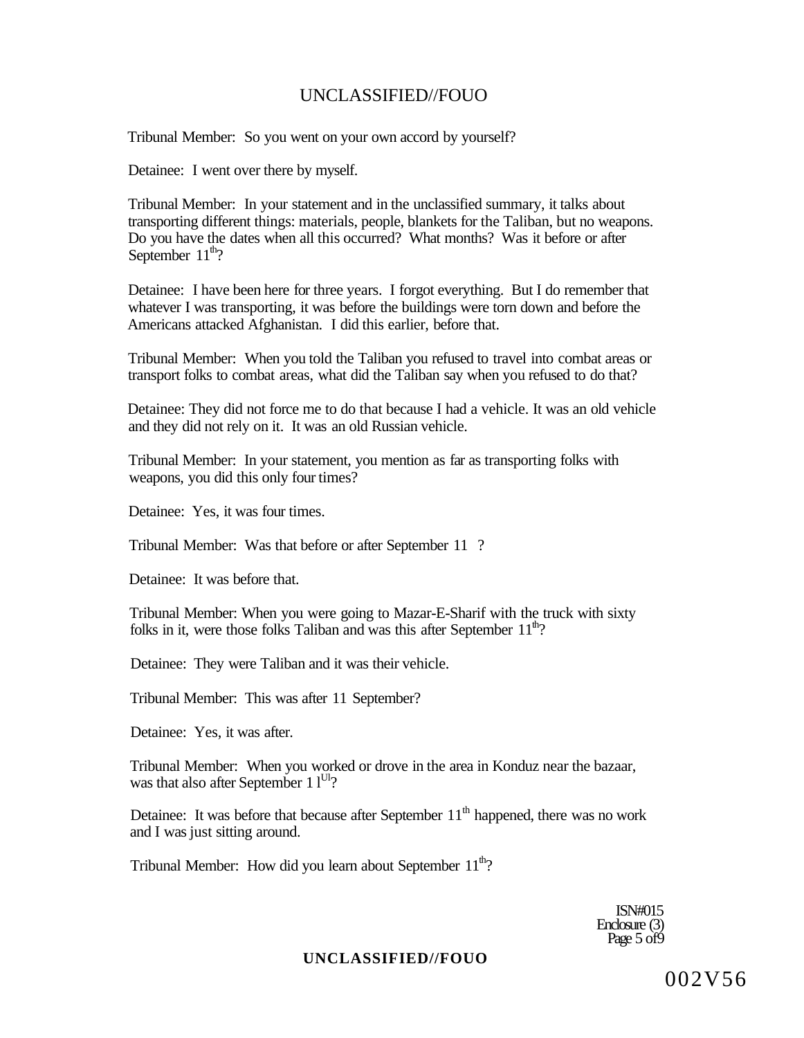Tribunal Member: So you went on your own accord by yourself?

Detainee: I went over there by myself.

Tribunal Member: In your statement and in the unclassified summary, it talks about transporting different things: materials, people, blankets for the Taliban, but no weapons. Do you have the dates when all this occurred? What months? Was it before or after September 11th?

Detainee: I have been here for three years. I forgot everything. But I do remember that whatever I was transporting, it was before the buildings were torn down and before the Americans attacked Afghanistan. I did this earlier, before that.

Tribunal Member: When you told the Taliban you refused to travel into combat areas or transport folks to combat areas, what did the Taliban say when you refused to do that?

Detainee: They did not force me to do that because I had a vehicle. It was an old vehicle and they did not rely on it. It was an old Russian vehicle.

Tribunal Member: In your statement, you mention as far as transporting folks with weapons, you did this only four times?

Detainee: Yes, it was four times.

Tribunal Member: Was that before or after September 11 ?

Detainee: It was before that.

Tribunal Member: When you were going to Mazar-E-Sharif with the truck with sixty folks in it, were those folks Taliban and was this after September 11th?

Detainee: They were Taliban and it was their vehicle.

Tribunal Member: This was after 11 September?

Detainee: Yes, it was after.

Tribunal Member: When you worked or drove in the area in Konduz near the bazaar, was that also after September 11th?

Detainee: It was before that because after September 11th happened, there was no work and I was just sitting around.

Tribunal Member: How did you learn about September 11th?

ISN#015
Enclosure (3)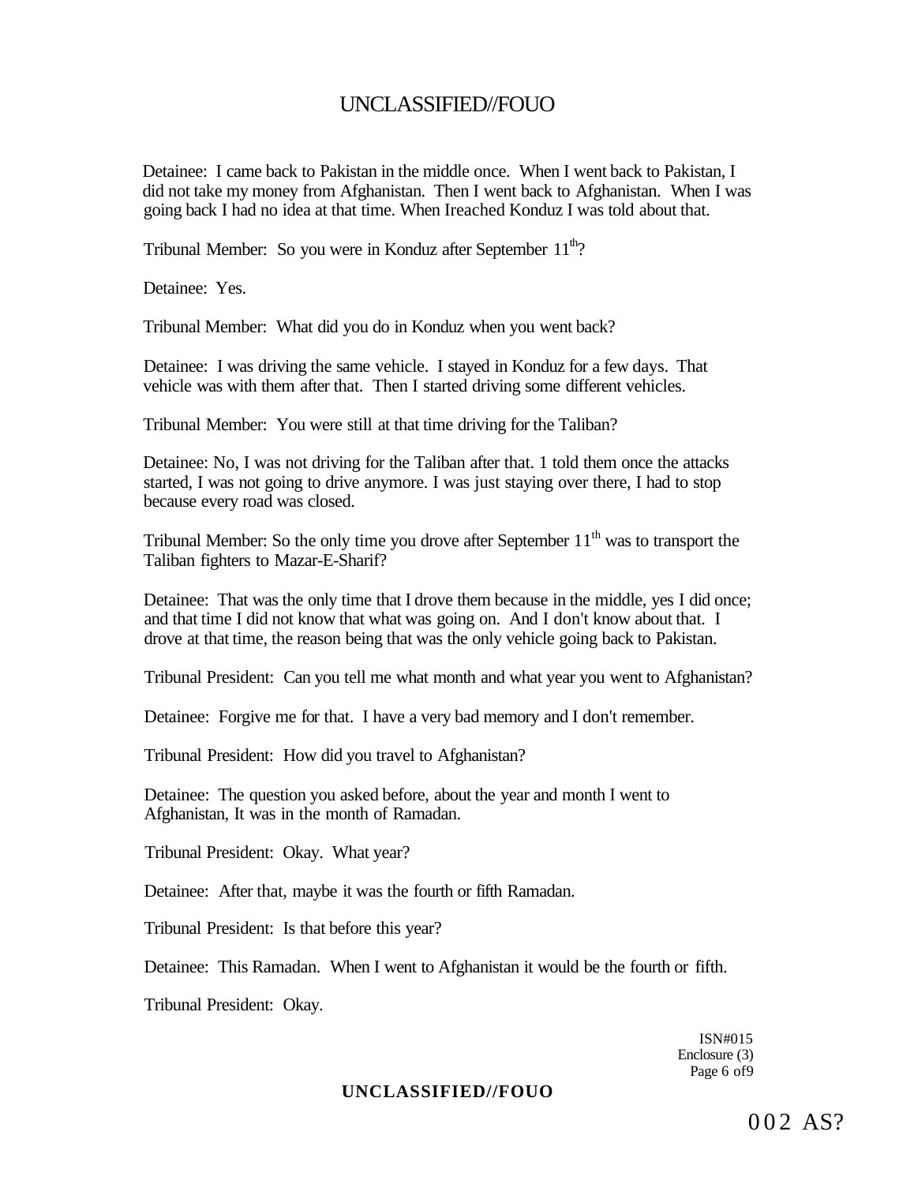Detainee: I came back to Pakistan in the middle once. When I went back to Pakistan, I did not take my money from Afghanistan. Then I went back to Afghanistan. When I was going back I had no idea at that time. When Ireached Konduz I was told about that.

Tribunal Member: So you were in Konduz after September 11th?

Detainee: Yes.

Tribunal Member: What did you do in Konduz when you went back?

Detainee: I was driving the same vehicle. I stayed in Konduz for a few days. That vehicle was with them after that. Then I started driving some different vehicles.

Tribunal Member: You were still at that time driving for the Taliban?

Detainee: No, I was not driving for the Taliban after that. 1 told them once the attacks started, I was not going to drive anymore. I was just staying over there, I had to stop because every road was closed.

Tribunal Member: So the only time you drove after September 11th was to transport the Taliban fighters to Mazar-E-Sharif?

Detainee: That was the only time that I drove them because in the middle, yes I did once; and that time I did not know that what was going on. And I don't know about that. I drove at that time, the reason being that was the only vehicle going back to Pakistan.

Tribunal President: Can you tell me what month and what year you went to Afghanistan?

Detainee: Forgive me for that. I have a very bad memory and I don't remember.

Tribunal President: How did you travel to Afghanistan?

Detainee: The question you asked before, about the year and month I went to Afghanistan, It was in the month of Ramadan.

Tribunal President: Okay. What year?

Detainee: After that, maybe it was the fourth or fifth Ramadan.

Tribunal President: Is that before this year?

Detainee: This Ramadan. When I went to Afghanistan it would be the fourth or fifth.

Tribunal President: Okay.

ISN#015
Enclosure (3)
Page 6 of9

002 AS?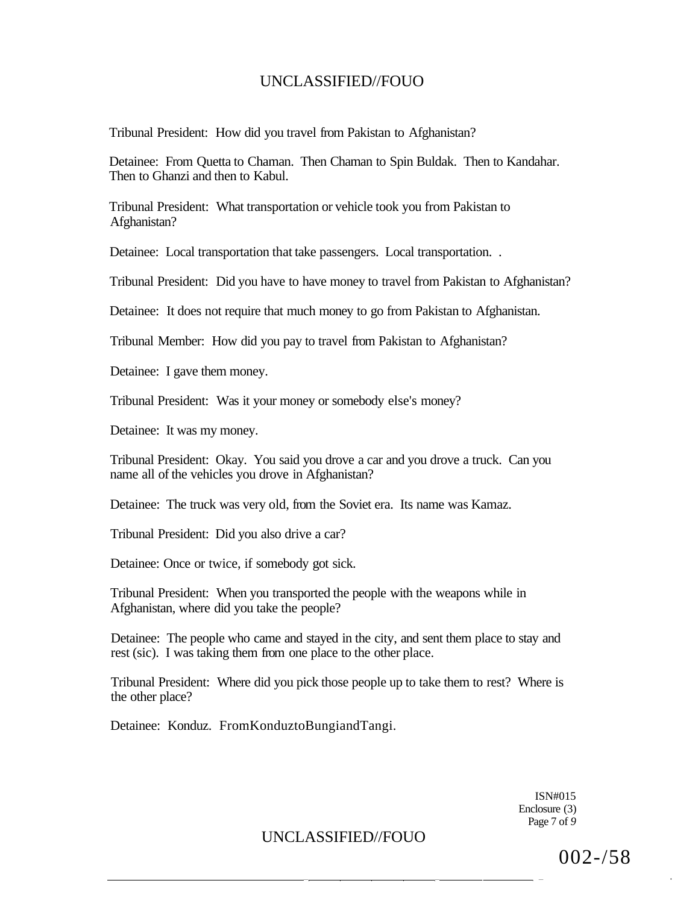Tribunal President: How did you travel from Pakistan to Afghanistan?

Detainee: From Quetta to Chaman. Then Chaman to Spin Buldak. Then to Kandahar. Then to Ghanzi and then to Kabul.

Tribunal President: What transportation or vehicle took you from Pakistan to Afghanistan?

Detainee: Local transportation that take passengers. Local transportation. .

Tribunal President: Did you have to have money to travel from Pakistan to Afghanistan?

Detainee: It does not require that much money to go from Pakistan to Afghanistan.

Tribunal Member: How did you pay to travel from Pakistan to Afghanistan?

Detainee: I gave them money.

Tribunal President: Was it your money or somebody else's money?

Detainee: It was my money.

Tribunal President: Okay. You said you drove a car and you drove a truck. Can you name all of the vehicles you drove in Afghanistan?

Detainee: The truck was very old, from the Soviet era. Its name was Kamaz.

Tribunal President: Did you also drive a car?

Detainee: Once or twice, if somebody got sick.

Tribunal President: When you transported the people with the weapons while in Afghanistan, where did you take the people?

Detainee: The people who came and stayed in the city, and sent them place to stay and rest (sic). I was taking them from one place to the other place.

Tribunal President: Where did you pick those people up to take them to rest? Where is the other place?

Detainee: Konduz. FromKonduztoBungiandTangi.

ISN#015
Enclosure (3)

002-/58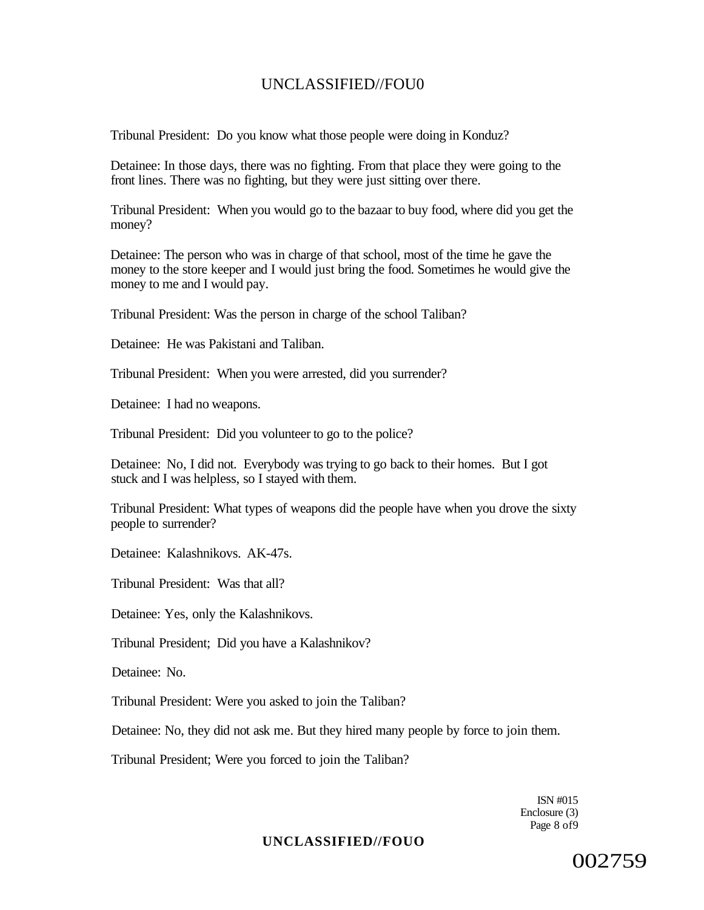Tribunal President: Do you know what those people were doing in Konduz?

Detainee: In those days, there was no fighting. From that place they were going to the front lines. There was no fighting, but they were just sitting over there.

Tribunal President: When you would go to the bazaar to buy food, where did you get the money?

Detainee: The person who was in charge of that school, most of the time he gave the money to the store keeper and I would just bring the food. Sometimes he would give the money to me and I would pay.

Tribunal President: Was the person in charge of the school Taliban?

Detainee: He was Pakistani and Taliban.

Tribunal President: When you were arrested, did you surrender?

Detainee: I had no weapons.

Tribunal President: Did you volunteer to go to the police?

Detainee: No, I did not. Everybody was trying to go back to their homes. But I got stuck and I was helpless, so I stayed with them.

Tribunal President: What types of weapons did the people have when you drove the sixty people to surrender?

Detainee: Kalashnikovs. AK-47s.

Tribunal President: Was that all?

Detainee: Yes, only the Kalashnikovs.

Tribunal President; Did you have a Kalashnikov?

Detainee: No.

Tribunal President: Were you asked to join the Taliban?

Detainee: No, they did not ask me. But they hired many people by force to join them.

Tribunal President; Were you forced to join the Taliban?

ISN #015
Enclosure (3)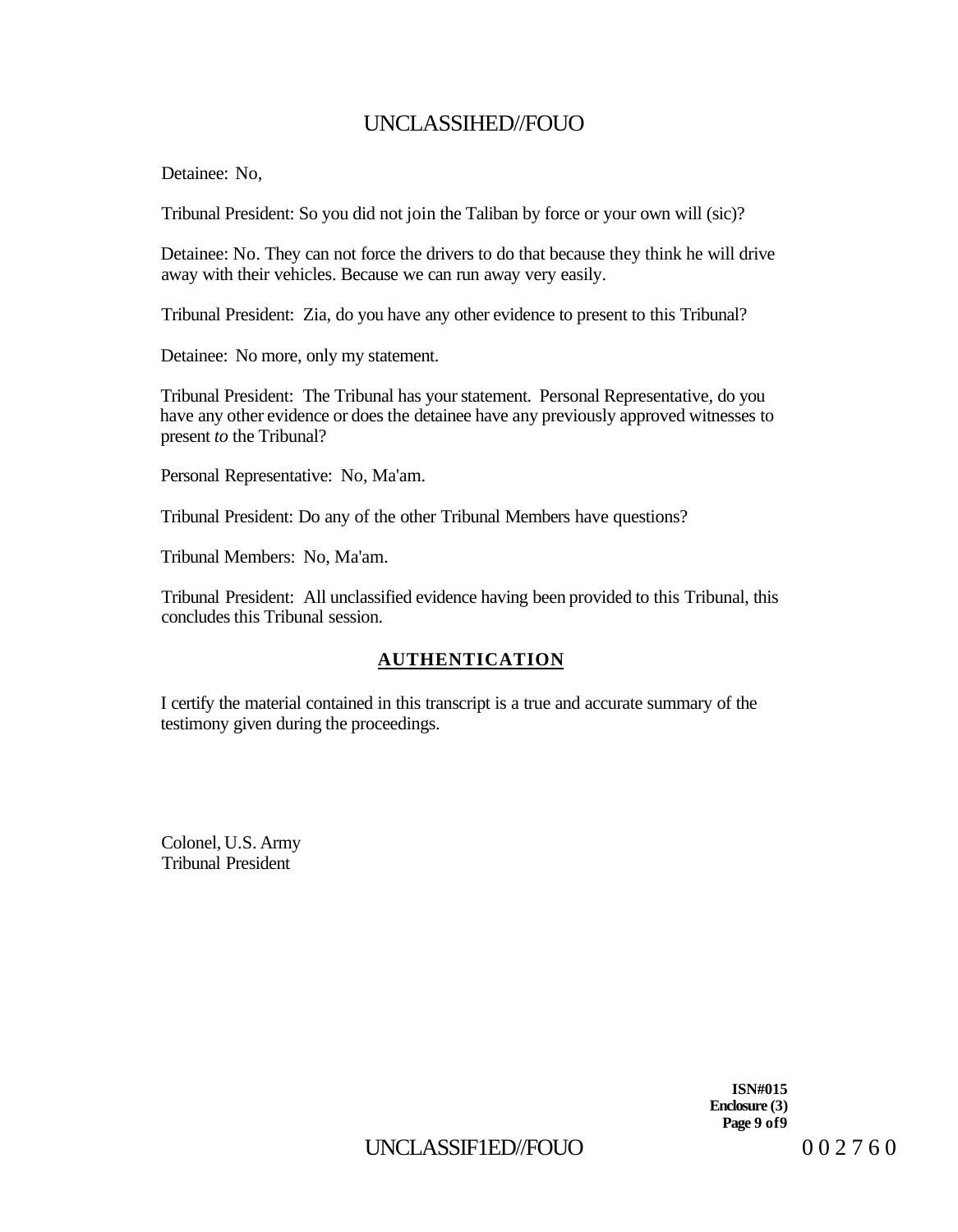Detainee: No,

Tribunal President: So you did not join the Taliban by force or your own will (sic)?

Detainee: No. They can not force the drivers to do that because they think he will drive away with their vehicles. Because we can run away very easily.

Tribunal President: Zia, do you have any other evidence to present to this Tribunal?

Detainee: No more, only my statement.

Tribunal President: The Tribunal has your statement. Personal Representative, do you have any other evidence or does the detainee have any previously approved witnesses to present *to* the Tribunal?

Personal Representative: No, Ma'am.

Tribunal President: Do any of the other Tribunal Members have questions?

Tribunal Members: No, Ma'am.

Tribunal President: All unclassified evidence having been provided to this Tribunal, this concludes this Tribunal session.

## AUTHENTICATION

I certify the material contained in this transcript is a true and accurate summary of the testimony given during the proceedings.

Colonel, U.S. Army
Tribunal President

**ISN#015**
**Enclosure (3)**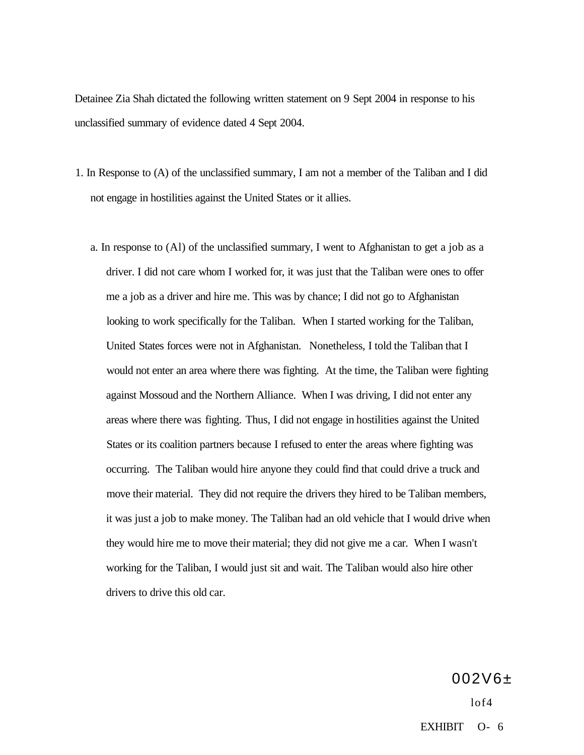Detainee Zia Shah dictated the following written statement on 9 Sept 2004 in response to his unclassified summary of evidence dated 4 Sept 2004.

1. In Response to (A) of the unclassified summary, I am not a member of the Taliban and I did not engage in hostilities against the United States or it allies.

   a. In response to (Al) of the unclassified summary, I went to Afghanistan to get a job as a driver. I did not care whom I worked for, it was just that the Taliban were ones to offer me a job as a driver and hire me. This was by chance; I did not go to Afghanistan looking to work specifically for the Taliban. When I started working for the Taliban, United States forces were not in Afghanistan. Nonetheless, I told the Taliban that I would not enter an area where there was fighting. At the time, the Taliban were fighting against Mossoud and the Northern Alliance. When I was driving, I did not enter any areas where there was fighting. Thus, I did not engage in hostilities against the United States or its coalition partners because I refused to enter the areas where fighting was occurring. The Taliban would hire anyone they could find that could drive a truck and move their material. They did not require the drivers they hired to be Taliban members, it was just a job to make money. The Taliban had an old vehicle that I would drive when they would hire me to move their material; they did not give me a car. When I wasn't working for the Taliban, I would just sit and wait. The Taliban would also hire other drivers to drive this old car.

002V6±

EXHIBIT O- 6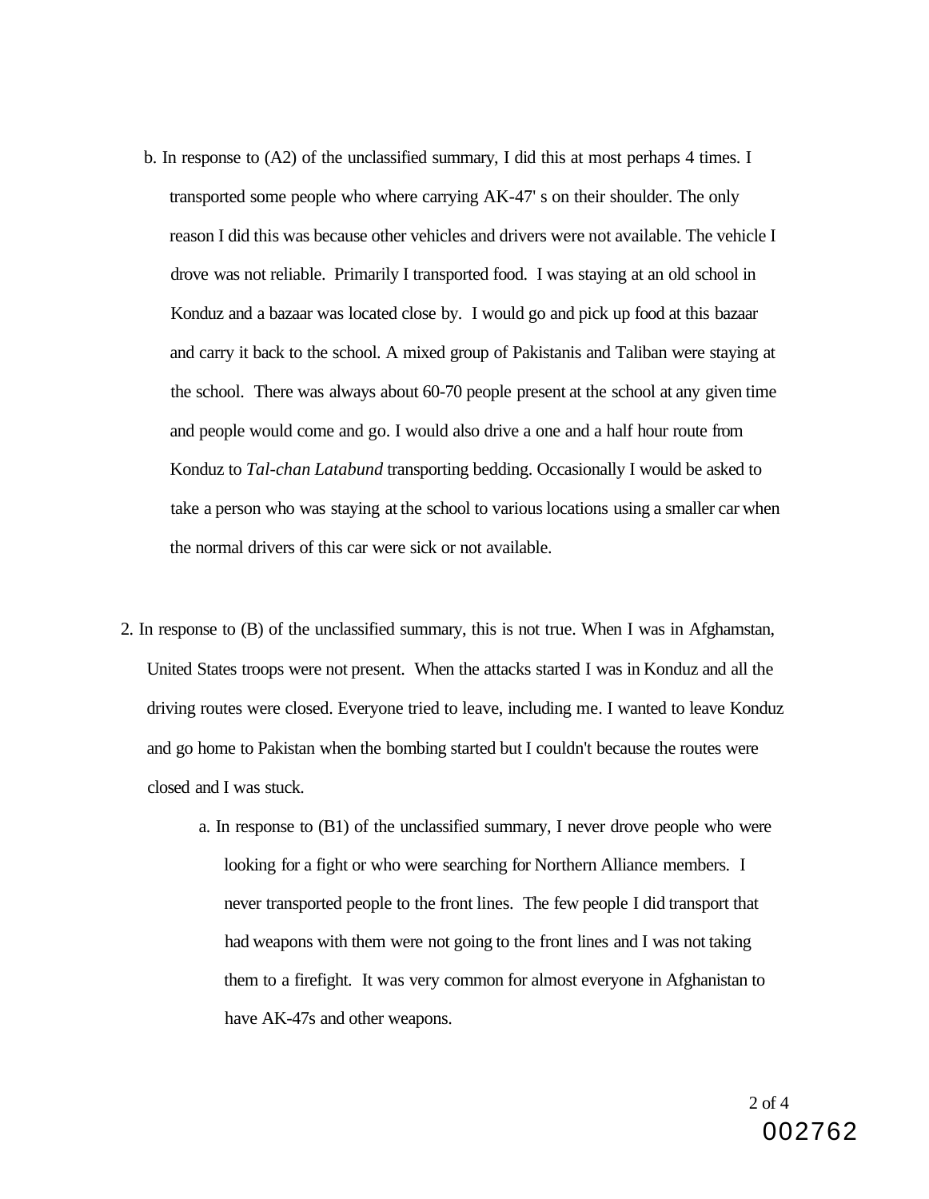b. In response to (A2) of the unclassified summary, I did this at most perhaps 4 times. I transported some people who where carrying AK-47' s on their shoulder. The only reason I did this was because other vehicles and drivers were not available. The vehicle I drove was not reliable. Primarily I transported food. I was staying at an old school in Konduz and a bazaar was located close by. I would go and pick up food at this bazaar and carry it back to the school. A mixed group of Pakistanis and Taliban were staying at the school. There was always about 60-70 people present at the school at any given time and people would come and go. I would also drive a one and a half hour route from Konduz to *Tal-chan Latabund* transporting bedding. Occasionally I would be asked to take a person who was staying at the school to various locations using a smaller car when the normal drivers of this car were sick or not available.

2. In response to (B) of the unclassified summary, this is not true. When I was in Afghamstan, United States troops were not present. When the attacks started I was in Konduz and all the driving routes were closed. Everyone tried to leave, including me. I wanted to leave Konduz and go home to Pakistan when the bombing started but I couldn't because the routes were closed and I was stuck.

   a. In response to (B1) of the unclassified summary, I never drove people who were looking for a fight or who were searching for Northern Alliance members. I never transported people to the front lines. The few people I did transport that had weapons with them were not going to the front lines and I was not taking them to a firefight. It was very common for almost everyone in Afghanistan to have AK-47s and other weapons.

002762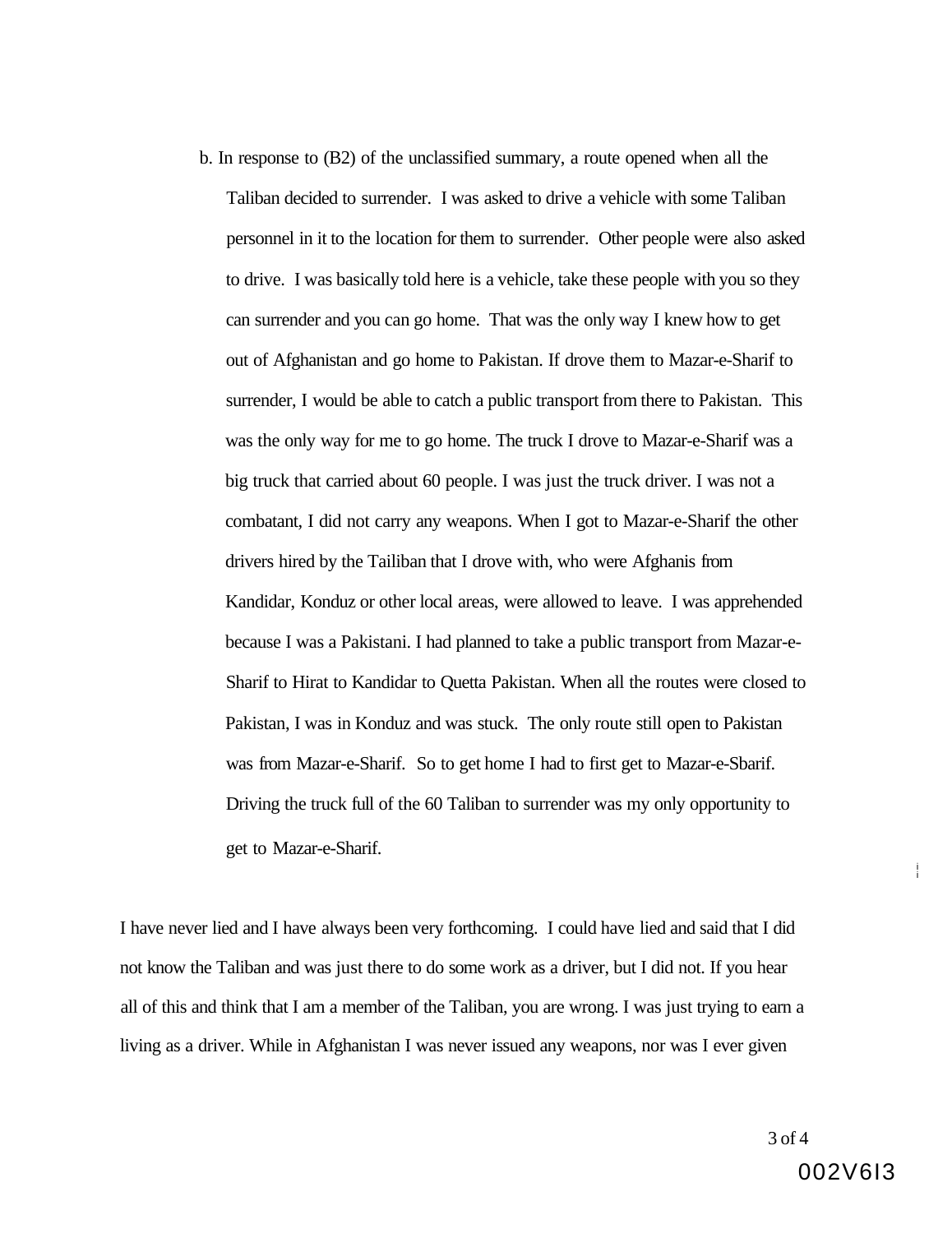b. In response to (B2) of the unclassified summary, a route opened when all the Taliban decided to surrender. I was asked to drive a vehicle with some Taliban personnel in it to the location for them to surrender. Other people were also asked to drive. I was basically told here is a vehicle, take these people with you so they can surrender and you can go home. That was the only way I knew how to get out of Afghanistan and go home to Pakistan. If drove them to Mazar-e-Sharif to surrender, I would be able to catch a public transport from there to Pakistan. This was the only way for me to go home. The truck I drove to Mazar-e-Sharif was a big truck that carried about 60 people. I was just the truck driver. I was not a combatant, I did not carry any weapons. When I got to Mazar-e-Sharif the other drivers hired by the Tailiban that I drove with, who were Afghanis from Kandidar, Konduz or other local areas, were allowed to leave. I was apprehended because I was a Pakistani. I had planned to take a public transport from Mazar-e-Sharif to Hirat to Kandidar to Quetta Pakistan. When all the routes were closed to Pakistan, I was in Konduz and was stuck. The only route still open to Pakistan was from Mazar-e-Sharif. So to get home I had to first get to Mazar-e-Sbarif. Driving the truck full of the 60 Taliban to surrender was my only opportunity to get to Mazar-e-Sharif.

I have never lied and I have always been very forthcoming. I could have lied and said that I did not know the Taliban and was just there to do some work as a driver, but I did not. If you hear all of this and think that I am a member of the Taliban, you are wrong. I was just trying to earn a living as a driver. While in Afghanistan I was never issued any weapons, nor was I ever given

002V6I3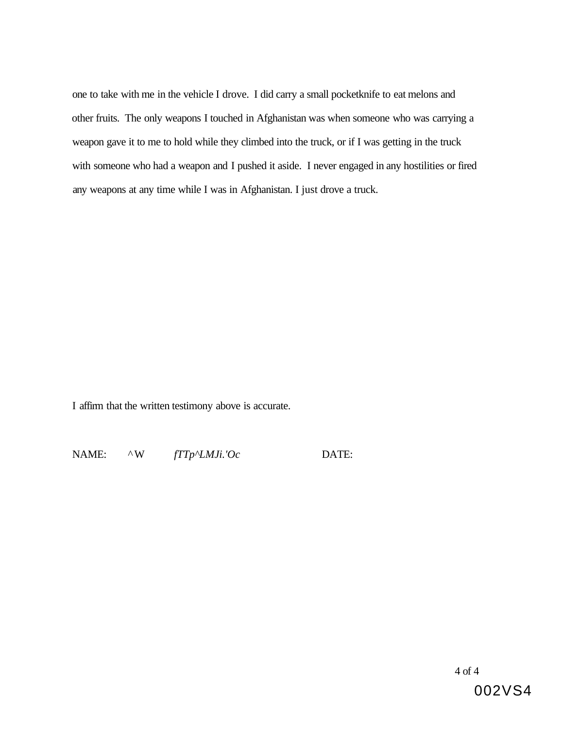one to take with me in the vehicle I drove. I did carry a small pocketknife to eat melons and other fruits. The only weapons I touched in Afghanistan was when someone who was carrying a weapon gave it to me to hold while they climbed into the truck, or if I was getting in the truck with someone who had a weapon and I pushed it aside. I never engaged in any hostilities or fired any weapons at any time while I was in Afghanistan. I just drove a truck.

I affirm that the written testimony above is accurate.

NAME: ^W *fTTp^LMJi.'Oc* DATE:

002VS4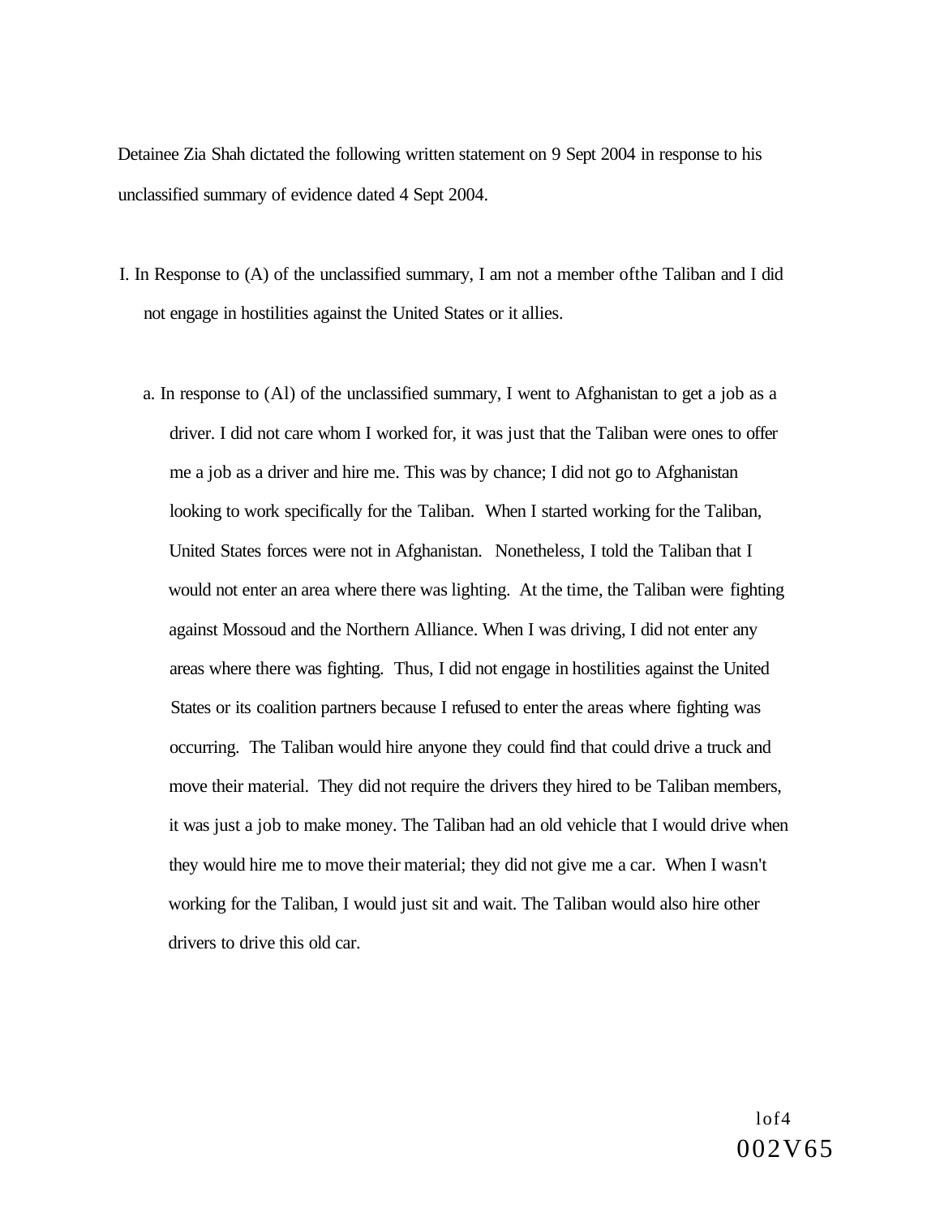Detainee Zia Shah dictated the following written statement on 9 Sept 2004 in response to his unclassified summary of evidence dated 4 Sept 2004.

I. In Response to (A) of the unclassified summary, I am not a member ofthe Taliban and I did not engage in hostilities against the United States or it allies.

a. In response to (Al) of the unclassified summary, I went to Afghanistan to get a job as a driver. I did not care whom I worked for, it was just that the Taliban were ones to offer me a job as a driver and hire me. This was by chance; I did not go to Afghanistan looking to work specifically for the Taliban. When I started working for the Taliban, United States forces were not in Afghanistan. Nonetheless, I told the Taliban that I would not enter an area where there was lighting. At the time, the Taliban were fighting against Mossoud and the Northern Alliance. When I was driving, I did not enter any areas where there was fighting. Thus, I did not engage in hostilities against the United States or its coalition partners because I refused to enter the areas where fighting was occurring. The Taliban would hire anyone they could find that could drive a truck and move their material. They did not require the drivers they hired to be Taliban members, it was just a job to make money. The Taliban had an old vehicle that I would drive when they would hire me to move their material; they did not give me a car. When I wasn't working for the Taliban, I would just sit and wait. The Taliban would also hire other drivers to drive this old car.

002V65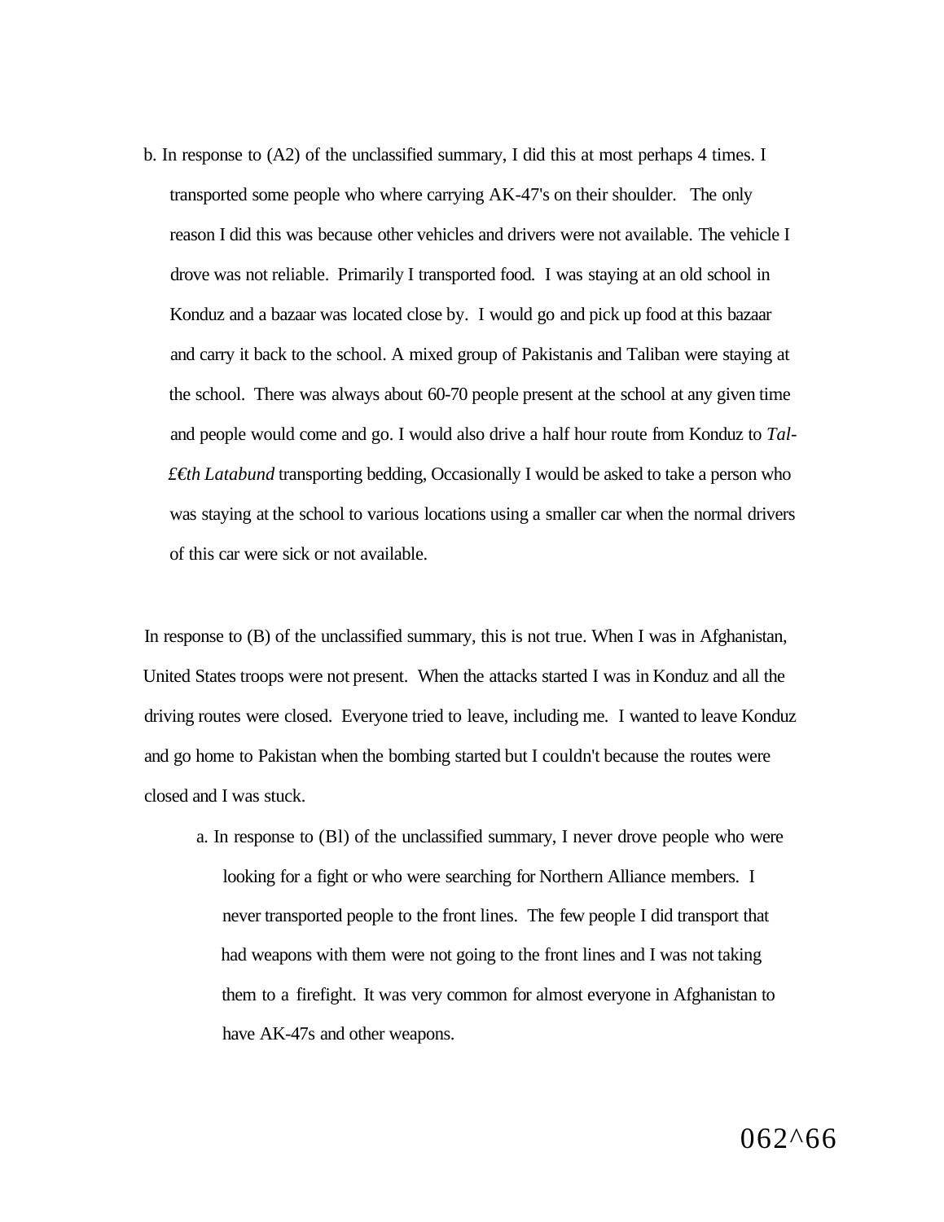b. In response to (A2) of the unclassified summary, I did this at most perhaps 4 times. I transported some people who where carrying AK-47's on their shoulder. The only reason I did this was because other vehicles and drivers were not available. The vehicle I drove was not reliable. Primarily I transported food. I was staying at an old school in Konduz and a bazaar was located close by. I would go and pick up food at this bazaar and carry it back to the school. A mixed group of Pakistanis and Taliban were staying at the school. There was always about 60-70 people present at the school at any given time and people would come and go. I would also drive a half hour route from Konduz to *Tal-£€th Latabund* transporting bedding, Occasionally I would be asked to take a person who was staying at the school to various locations using a smaller car when the normal drivers of this car were sick or not available.

In response to (B) of the unclassified summary, this is not true. When I was in Afghanistan, United States troops were not present. When the attacks started I was in Konduz and all the driving routes were closed. Everyone tried to leave, including me. I wanted to leave Konduz and go home to Pakistan when the bombing started but I couldn't because the routes were closed and I was stuck.

a. In response to (Bl) of the unclassified summary, I never drove people who were looking for a fight or who were searching for Northern Alliance members. I never transported people to the front lines. The few people I did transport that had weapons with them were not going to the front lines and I was not taking them to a firefight. It was very common for almost everyone in Afghanistan to have AK-47s and other weapons.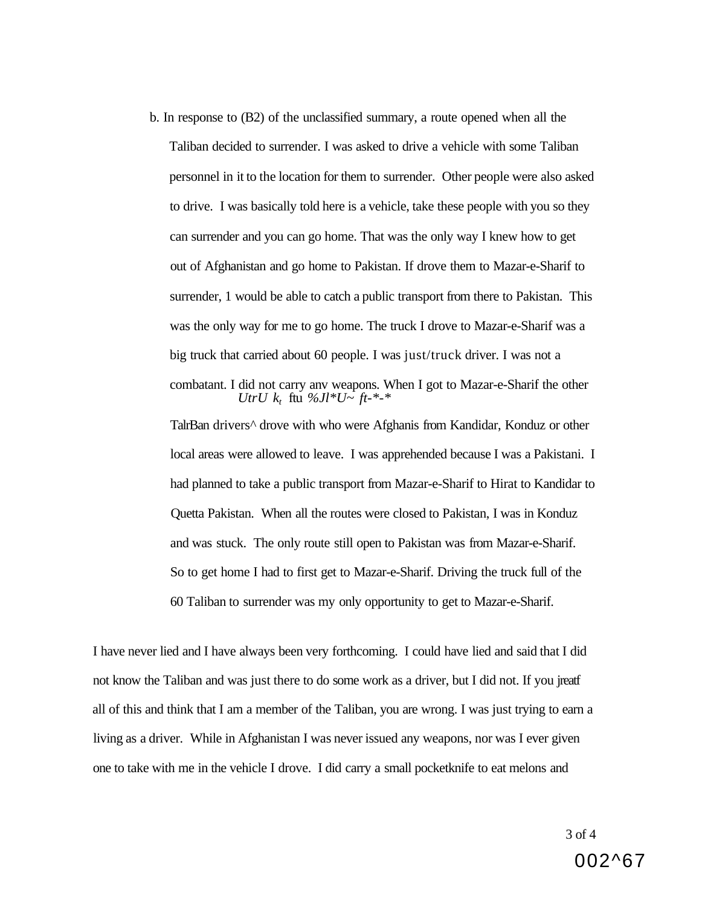b. In response to (B2) of the unclassified summary, a route opened when all the Taliban decided to surrender. I was asked to drive a vehicle with some Taliban personnel in it to the location for them to surrender. Other people were also asked to drive. I was basically told here is a vehicle, take these people with you so they can surrender and you can go home. That was the only way I knew how to get out of Afghanistan and go home to Pakistan. If drove them to Mazar-e-Sharif to surrender, 1 would be able to catch a public transport from there to Pakistan. This was the only way for me to go home. The truck I drove to Mazar-e-Sharif was a big truck that carried about 60 people. I was just/truck driver. I was not a combatant. I did not carry anv weapons. When I got to Mazar-e-Sharif the other

*UtrU $k_t$ ftu %Jl*U~ ft-*-**

TalrBan drivers^ drove with who were Afghanis from Kandidar, Konduz or other local areas were allowed to leave. I was apprehended because I was a Pakistani. I had planned to take a public transport from Mazar-e-Sharif to Hirat to Kandidar to Quetta Pakistan. When all the routes were closed to Pakistan, I was in Konduz and was stuck. The only route still open to Pakistan was from Mazar-e-Sharif. So to get home I had to first get to Mazar-e-Sharif. Driving the truck full of the 60 Taliban to surrender was my only opportunity to get to Mazar-e-Sharif.

I have never lied and I have always been very forthcoming. I could have lied and said that I did not know the Taliban and was just there to do some work as a driver, but I did not. If you jreatf all of this and think that I am a member of the Taliban, you are wrong. I was just trying to earn a living as a driver. While in Afghanistan I was never issued any weapons, nor was I ever given one to take with me in the vehicle I drove. I did carry a small pocketknife to eat melons and

002^67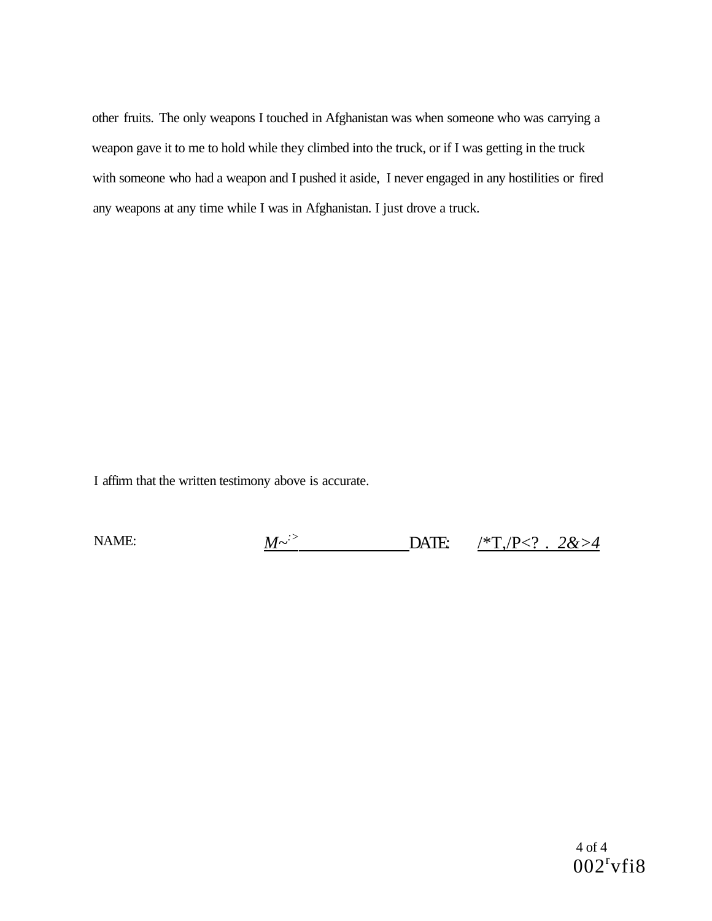other fruits. The only weapons I touched in Afghanistan was when someone who was carrying a weapon gave it to me to hold while they climbed into the truck, or if I was getting in the truck with someone who had a weapon and I pushed it aside, I never engaged in any hostilities or fired any weapons at any time while I was in Afghanistan. I just drove a truck.

I affirm that the written testimony above is accurate.

NAME: M~:> DATE: /*T,/P<? . 2&>4

002rvfi8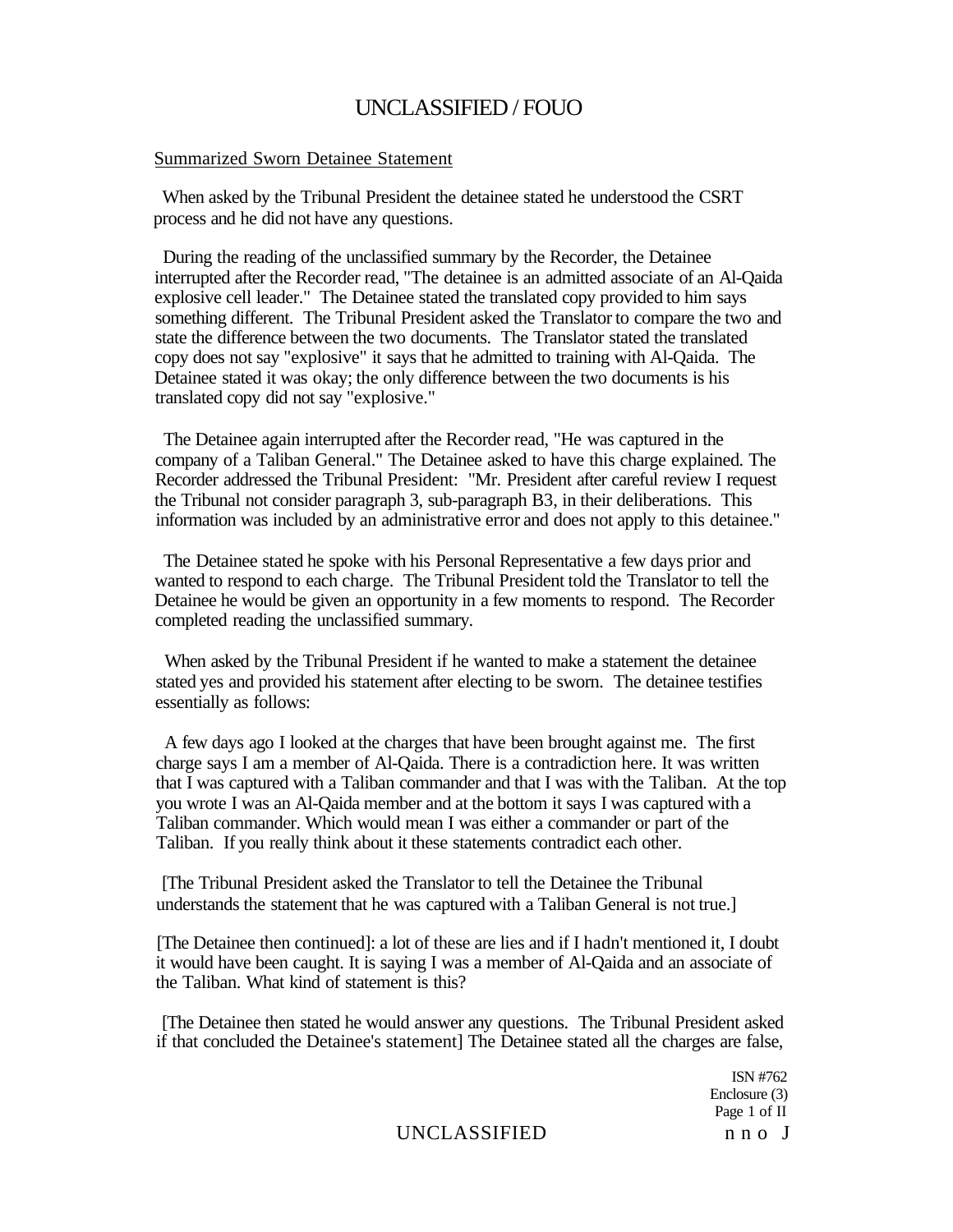Summarized Sworn Detainee Statement

When asked by the Tribunal President the detainee stated he understood the CSRT process and he did not have any questions.

During the reading of the unclassified summary by the Recorder, the Detainee interrupted after the Recorder read, "The detainee is an admitted associate of an Al-Qaida explosive cell leader." The Detainee stated the translated copy provided to him says something different. The Tribunal President asked the Translator to compare the two and state the difference between the two documents. The Translator stated the translated copy does not say "explosive" it says that he admitted to training with Al-Qaida. The Detainee stated it was okay; the only difference between the two documents is his translated copy did not say "explosive."

The Detainee again interrupted after the Recorder read, "He was captured in the company of a Taliban General." The Detainee asked to have this charge explained. The Recorder addressed the Tribunal President: "Mr. President after careful review I request the Tribunal not consider paragraph 3, sub-paragraph B3, in their deliberations. This information was included by an administrative error and does not apply to this detainee."

The Detainee stated he spoke with his Personal Representative a few days prior and wanted to respond to each charge. The Tribunal President told the Translator to tell the Detainee he would be given an opportunity in a few moments to respond. The Recorder completed reading the unclassified summary.

When asked by the Tribunal President if he wanted to make a statement the detainee stated yes and provided his statement after electing to be sworn. The detainee testifies essentially as follows:

A few days ago I looked at the charges that have been brought against me. The first charge says I am a member of Al-Qaida. There is a contradiction here. It was written that I was captured with a Taliban commander and that I was with the Taliban. At the top you wrote I was an Al-Qaida member and at the bottom it says I was captured with a Taliban commander. Which would mean I was either a commander or part of the Taliban. If you really think about it these statements contradict each other.

[The Tribunal President asked the Translator to tell the Detainee the Tribunal understands the statement that he was captured with a Taliban General is not true.]

[The Detainee then continued]: a lot of these are lies and if I hadn't mentioned it, I doubt it would have been caught. It is saying I was a member of Al-Qaida and an associate of the Taliban. What kind of statement is this?

[The Detainee then stated he would answer any questions. The Tribunal President asked if that concluded the Detainee's statement] The Detainee stated all the charges are false,

ISN #762
Enclosure (3)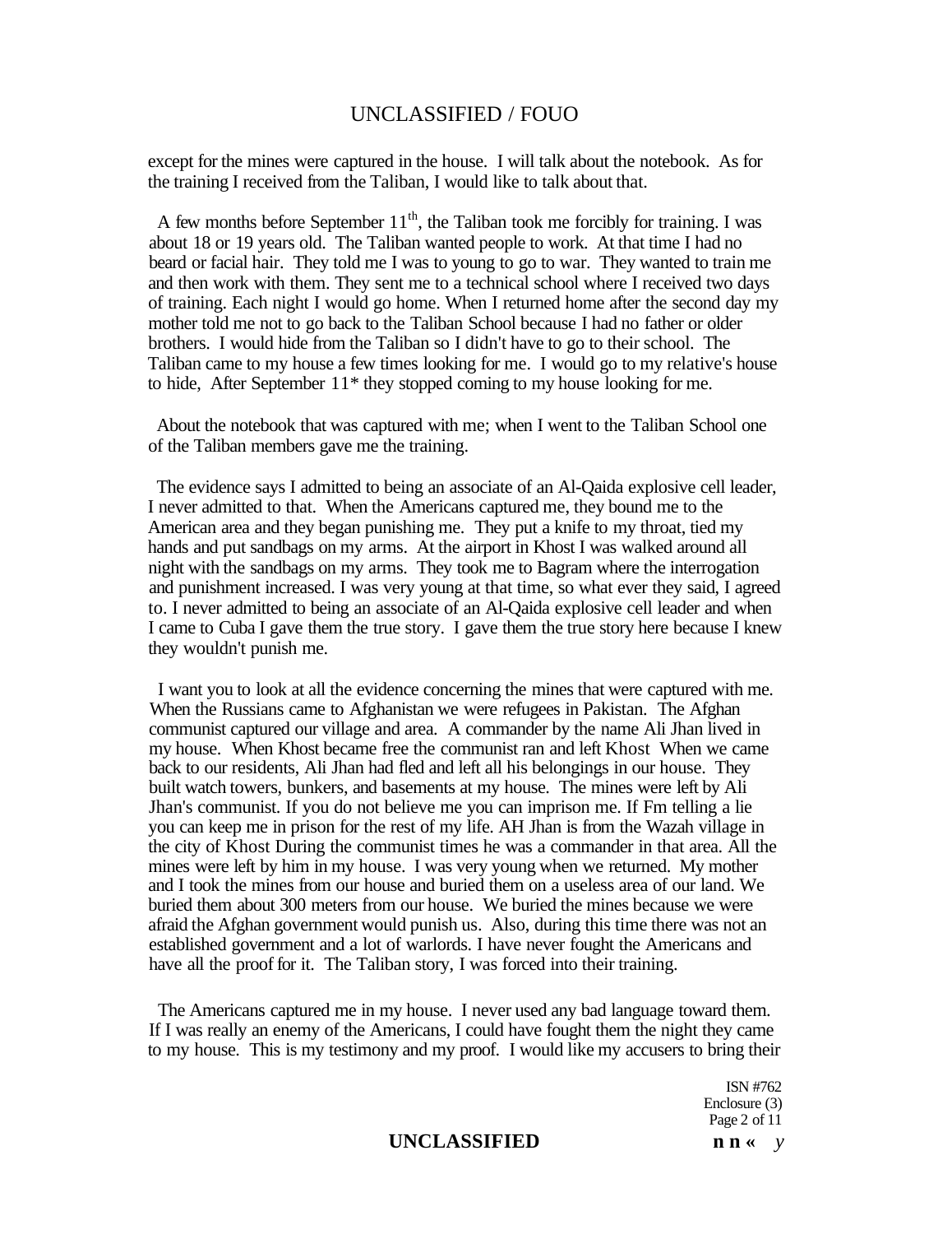except for the mines were captured in the house. I will talk about the notebook. As for the training I received from the Taliban, I would like to talk about that.

A few months before September 11th, the Taliban took me forcibly for training. I was about 18 or 19 years old. The Taliban wanted people to work. At that time I had no beard or facial hair. They told me I was to young to go to war. They wanted to train me and then work with them. They sent me to a technical school where I received two days of training. Each night I would go home. When I returned home after the second day my mother told me not to go back to the Taliban School because I had no father or older brothers. I would hide from the Taliban so I didn't have to go to their school. The Taliban came to my house a few times looking for me. I would go to my relative's house to hide, After September 11* they stopped coming to my house looking for me.

About the notebook that was captured with me; when I went to the Taliban School one of the Taliban members gave me the training.

The evidence says I admitted to being an associate of an Al-Qaida explosive cell leader, I never admitted to that. When the Americans captured me, they bound me to the American area and they began punishing me. They put a knife to my throat, tied my hands and put sandbags on my arms. At the airport in Khost I was walked around all night with the sandbags on my arms. They took me to Bagram where the interrogation and punishment increased. I was very young at that time, so what ever they said, I agreed to. I never admitted to being an associate of an Al-Qaida explosive cell leader and when I came to Cuba I gave them the true story. I gave them the true story here because I knew they wouldn't punish me.

I want you to look at all the evidence concerning the mines that were captured with me. When the Russians came to Afghanistan we were refugees in Pakistan. The Afghan communist captured our village and area. A commander by the name Ali Jhan lived in my house. When Khost became free the communist ran and left Khost When we came back to our residents, Ali Jhan had fled and left all his belongings in our house. They built watch towers, bunkers, and basements at my house. The mines were left by Ali Jhan's communist. If you do not believe me you can imprison me. If Fm telling a lie you can keep me in prison for the rest of my life. AH Jhan is from the Wazah village in the city of Khost During the communist times he was a commander in that area. All the mines were left by him in my house. I was very young when we returned. My mother and I took the mines from our house and buried them on a useless area of our land. We buried them about 300 meters from our house. We buried the mines because we were afraid the Afghan government would punish us. Also, during this time there was not an established government and a lot of warlords. I have never fought the Americans and have all the proof for it. The Taliban story, I was forced into their training.

The Americans captured me in my house. I never used any bad language toward them. If I was really an enemy of the Americans, I could have fought them the night they came to my house. This is my testimony and my proof. I would like my accusers to bring their

ISN #762
Enclosure (3)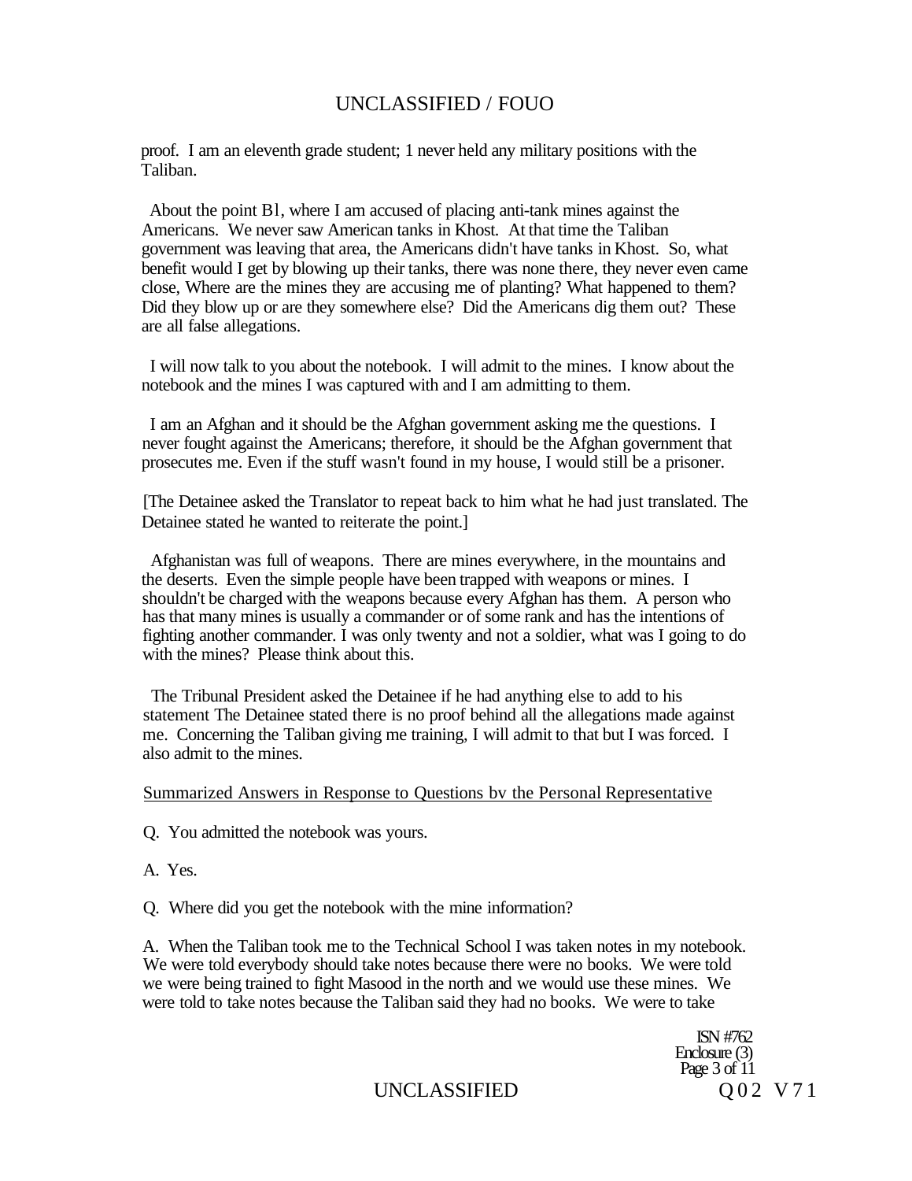proof. I am an eleventh grade student; 1 never held any military positions with the Taliban.

About the point B1, where I am accused of placing anti-tank mines against the Americans. We never saw American tanks in Khost. At that time the Taliban government was leaving that area, the Americans didn't have tanks in Khost. So, what benefit would I get by blowing up their tanks, there was none there, they never even came close, Where are the mines they are accusing me of planting? What happened to them? Did they blow up or are they somewhere else? Did the Americans dig them out? These are all false allegations.

I will now talk to you about the notebook. I will admit to the mines. I know about the notebook and the mines I was captured with and I am admitting to them.

I am an Afghan and it should be the Afghan government asking me the questions. I never fought against the Americans; therefore, it should be the Afghan government that prosecutes me. Even if the stuff wasn't found in my house, I would still be a prisoner.

[The Detainee asked the Translator to repeat back to him what he had just translated. The Detainee stated he wanted to reiterate the point.]

Afghanistan was full of weapons. There are mines everywhere, in the mountains and the deserts. Even the simple people have been trapped with weapons or mines. I shouldn't be charged with the weapons because every Afghan has them. A person who has that many mines is usually a commander or of some rank and has the intentions of fighting another commander. I was only twenty and not a soldier, what was I going to do with the mines? Please think about this.

The Tribunal President asked the Detainee if he had anything else to add to his statement The Detainee stated there is no proof behind all the allegations made against me. Concerning the Taliban giving me training, I will admit to that but I was forced. I also admit to the mines.

Summarized Answers in Response to Questions bv the Personal Representative

Q. You admitted the notebook was yours.

A. Yes.

Q. Where did you get the notebook with the mine information?

A. When the Taliban took me to the Technical School I was taken notes in my notebook. We were told everybody should take notes because there were no books. We were told we were being trained to fight Masood in the north and we would use these mines. We were told to take notes because the Taliban said they had no books. We were to take

ISN #762
Enclosure (3)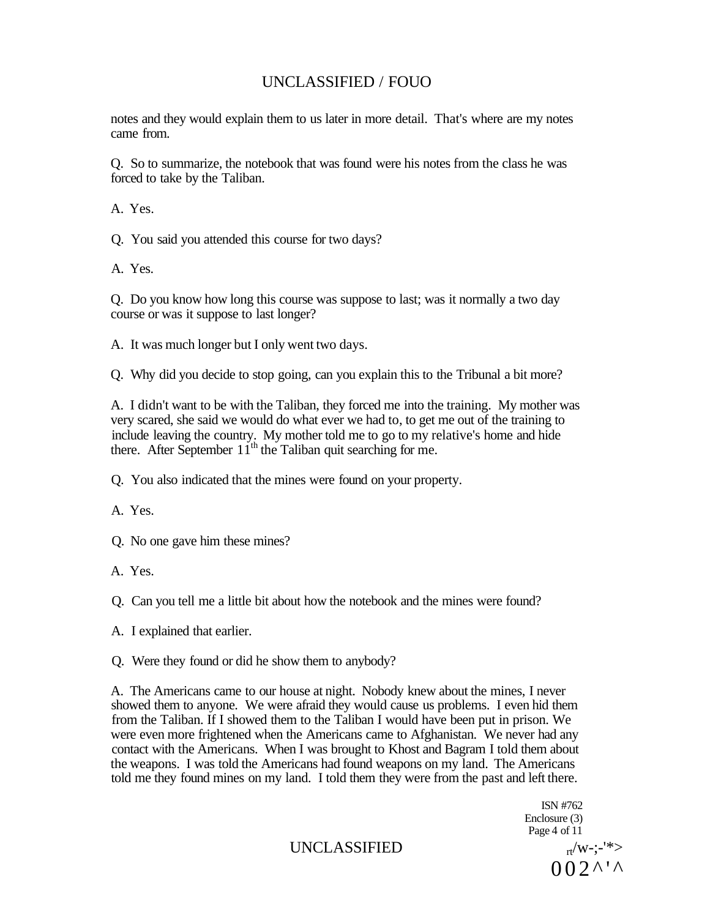notes and they would explain them to us later in more detail. That's where are my notes came from.

Q. So to summarize, the notebook that was found were his notes from the class he was forced to take by the Taliban.

A. Yes.

Q. You said you attended this course for two days?

A. Yes.

Q. Do you know how long this course was suppose to last; was it normally a two day course or was it suppose to last longer?

A. It was much longer but I only went two days.

Q. Why did you decide to stop going, can you explain this to the Tribunal a bit more?

A. I didn't want to be with the Taliban, they forced me into the training. My mother was very scared, she said we would do what ever we had to, to get me out of the training to include leaving the country. My mother told me to go to my relative's home and hide there. After September 11th the Taliban quit searching for me.

Q. You also indicated that the mines were found on your property.

A. Yes.

Q. No one gave him these mines?

A. Yes.

Q. Can you tell me a little bit about how the notebook and the mines were found?

A. I explained that earlier.

Q. Were they found or did he show them to anybody?

A. The Americans came to our house at night. Nobody knew about the mines, I never showed them to anyone. We were afraid they would cause us problems. I even hid them from the Taliban. If I showed them to the Taliban I would have been put in prison. We were even more frightened when the Americans came to Afghanistan. We never had any contact with the Americans. When I was brought to Khost and Bagram I told them about the weapons. I was told the Americans had found weapons on my land. The Americans told me they found mines on my land. I told them they were from the past and left there.

ISN #762
Enclosure (3)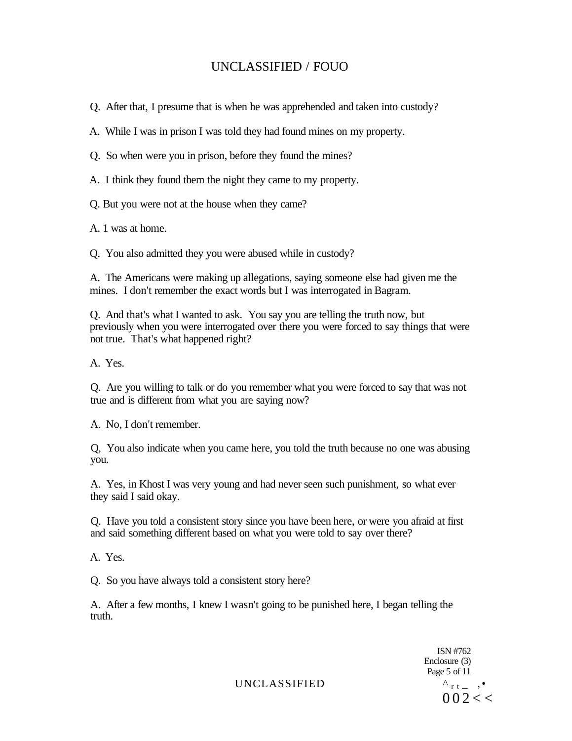Q. After that, I presume that is when he was apprehended and taken into custody?

A. While I was in prison I was told they had found mines on my property.

Q. So when were you in prison, before they found the mines?

A. I think they found them the night they came to my property.

Q. But you were not at the house when they came?

A. 1 was at home.

Q. You also admitted they you were abused while in custody?

A. The Americans were making up allegations, saying someone else had given me the mines. I don't remember the exact words but I was interrogated in Bagram.

Q. And that's what I wanted to ask. You say you are telling the truth now, but previously when you were interrogated over there you were forced to say things that were not true. That's what happened right?

A. Yes.

Q. Are you willing to talk or do you remember what you were forced to say that was not true and is different from what you are saying now?

A. No, I don't remember.

Q, You also indicate when you came here, you told the truth because no one was abusing you.

A. Yes, in Khost I was very young and had never seen such punishment, so what ever they said I said okay.

Q. Have you told a consistent story since you have been here, or were you afraid at first and said something different based on what you were told to say over there?

A. Yes.

Q. So you have always told a consistent story here?

A. After a few months, I knew I wasn't going to be punished here, I began telling the truth.

ISN #762
Enclosure (3)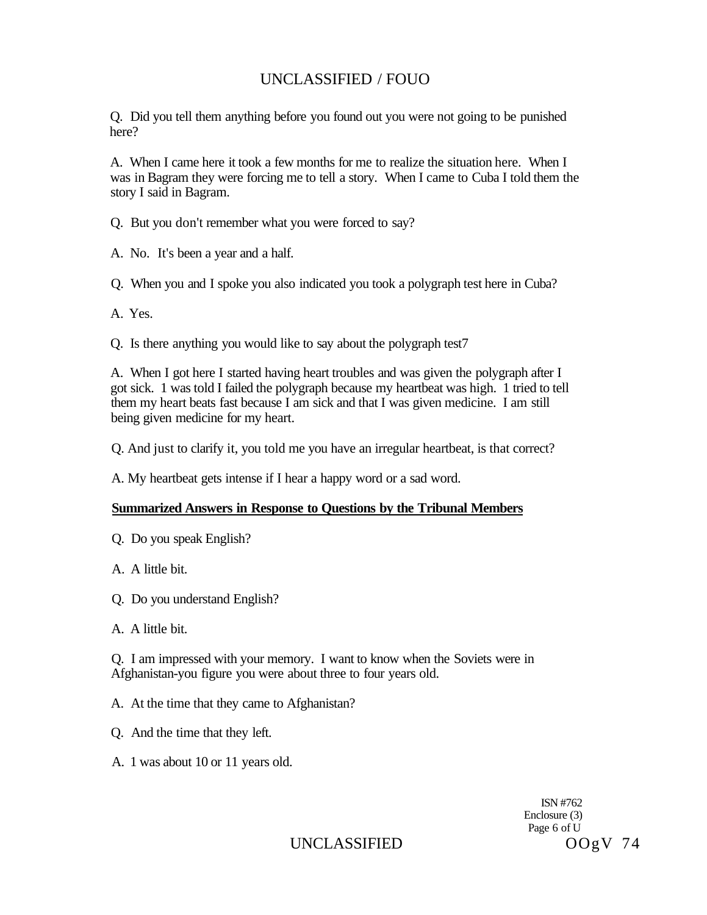Q. Did you tell them anything before you found out you were not going to be punished here?

A. When I came here it took a few months for me to realize the situation here. When I was in Bagram they were forcing me to tell a story. When I came to Cuba I told them the story I said in Bagram.

Q. But you don't remember what you were forced to say?

A. No. It's been a year and a half.

Q. When you and I spoke you also indicated you took a polygraph test here in Cuba?

A. Yes.

Q. Is there anything you would like to say about the polygraph test7

A. When I got here I started having heart troubles and was given the polygraph after I got sick. 1 was told I failed the polygraph because my heartbeat was high. 1 tried to tell them my heart beats fast because I am sick and that I was given medicine. I am still being given medicine for my heart.

Q. And just to clarify it, you told me you have an irregular heartbeat, is that correct?

A. My heartbeat gets intense if I hear a happy word or a sad word.

**Summarized Answers in Response to Questions by the Tribunal Members**

Q. Do you speak English?

A. A little bit.

Q. Do you understand English?

A. A little bit.

Q. I am impressed with your memory. I want to know when the Soviets were in Afghanistan-you figure you were about three to four years old.

A. At the time that they came to Afghanistan?

Q. And the time that they left.

A. 1 was about 10 or 11 years old.

ISN #762
Enclosure (3)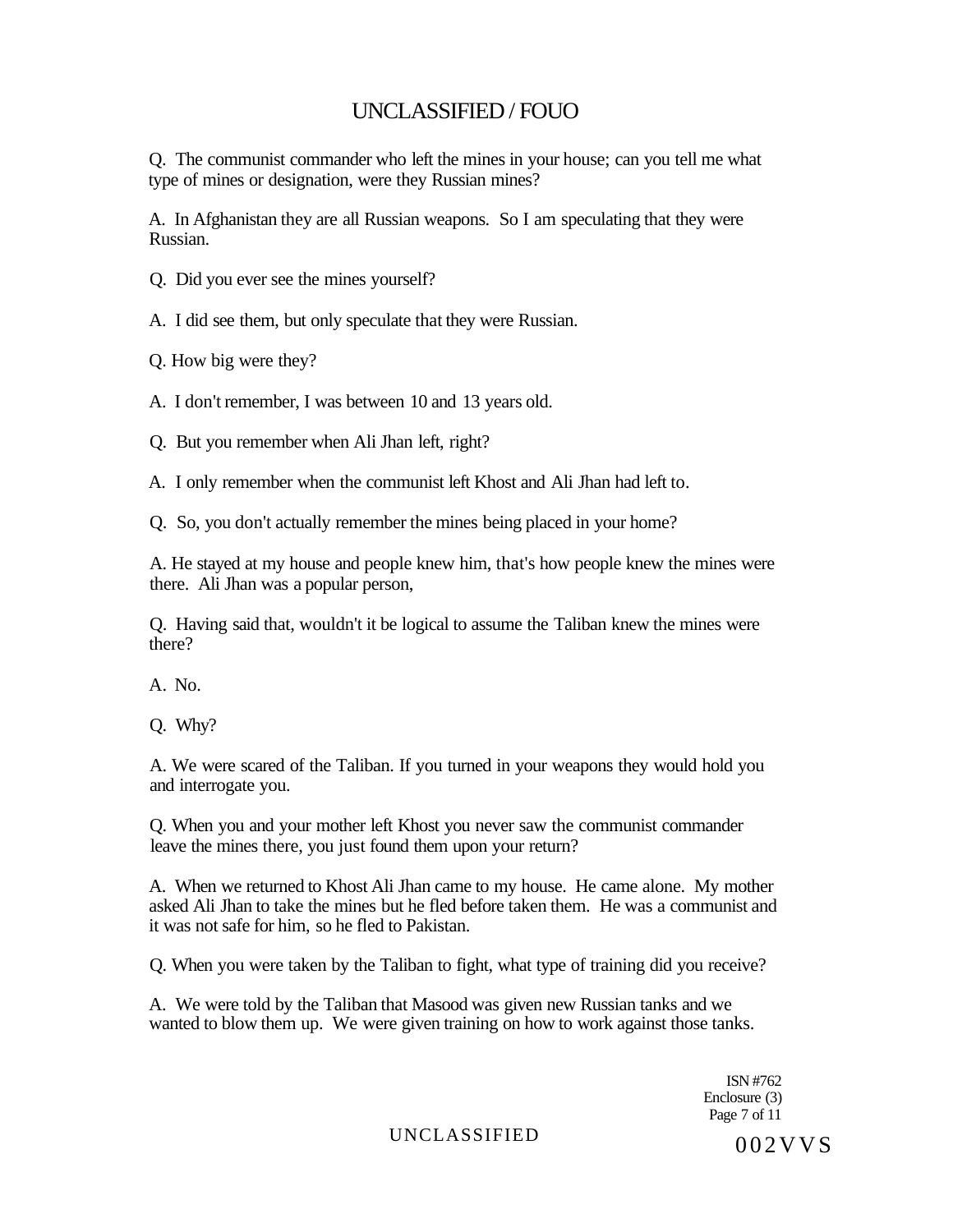Q. The communist commander who left the mines in your house; can you tell me what type of mines or designation, were they Russian mines?

A. In Afghanistan they are all Russian weapons. So I am speculating that they were Russian.

Q. Did you ever see the mines yourself?

A. I did see them, but only speculate that they were Russian.

Q. How big were they?

A. I don't remember, I was between 10 and 13 years old.

Q. But you remember when Ali Jhan left, right?

A. I only remember when the communist left Khost and Ali Jhan had left to.

Q. So, you don't actually remember the mines being placed in your home?

A. He stayed at my house and people knew him, that's how people knew the mines were there. Ali Jhan was a popular person,

Q. Having said that, wouldn't it be logical to assume the Taliban knew the mines were there?

A. No.

Q. Why?

A. We were scared of the Taliban. If you turned in your weapons they would hold you and interrogate you.

Q. When you and your mother left Khost you never saw the communist commander leave the mines there, you just found them upon your return?

A. When we returned to Khost Ali Jhan came to my house. He came alone. My mother asked Ali Jhan to take the mines but he fled before taken them. He was a communist and it was not safe for him, so he fled to Pakistan.

Q. When you were taken by the Taliban to fight, what type of training did you receive?

A. We were told by the Taliban that Masood was given new Russian tanks and we wanted to blow them up. We were given training on how to work against those tanks.

ISN #762
Enclosure (3)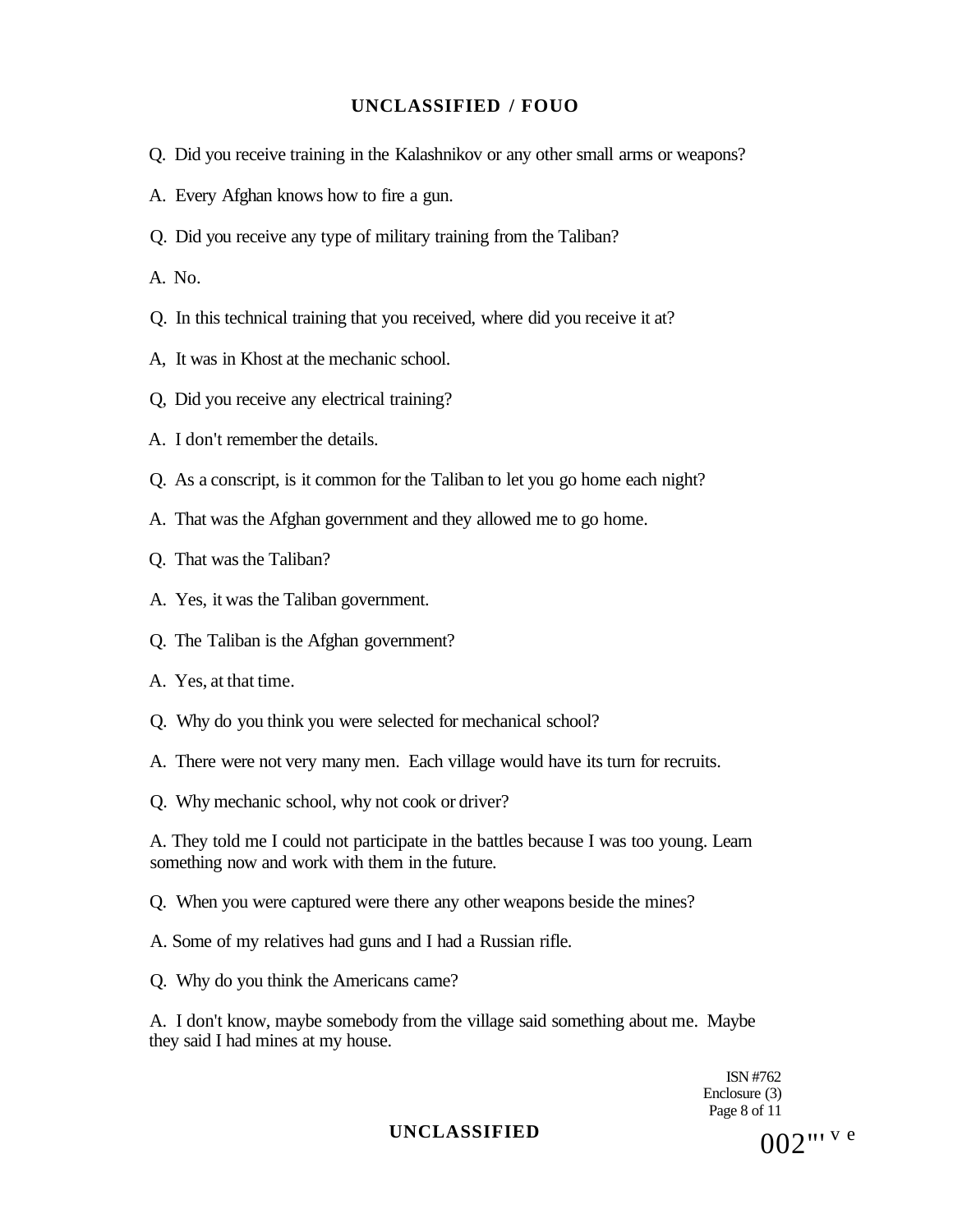Q. Did you receive training in the Kalashnikov or any other small arms or weapons?

A. Every Afghan knows how to fire a gun.

Q. Did you receive any type of military training from the Taliban?

A. No.

Q. In this technical training that you received, where did you receive it at?

A, It was in Khost at the mechanic school.

Q, Did you receive any electrical training?

A. I don't remember the details.

Q. As a conscript, is it common for the Taliban to let you go home each night?

A. That was the Afghan government and they allowed me to go home.

Q. That was the Taliban?

A. Yes, it was the Taliban government.

Q. The Taliban is the Afghan government?

A. Yes, at that time.

Q. Why do you think you were selected for mechanical school?

A. There were not very many men. Each village would have its turn for recruits.

Q. Why mechanic school, why not cook or driver?

A. They told me I could not participate in the battles because I was too young. Learn something now and work with them in the future.

Q. When you were captured were there any other weapons beside the mines?

A. Some of my relatives had guns and I had a Russian rifle.

Q. Why do you think the Americans came?

A. I don't know, maybe somebody from the village said something about me. Maybe they said I had mines at my house.

ISN #762
Enclosure (3)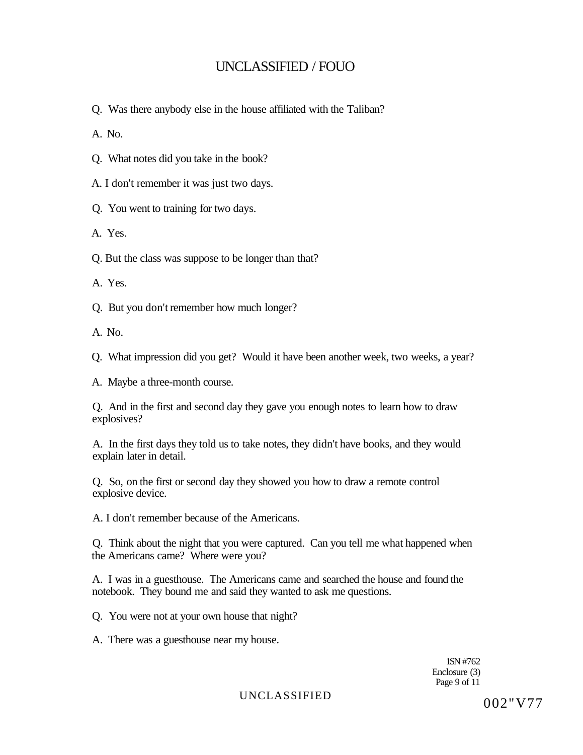Q. Was there anybody else in the house affiliated with the Taliban?

A. No.

Q. What notes did you take in the book?

A. I don't remember it was just two days.

Q. You went to training for two days.

A. Yes.

Q. But the class was suppose to be longer than that?

A. Yes.

Q. But you don't remember how much longer?

A. No.

Q. What impression did you get? Would it have been another week, two weeks, a year?

A. Maybe a three-month course.

Q. And in the first and second day they gave you enough notes to learn how to draw explosives?

A. In the first days they told us to take notes, they didn't have books, and they would explain later in detail.

Q. So, on the first or second day they showed you how to draw a remote control explosive device.

A. I don't remember because of the Americans.

Q. Think about the night that you were captured. Can you tell me what happened when the Americans came? Where were you?

A. I was in a guesthouse. The Americans came and searched the house and found the notebook. They bound me and said they wanted to ask me questions.

Q. You were not at your own house that night?

A. There was a guesthouse near my house.

1SN #762
Enclosure (3)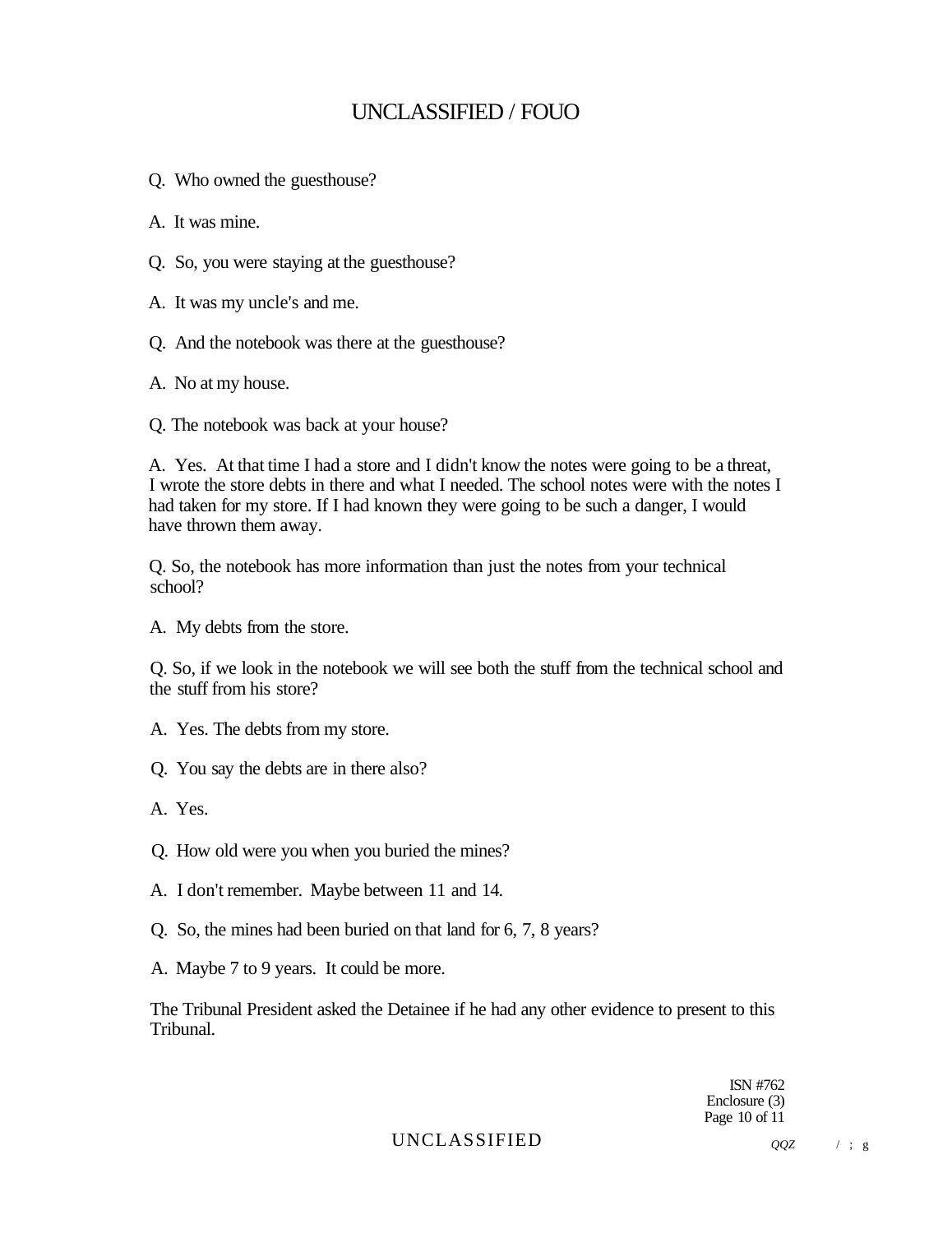Q. Who owned the guesthouse?

A. It was mine.

Q. So, you were staying at the guesthouse?

A. It was my uncle's and me.

Q. And the notebook was there at the guesthouse?

A. No at my house.

Q. The notebook was back at your house?

A. Yes. At that time I had a store and I didn't know the notes were going to be a threat, I wrote the store debts in there and what I needed. The school notes were with the notes I had taken for my store. If I had known they were going to be such a danger, I would have thrown them away.

Q. So, the notebook has more information than just the notes from your technical school?

A. My debts from the store.

Q. So, if we look in the notebook we will see both the stuff from the technical school and the stuff from his store?

A. Yes. The debts from my store.

Q. You say the debts are in there also?

A. Yes.

Q. How old were you when you buried the mines?

A. I don't remember. Maybe between 11 and 14.

Q. So, the mines had been buried on that land for 6, 7, 8 years?

A. Maybe 7 to 9 years. It could be more.

The Tribunal President asked the Detainee if he had any other evidence to present to this Tribunal.

ISN #762
Enclosure (3)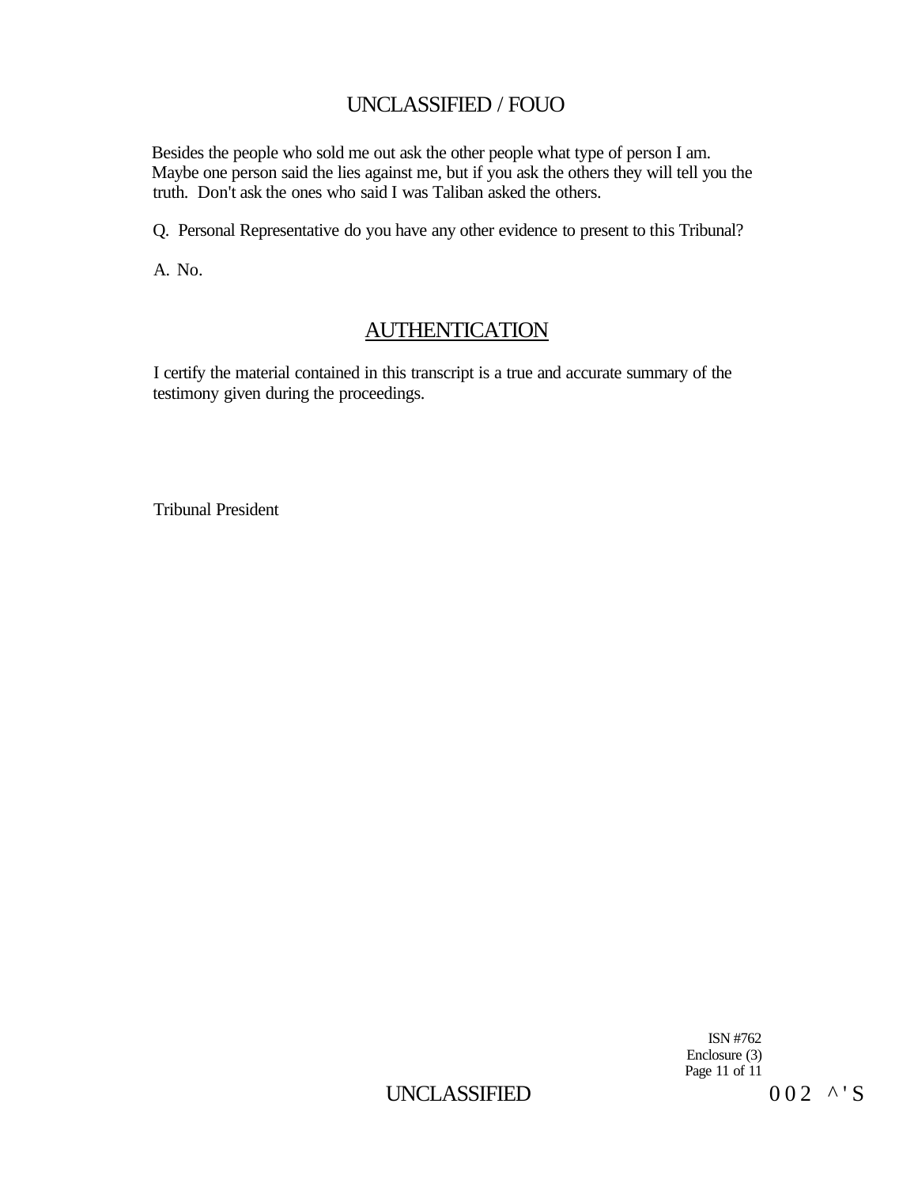Besides the people who sold me out ask the other people what type of person I am. Maybe one person said the lies against me, but if you ask the others they will tell you the truth. Don't ask the ones who said I was Taliban asked the others.

Q. Personal Representative do you have any other evidence to present to this Tribunal?

A. No.

## AUTHENTICATION

I certify the material contained in this transcript is a true and accurate summary of the testimony given during the proceedings.

Tribunal President

ISN #762
Enclosure (3)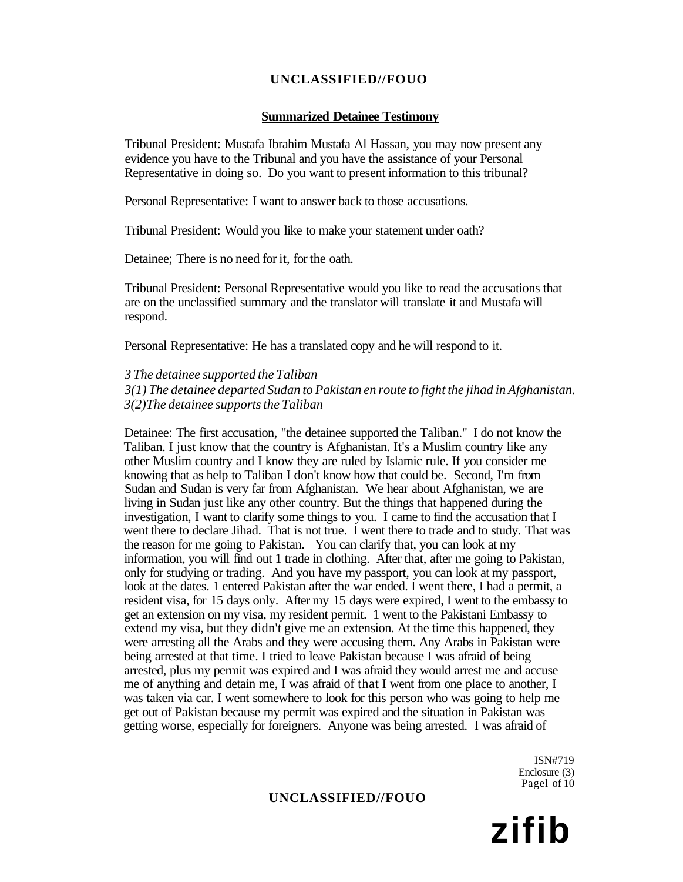## Summarized Detainee Testimony

Tribunal President: Mustafa Ibrahim Mustafa Al Hassan, you may now present any evidence you have to the Tribunal and you have the assistance of your Personal Representative in doing so. Do you want to present information to this tribunal?

Personal Representative: I want to answer back to those accusations.

Tribunal President: Would you like to make your statement under oath?

Detainee; There is no need for it, for the oath.

Tribunal President: Personal Representative would you like to read the accusations that are on the unclassified summary and the translator will translate it and Mustafa will respond.

Personal Representative: He has a translated copy and he will respond to it.

*3 The detainee supported the Taliban*
*3(1) The detainee departed Sudan to Pakistan en route to fight the jihad in Afghanistan.*
*3(2)The detainee supports the Taliban*

Detainee: The first accusation, "the detainee supported the Taliban." I do not know the Taliban. I just know that the country is Afghanistan. It's a Muslim country like any other Muslim country and I know they are ruled by Islamic rule. If you consider me knowing that as help to Taliban I don't know how that could be. Second, I'm from Sudan and Sudan is very far from Afghanistan. We hear about Afghanistan, we are living in Sudan just like any other country. But the things that happened during the investigation, I want to clarify some things to you. I came to find the accusation that I went there to declare Jihad. That is not true. I went there to trade and to study. That was the reason for me going to Pakistan. You can clarify that, you can look at my information, you will find out 1 trade in clothing. After that, after me going to Pakistan, only for studying or trading. And you have my passport, you can look at my passport, look at the dates. 1 entered Pakistan after the war ended. I went there, I had a permit, a resident visa, for 15 days only. After my 15 days were expired, I went to the embassy to get an extension on my visa, my resident permit. 1 went to the Pakistani Embassy to extend my visa, but they didn't give me an extension. At the time this happened, they were arresting all the Arabs and they were accusing them. Any Arabs in Pakistan were being arrested at that time. I tried to leave Pakistan because I was afraid of being arrested, plus my permit was expired and I was afraid they would arrest me and accuse me of anything and detain me, I was afraid of that I went from one place to another, I was taken via car. I went somewhere to look for this person who was going to help me get out of Pakistan because my permit was expired and the situation in Pakistan was getting worse, especially for foreigners. Anyone was being arrested. I was afraid of

ISN#719
Enclosure (3)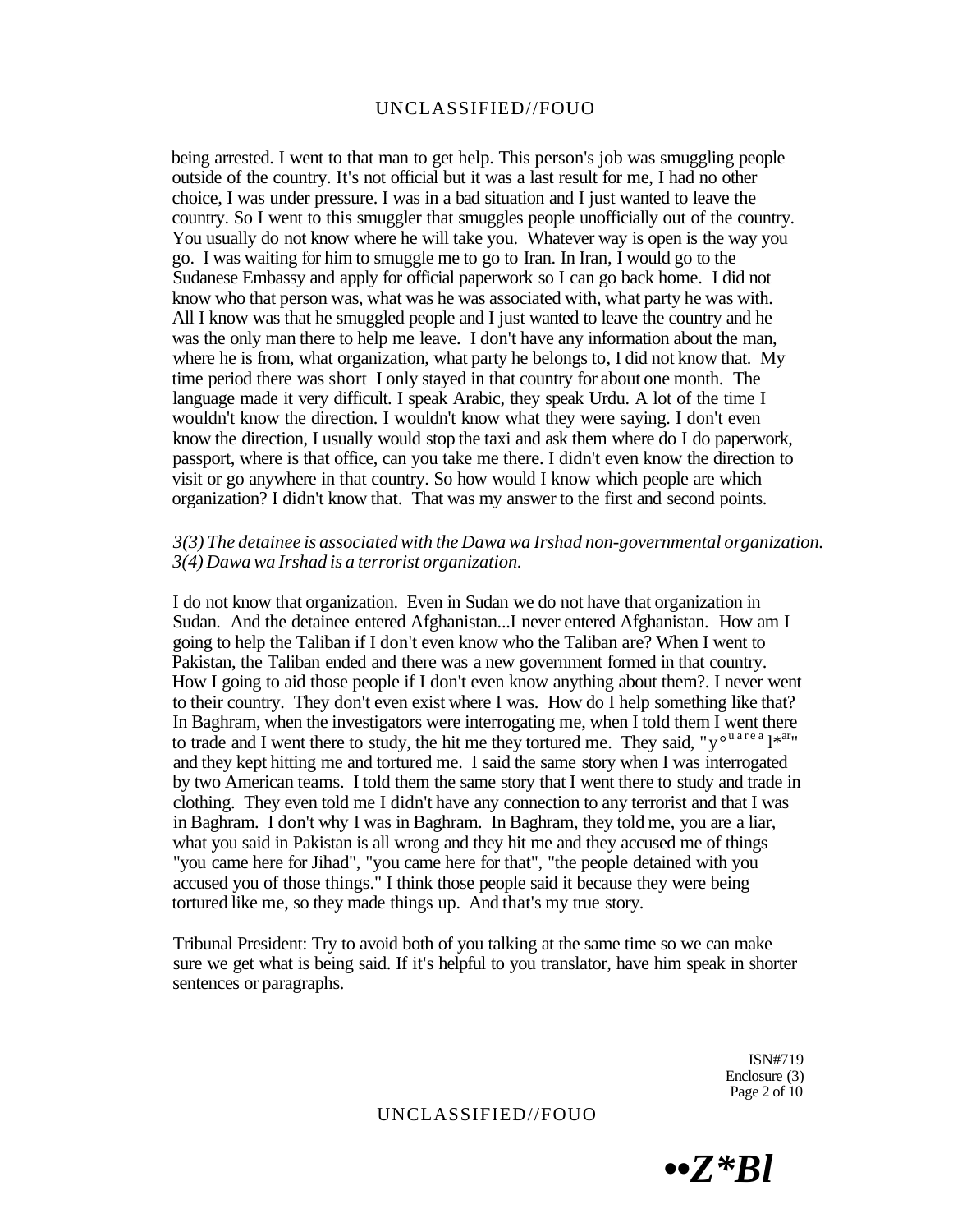being arrested. I went to that man to get help. This person's job was smuggling people outside of the country. It's not official but it was a last result for me, I had no other choice, I was under pressure. I was in a bad situation and I just wanted to leave the country. So I went to this smuggler that smuggles people unofficially out of the country. You usually do not know where he will take you. Whatever way is open is the way you go. I was waiting for him to smuggle me to go to Iran. In Iran, I would go to the Sudanese Embassy and apply for official paperwork so I can go back home. I did not know who that person was, what was he was associated with, what party he was with. All I know was that he smuggled people and I just wanted to leave the country and he was the only man there to help me leave. I don't have any information about the man, where he is from, what organization, what party he belongs to, I did not know that. My time period there was short I only stayed in that country for about one month. The language made it very difficult. I speak Arabic, they speak Urdu. A lot of the time I wouldn't know the direction. I wouldn't know what they were saying. I don't even know the direction, I usually would stop the taxi and ask them where do I do paperwork, passport, where is that office, can you take me there. I didn't even know the direction to visit or go anywhere in that country. So how would I know which people are which organization? I didn't know that. That was my answer to the first and second points.

*3(3) The detainee is associated with the Dawa wa Irshad non-governmental organization.*
*3(4) Dawa wa Irshad is a terrorist organization.*

I do not know that organization. Even in Sudan we do not have that organization in Sudan. And the detainee entered Afghanistan...I never entered Afghanistan. How am I going to help the Taliban if I don't even know who the Taliban are? When I went to Pakistan, the Taliban ended and there was a new government formed in that country. How I going to aid those people if I don't even know anything about them?. I never went to their country. They don't even exist where I was. How do I help something like that? In Baghram, when the investigators were interrogating me, when I told them I went there to trade and I went there to study, the hit me they tortured me. They said, "y°u are a l*ar" and they kept hitting me and tortured me. I said the same story when I was interrogated by two American teams. I told them the same story that I went there to study and trade in clothing. They even told me I didn't have any connection to any terrorist and that I was in Baghram. I don't why I was in Baghram. In Baghram, they told me, you are a liar, what you said in Pakistan is all wrong and they hit me and they accused me of things "you came here for Jihad", "you came here for that", "the people detained with you accused you of those things." I think those people said it because they were being tortured like me, so they made things up. And that's my true story.

Tribunal President: Try to avoid both of you talking at the same time so we can make sure we get what is being said. If it's helpful to you translator, have him speak in shorter sentences or paragraphs.

ISN#719
Enclosure (3)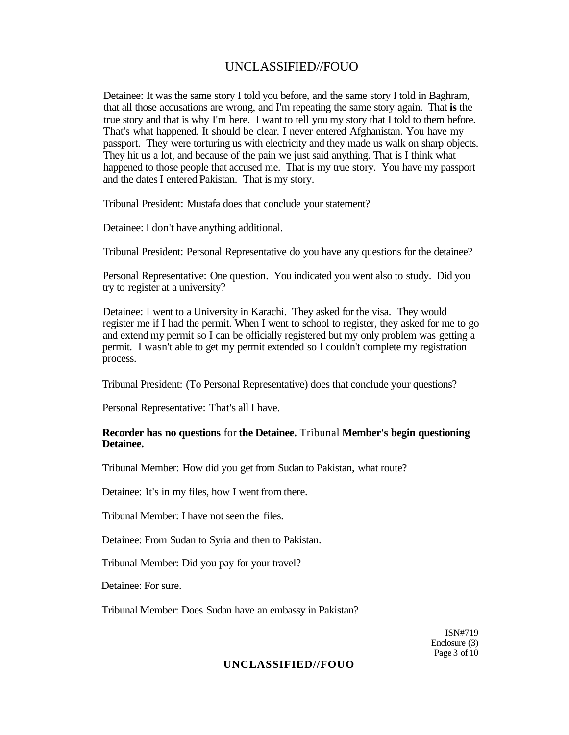Detainee: It was the same story I told you before, and the same story I told in Baghram, that all those accusations are wrong, and I'm repeating the same story again. That **is** the true story and that is why I'm here. I want to tell you my story that I told to them before. That's what happened. It should be clear. I never entered Afghanistan. You have my passport. They were torturing us with electricity and they made us walk on sharp objects. They hit us a lot, and because of the pain we just said anything. That is I think what happened to those people that accused me. That is my true story. You have my passport and the dates I entered Pakistan. That is my story.

Tribunal President: Mustafa does that conclude your statement?

Detainee: I don't have anything additional.

Tribunal President: Personal Representative do you have any questions for the detainee?

Personal Representative: One question. You indicated you went also to study. Did you try to register at a university?

Detainee: I went to a University in Karachi. They asked for the visa. They would register me if I had the permit. When I went to school to register, they asked for me to go and extend my permit so I can be officially registered but my only problem was getting a permit. I wasn't able to get my permit extended so I couldn't complete my registration process.

Tribunal President: (To Personal Representative) does that conclude your questions?

Personal Representative: That's all I have.

**Recorder has no questions** for **the Detainee.** Tribunal **Member's begin questioning Detainee.**

Tribunal Member: How did you get from Sudan to Pakistan, what route?

Detainee: It's in my files, how I went from there.

Tribunal Member: I have not seen the files.

Detainee: From Sudan to Syria and then to Pakistan.

Tribunal Member: Did you pay for your travel?

Detainee: For sure.

Tribunal Member: Does Sudan have an embassy in Pakistan?

ISN#719
Enclosure (3)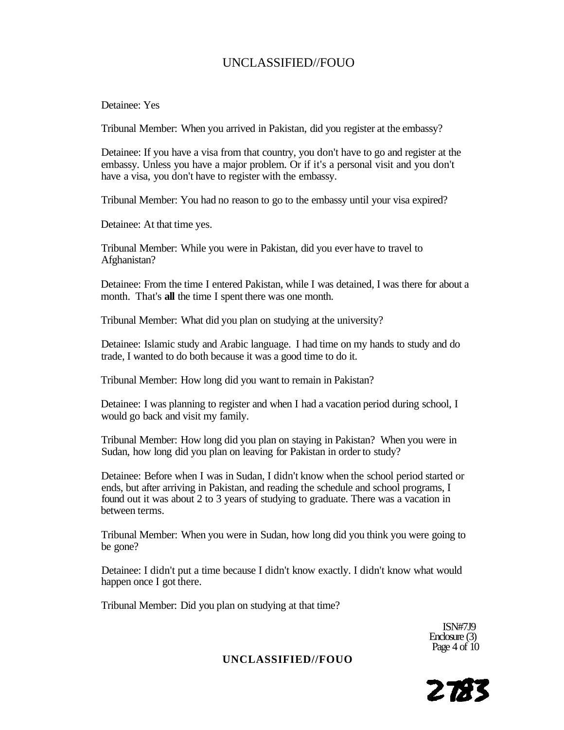Detainee: Yes

Tribunal Member: When you arrived in Pakistan, did you register at the embassy?

Detainee: If you have a visa from that country, you don't have to go and register at the embassy. Unless you have a major problem. Or if it's a personal visit and you don't have a visa, you don't have to register with the embassy.

Tribunal Member: You had no reason to go to the embassy until your visa expired?

Detainee: At that time yes.

Tribunal Member: While you were in Pakistan, did you ever have to travel to Afghanistan?

Detainee: From the time I entered Pakistan, while I was detained, I was there for about a month. That's **all** the time I spent there was one month.

Tribunal Member: What did you plan on studying at the university?

Detainee: Islamic study and Arabic language. I had time on my hands to study and do trade, I wanted to do both because it was a good time to do it.

Tribunal Member: How long did you want to remain in Pakistan?

Detainee: I was planning to register and when I had a vacation period during school, I would go back and visit my family.

Tribunal Member: How long did you plan on staying in Pakistan? When you were in Sudan, how long did you plan on leaving for Pakistan in order to study?

Detainee: Before when I was in Sudan, I didn't know when the school period started or ends, but after arriving in Pakistan, and reading the schedule and school programs, I found out it was about 2 to 3 years of studying to graduate. There was a vacation in between terms.

Tribunal Member: When you were in Sudan, how long did you think you were going to be gone?

Detainee: I didn't put a time because I didn't know exactly. I didn't know what would happen once I got there.

Tribunal Member: Did you plan on studying at that time?

ISN#7J9
Enclosure (3)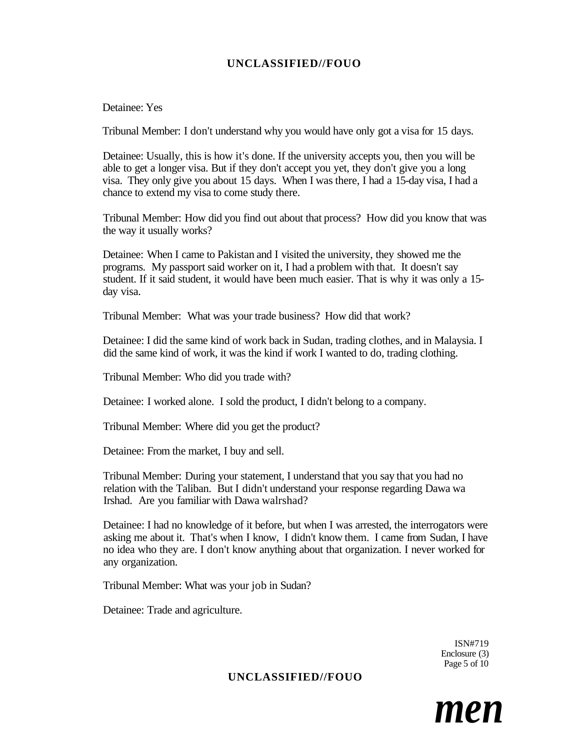Detainee: Yes

Tribunal Member: I don't understand why you would have only got a visa for 15 days.

Detainee: Usually, this is how it's done. If the university accepts you, then you will be able to get a longer visa. But if they don't accept you yet, they don't give you a long visa. They only give you about 15 days. When I was there, I had a 15-day visa, I had a chance to extend my visa to come study there.

Tribunal Member: How did you find out about that process? How did you know that was the way it usually works?

Detainee: When I came to Pakistan and I visited the university, they showed me the programs. My passport said worker on it, I had a problem with that. It doesn't say student. If it said student, it would have been much easier. That is why it was only a 15-day visa.

Tribunal Member: What was your trade business? How did that work?

Detainee: I did the same kind of work back in Sudan, trading clothes, and in Malaysia. I did the same kind of work, it was the kind if work I wanted to do, trading clothing.

Tribunal Member: Who did you trade with?

Detainee: I worked alone. I sold the product, I didn't belong to a company.

Tribunal Member: Where did you get the product?

Detainee: From the market, I buy and sell.

Tribunal Member: During your statement, I understand that you say that you had no relation with the Taliban. But I didn't understand your response regarding Dawa wa Irshad. Are you familiar with Dawa walrshad?

Detainee: I had no knowledge of it before, but when I was arrested, the interrogators were asking me about it. That's when I know, I didn't know them. I came from Sudan, I have no idea who they are. I don't know anything about that organization. I never worked for any organization.

Tribunal Member: What was your job in Sudan?

Detainee: Trade and agriculture.

ISN#719
Enclosure (3)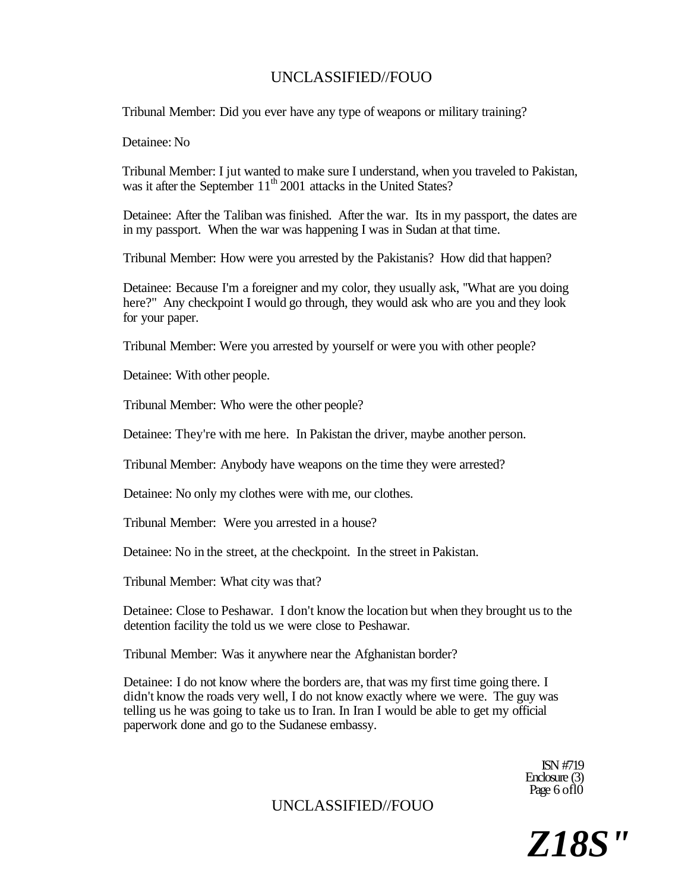Tribunal Member: Did you ever have any type of weapons or military training?

Detainee: No

Tribunal Member: I jut wanted to make sure I understand, when you traveled to Pakistan, was it after the September 11th 2001 attacks in the United States?

Detainee: After the Taliban was finished. After the war. Its in my passport, the dates are in my passport. When the war was happening I was in Sudan at that time.

Tribunal Member: How were you arrested by the Pakistanis? How did that happen?

Detainee: Because I'm a foreigner and my color, they usually ask, "What are you doing here?" Any checkpoint I would go through, they would ask who are you and they look for your paper.

Tribunal Member: Were you arrested by yourself or were you with other people?

Detainee: With other people.

Tribunal Member: Who were the other people?

Detainee: They're with me here. In Pakistan the driver, maybe another person.

Tribunal Member: Anybody have weapons on the time they were arrested?

Detainee: No only my clothes were with me, our clothes.

Tribunal Member: Were you arrested in a house?

Detainee: No in the street, at the checkpoint. In the street in Pakistan.

Tribunal Member: What city was that?

Detainee: Close to Peshawar. I don't know the location but when they brought us to the detention facility the told us we were close to Peshawar.

Tribunal Member: Was it anywhere near the Afghanistan border?

Detainee: I do not know where the borders are, that was my first time going there. I didn't know the roads very well, I do not know exactly where we were. The guy was telling us he was going to take us to Iran. In Iran I would be able to get my official paperwork done and go to the Sudanese embassy.

ISN #719
Enclosure (3)

Z18S"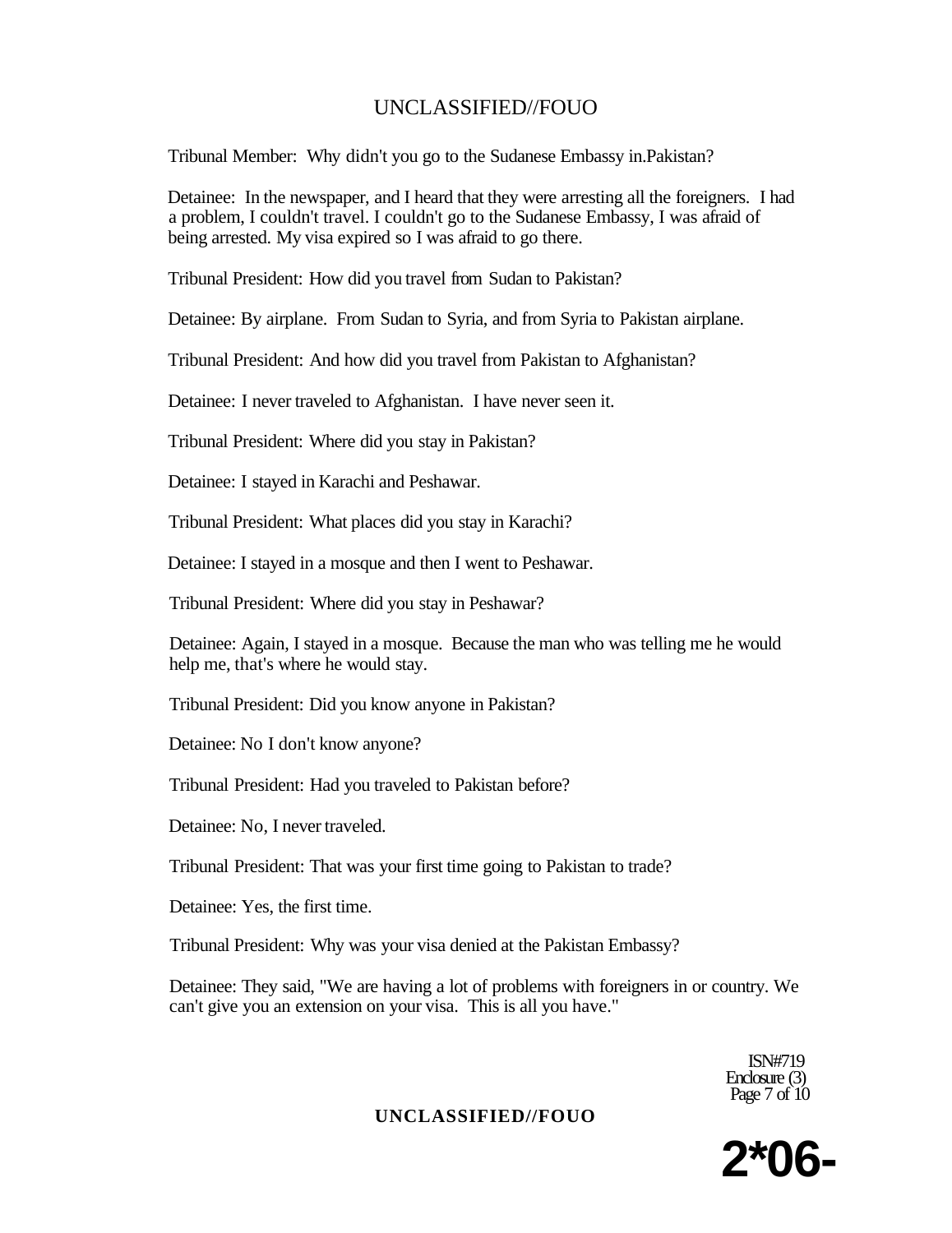Tribunal Member: Why didn't you go to the Sudanese Embassy in.Pakistan?

Detainee: In the newspaper, and I heard that they were arresting all the foreigners. I had a problem, I couldn't travel. I couldn't go to the Sudanese Embassy, I was afraid of being arrested. My visa expired so I was afraid to go there.

Tribunal President: How did you travel from Sudan to Pakistan?

Detainee: By airplane. From Sudan to Syria, and from Syria to Pakistan airplane.

Tribunal President: And how did you travel from Pakistan to Afghanistan?

Detainee: I never traveled to Afghanistan. I have never seen it.

Tribunal President: Where did you stay in Pakistan?

Detainee: I stayed in Karachi and Peshawar.

Tribunal President: What places did you stay in Karachi?

Detainee: I stayed in a mosque and then I went to Peshawar.

Tribunal President: Where did you stay in Peshawar?

Detainee: Again, I stayed in a mosque. Because the man who was telling me he would help me, that's where he would stay.

Tribunal President: Did you know anyone in Pakistan?

Detainee: No I don't know anyone?

Tribunal President: Had you traveled to Pakistan before?

Detainee: No, I never traveled.

Tribunal President: That was your first time going to Pakistan to trade?

Detainee: Yes, the first time.

Tribunal President: Why was your visa denied at the Pakistan Embassy?

Detainee: They said, "We are having a lot of problems with foreigners in or country. We can't give you an extension on your visa. This is all you have."

ISN#719
Enclosure (3)

2*06-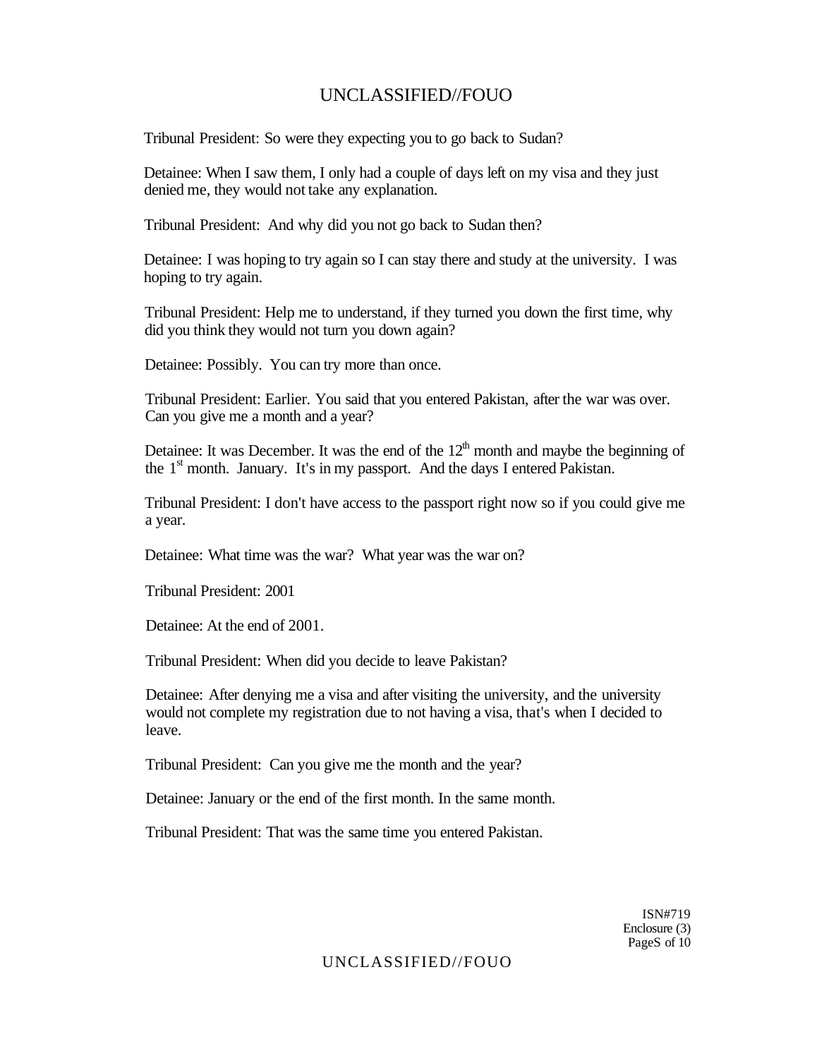Tribunal President: So were they expecting you to go back to Sudan?

Detainee: When I saw them, I only had a couple of days left on my visa and they just denied me, they would not take any explanation.

Tribunal President: And why did you not go back to Sudan then?

Detainee: I was hoping to try again so I can stay there and study at the university. I was hoping to try again.

Tribunal President: Help me to understand, if they turned you down the first time, why did you think they would not turn you down again?

Detainee: Possibly. You can try more than once.

Tribunal President: Earlier. You said that you entered Pakistan, after the war was over. Can you give me a month and a year?

Detainee: It was December. It was the end of the 12th month and maybe the beginning of the 1st month. January. It's in my passport. And the days I entered Pakistan.

Tribunal President: I don't have access to the passport right now so if you could give me a year.

Detainee: What time was the war? What year was the war on?

Tribunal President: 2001

Detainee: At the end of 2001.

Tribunal President: When did you decide to leave Pakistan?

Detainee: After denying me a visa and after visiting the university, and the university would not complete my registration due to not having a visa, that's when I decided to leave.

Tribunal President: Can you give me the month and the year?

Detainee: January or the end of the first month. In the same month.

Tribunal President: That was the same time you entered Pakistan.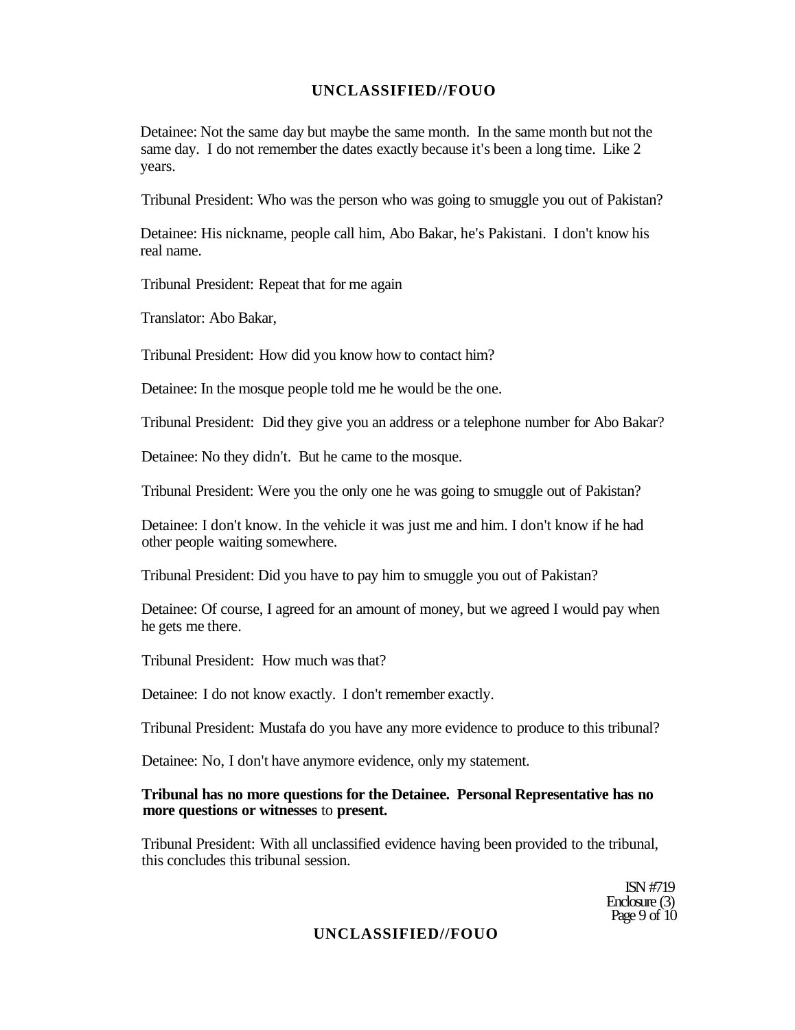Detainee: Not the same day but maybe the same month. In the same month but not the same day. I do not remember the dates exactly because it's been a long time. Like 2 years.

Tribunal President: Who was the person who was going to smuggle you out of Pakistan?

Detainee: His nickname, people call him, Abo Bakar, he's Pakistani. I don't know his real name.

Tribunal President: Repeat that for me again

Translator: Abo Bakar,

Tribunal President: How did you know how to contact him?

Detainee: In the mosque people told me he would be the one.

Tribunal President: Did they give you an address or a telephone number for Abo Bakar?

Detainee: No they didn't. But he came to the mosque.

Tribunal President: Were you the only one he was going to smuggle out of Pakistan?

Detainee: I don't know. In the vehicle it was just me and him. I don't know if he had other people waiting somewhere.

Tribunal President: Did you have to pay him to smuggle you out of Pakistan?

Detainee: Of course, I agreed for an amount of money, but we agreed I would pay when he gets me there.

Tribunal President: How much was that?

Detainee: I do not know exactly. I don't remember exactly.

Tribunal President: Mustafa do you have any more evidence to produce to this tribunal?

Detainee: No, I don't have anymore evidence, only my statement.

**Tribunal has no more questions for the Detainee. Personal Representative has no more questions or witnesses** to **present.**

Tribunal President: With all unclassified evidence having been provided to the tribunal, this concludes this tribunal session.

ISN #719
Enclosure (3)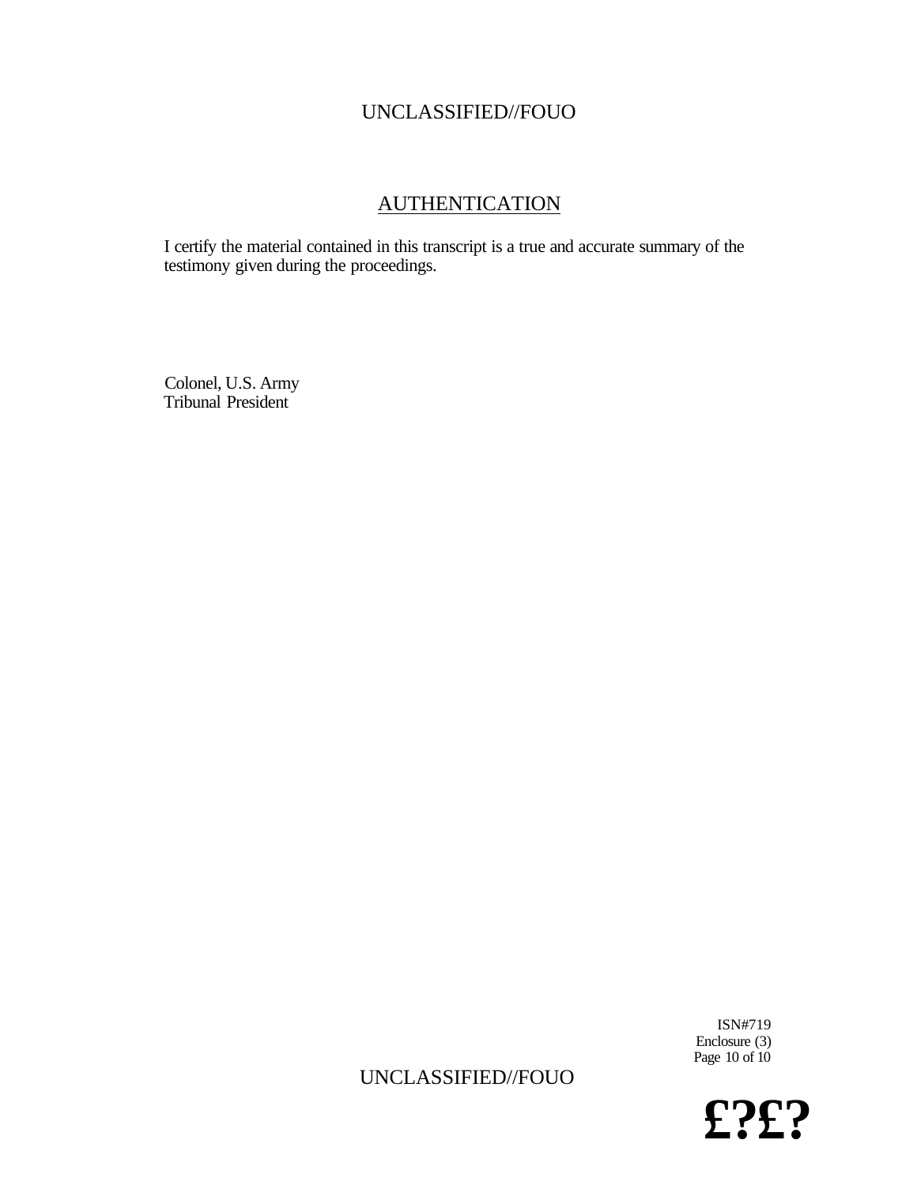## AUTHENTICATION

I certify the material contained in this transcript is a true and accurate summary of the testimony given during the proceedings.

Colonel, U.S. Army
Tribunal President

ISN#719
Enclosure (3)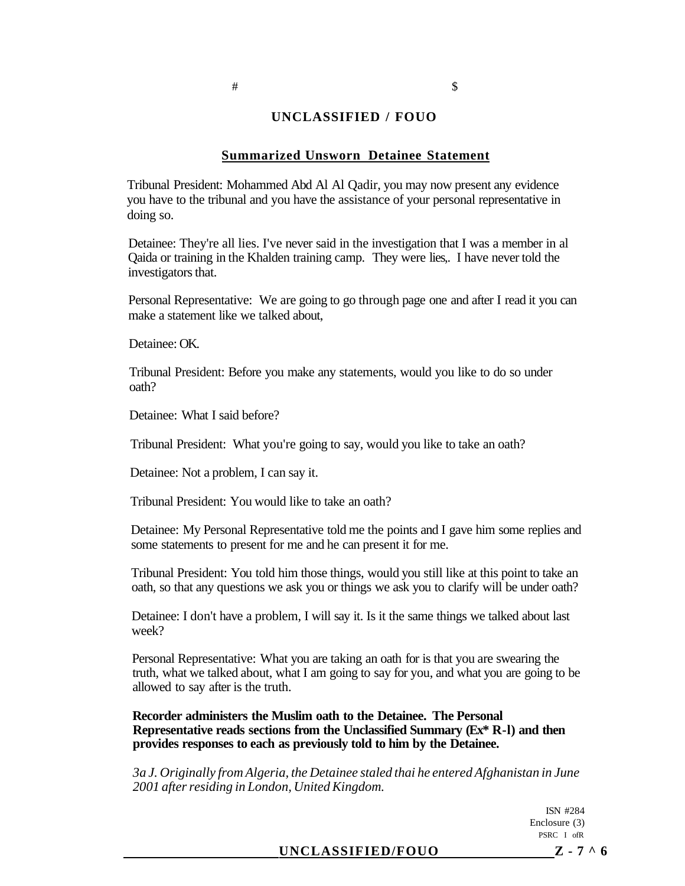**UNCLASSIFIED / FOUO**

## Summarized Unsworn Detainee Statement

Tribunal President: Mohammed Abd Al Al Qadir, you may now present any evidence you have to the tribunal and you have the assistance of your personal representative in doing so.

Detainee: They're all lies. I've never said in the investigation that I was a member in al Qaida or training in the Khalden training camp. They were lies,. I have never told the investigators that.

Personal Representative: We are going to go through page one and after I read it you can make a statement like we talked about,

Detainee: OK.

Tribunal President: Before you make any statements, would you like to do so under oath?

Detainee: What I said before?

Tribunal President: What you're going to say, would you like to take an oath?

Detainee: Not a problem, I can say it.

Tribunal President: You would like to take an oath?

Detainee: My Personal Representative told me the points and I gave him some replies and some statements to present for me and he can present it for me.

Tribunal President: You told him those things, would you still like at this point to take an oath, so that any questions we ask you or things we ask you to clarify will be under oath?

Detainee: I don't have a problem, I will say it. Is it the same things we talked about last week?

Personal Representative: What you are taking an oath for is that you are swearing the truth, what we talked about, what I am going to say for you, and what you are going to be allowed to say after is the truth.

**Recorder administers the Muslim oath to the Detainee. The Personal Representative reads sections from the Unclassified Summary (Ex* R-l) and then provides responses to each as previously told to him by the Detainee.**

*3a J. Originally from Algeria, the Detainee staled thai he entered Afghanistan in June 2001 after residing in London, United Kingdom.*

ISN #284
Enclosure (3)
PSRC I ofR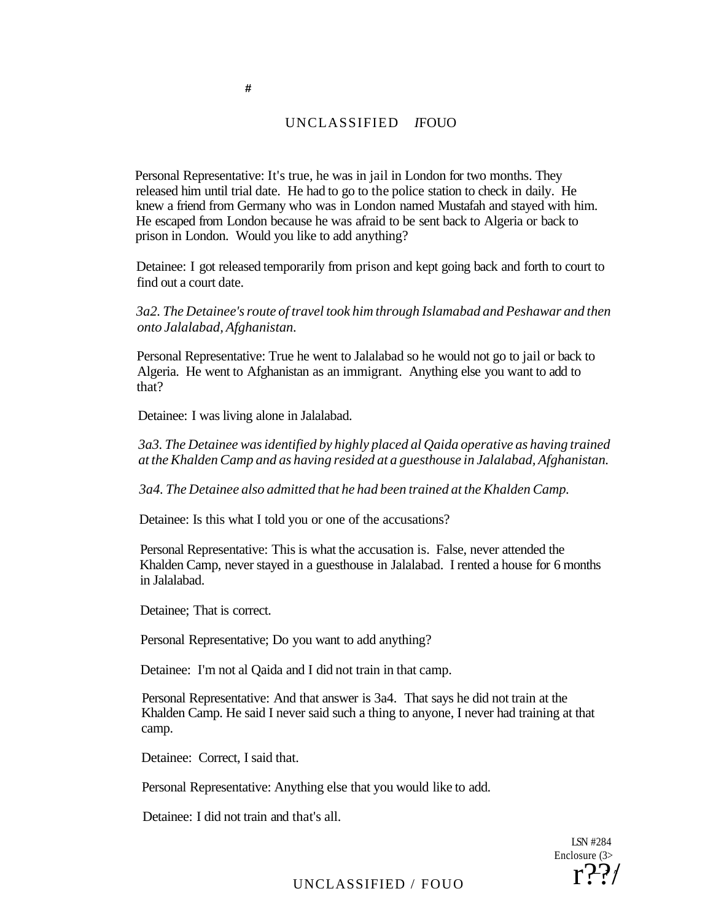Personal Representative: It's true, he was in jail in London for two months. They released him until trial date. He had to go to the police station to check in daily. He knew a friend from Germany who was in London named Mustafah and stayed with him. He escaped from London because he was afraid to be sent back to Algeria or back to prison in London. Would you like to add anything?

Detainee: I got released temporarily from prison and kept going back and forth to court to find out a court date.

*3a2. The Detainee's route of travel took him through Islamabad and Peshawar and then onto Jalalabad, Afghanistan.*

Personal Representative: True he went to Jalalabad so he would not go to jail or back to Algeria. He went to Afghanistan as an immigrant. Anything else you want to add to that?

Detainee: I was living alone in Jalalabad.

*3a3. The Detainee was identified by highly placed al Qaida operative as having trained at the Khalden Camp and as having resided at a guesthouse in Jalalabad, Afghanistan.*

*3a4. The Detainee also admitted that he had been trained at the Khalden Camp.*

Detainee: Is this what I told you or one of the accusations?

Personal Representative: This is what the accusation is. False, never attended the Khalden Camp, never stayed in a guesthouse in Jalalabad. I rented a house for 6 months in Jalalabad.

Detainee; That is correct.

Personal Representative; Do you want to add anything?

Detainee: I'm not al Qaida and I did not train in that camp.

Personal Representative: And that answer is 3a4. That says he did not train at the Khalden Camp. He said I never said such a thing to anyone, I never had training at that camp.

Detainee: Correct, I said that.

Personal Representative: Anything else that you would like to add.

Detainee: I did not train and that's all.

LSN #284
Enclosure (3>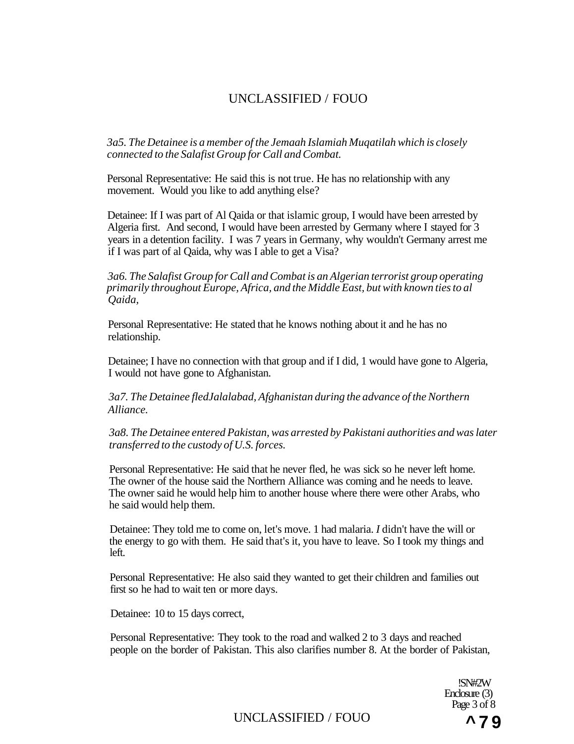*3a5. The Detainee is a member of the Jemaah Islamiah Muqatilah which is closely connected to the Salafist Group for Call and Combat.*

Personal Representative: He said this is not true. He has no relationship with any movement. Would you like to add anything else?

Detainee: If I was part of Al Qaida or that islamic group, I would have been arrested by Algeria first. And second, I would have been arrested by Germany where I stayed for 3 years in a detention facility. I was 7 years in Germany, why wouldn't Germany arrest me if I was part of al Qaida, why was I able to get a Visa?

*3a6. The Salafist Group for Call and Combat is an Algerian terrorist group operating primarily throughout Europe, Africa, and the Middle East, but with known ties to al Qaida,*

Personal Representative: He stated that he knows nothing about it and he has no relationship.

Detainee; I have no connection with that group and if I did, 1 would have gone to Algeria, I would not have gone to Afghanistan.

*3a7. The Detainee fledJalalabad, Afghanistan during the advance of the Northern Alliance.*

*3a8. The Detainee entered Pakistan, was arrested by Pakistani authorities and was later transferred to the custody of U.S. forces.*

Personal Representative: He said that he never fled, he was sick so he never left home. The owner of the house said the Northern Alliance was coming and he needs to leave. The owner said he would help him to another house where there were other Arabs, who he said would help them.

Detainee: They told me to come on, let's move. 1 had malaria. *I* didn't have the will or the energy to go with them. He said that's it, you have to leave. So I took my things and left.

Personal Representative: He also said they wanted to get their children and families out first so he had to wait ten or more days.

Detainee: 10 to 15 days correct,

Personal Representative: They took to the road and walked 2 to 3 days and reached people on the border of Pakistan. This also clarifies number 8. At the border of Pakistan,

!SN#2W
Enclosure (3)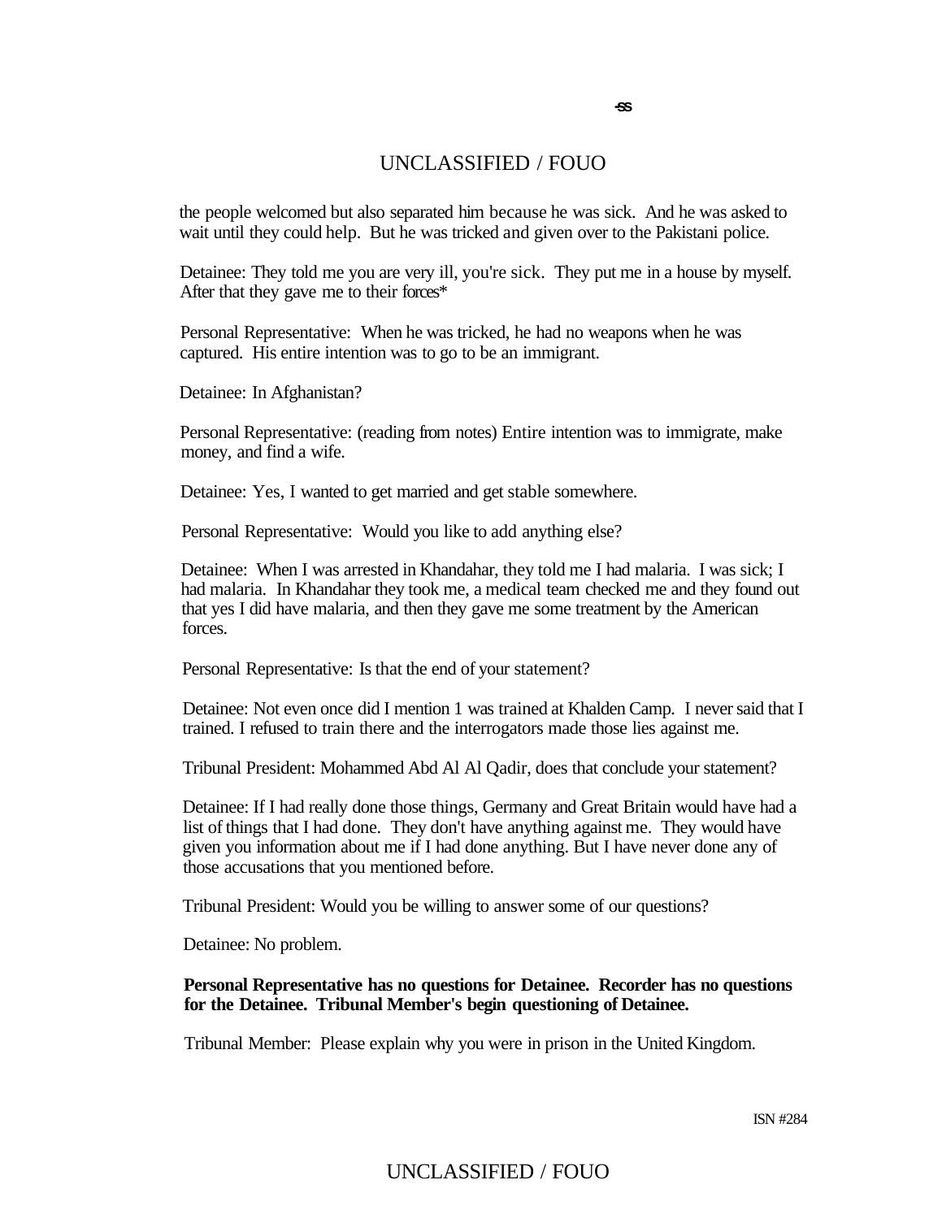the people welcomed but also separated him because he was sick. And he was asked to wait until they could help. But he was tricked and given over to the Pakistani police.

Detainee: They told me you are very ill, you're sick. They put me in a house by myself. After that they gave me to their forces*

Personal Representative: When he was tricked, he had no weapons when he was captured. His entire intention was to go to be an immigrant.

Detainee: In Afghanistan?

Personal Representative: (reading from notes) Entire intention was to immigrate, make money, and find a wife.

Detainee: Yes, I wanted to get married and get stable somewhere.

Personal Representative: Would you like to add anything else?

Detainee: When I was arrested in Khandahar, they told me I had malaria. I was sick; I had malaria. In Khandahar they took me, a medical team checked me and they found out that yes I did have malaria, and then they gave me some treatment by the American forces.

Personal Representative: Is that the end of your statement?

Detainee: Not even once did I mention 1 was trained at Khalden Camp. I never said that I trained. I refused to train there and the interrogators made those lies against me.

Tribunal President: Mohammed Abd Al Al Qadir, does that conclude your statement?

Detainee: If I had really done those things, Germany and Great Britain would have had a list of things that I had done. They don't have anything against me. They would have given you information about me if I had done anything. But I have never done any of those accusations that you mentioned before.

Tribunal President: Would you be willing to answer some of our questions?

Detainee: No problem.

**Personal Representative has no questions for Detainee. Recorder has no questions for the Detainee. Tribunal Member's begin questioning of Detainee.**

Tribunal Member: Please explain why you were in prison in the United Kingdom.

ISN #284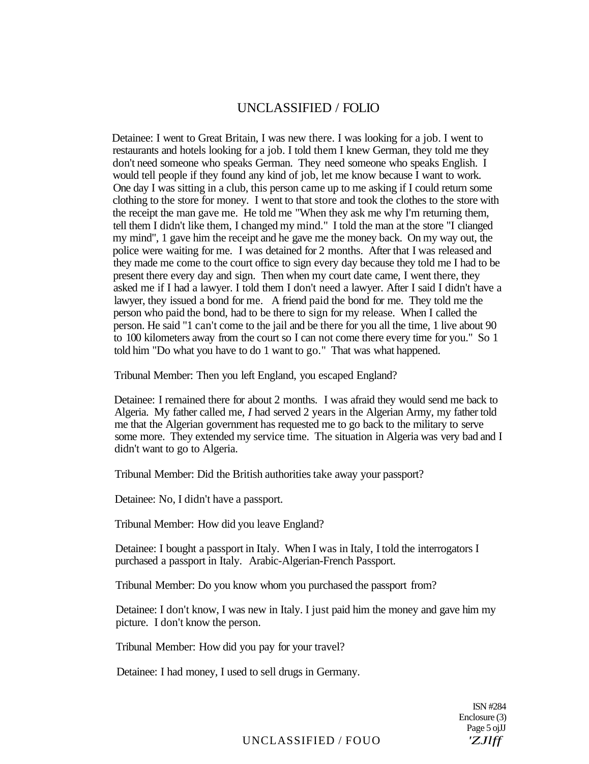Detainee: I went to Great Britain, I was new there. I was looking for a job. I went to restaurants and hotels looking for a job. I told them I knew German, they told me they don't need someone who speaks German. They need someone who speaks English. I would tell people if they found any kind of job, let me know because I want to work. One day I was sitting in a club, this person came up to me asking if I could return some clothing to the store for money. I went to that store and took the clothes to the store with the receipt the man gave me. He told me "When they ask me why I'm returning them, tell them I didn't like them, I changed my mind." I told the man at the store "I clianged my mind", 1 gave him the receipt and he gave me the money back. On my way out, the police were waiting for me. I was detained for 2 months. After that I was released and they made me come to the court office to sign every day because they told me I had to be present there every day and sign. Then when my court date came, I went there, they asked me if I had a lawyer. I told them I don't need a lawyer. After I said I didn't have a lawyer, they issued a bond for me. A friend paid the bond for me. They told me the person who paid the bond, had to be there to sign for my release. When I called the person. He said "1 can't come to the jail and be there for you all the time, 1 live about 90 to 100 kilometers away from the court so I can not come there every time for you." So 1 told him "Do what you have to do 1 want to go." That was what happened.

Tribunal Member: Then you left England, you escaped England?

Detainee: I remained there for about 2 months. I was afraid they would send me back to Algeria. My father called me, *I* had served 2 years in the Algerian Army, my father told me that the Algerian government has requested me to go back to the military to serve some more. They extended my service time. The situation in Algeria was very bad and I didn't want to go to Algeria.

Tribunal Member: Did the British authorities take away your passport?

Detainee: No, I didn't have a passport.

Tribunal Member: How did you leave England?

Detainee: I bought a passport in Italy. When I was in Italy, I told the interrogators I purchased a passport in Italy. Arabic-Algerian-French Passport.

Tribunal Member: Do you know whom you purchased the passport from?

Detainee: I don't know, I was new in Italy. I just paid him the money and gave him my picture. I don't know the person.

Tribunal Member: How did you pay for your travel?

Detainee: I had money, I used to sell drugs in Germany.

ISN #284
Enclosure (3)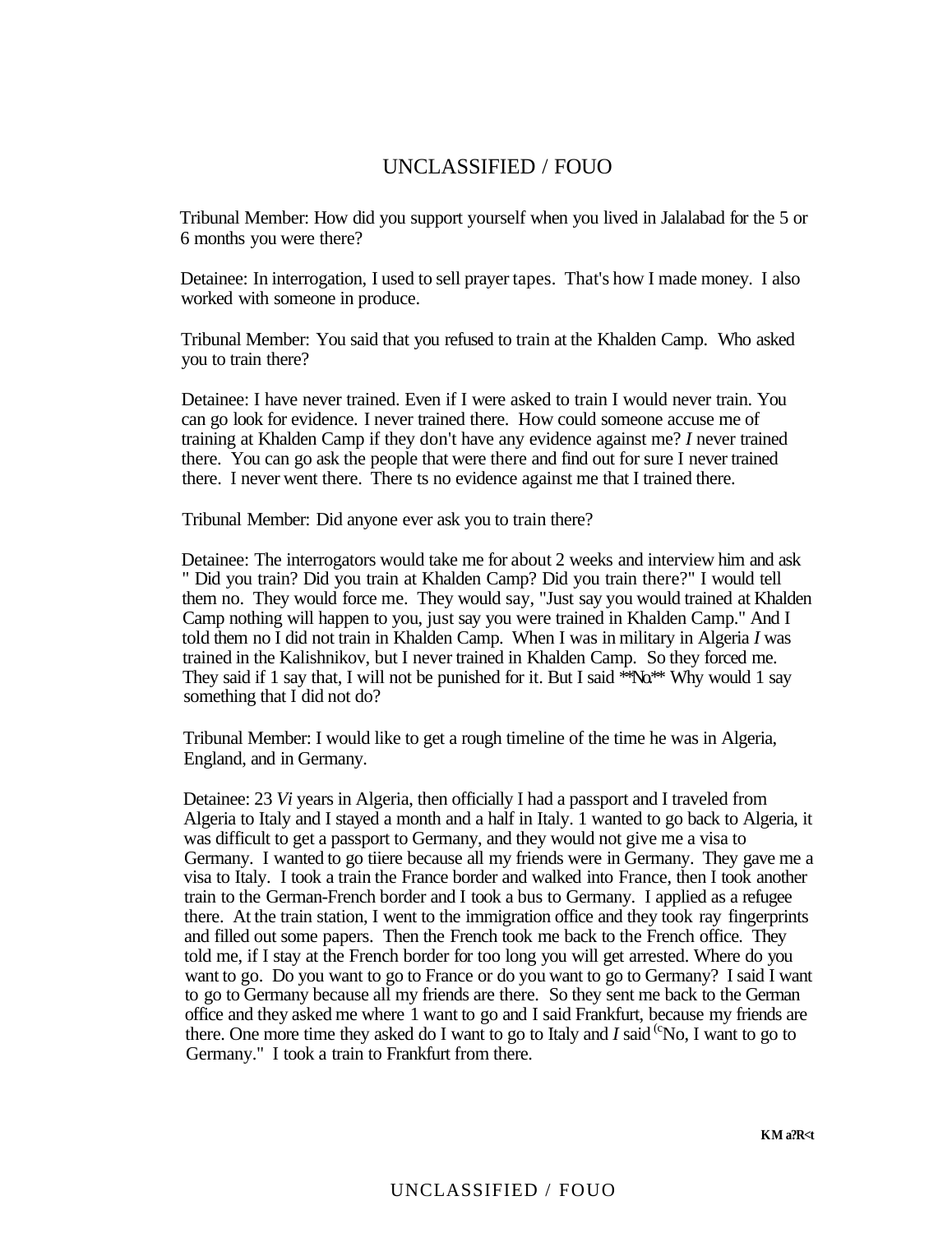Tribunal Member: How did you support yourself when you lived in Jalalabad for the 5 or 6 months you were there?

Detainee: In interrogation, I used to sell prayer tapes. That's how I made money. I also worked with someone in produce.

Tribunal Member: You said that you refused to train at the Khalden Camp. Who asked you to train there?

Detainee: I have never trained. Even if I were asked to train I would never train. You can go look for evidence. I never trained there. How could someone accuse me of training at Khalden Camp if they don't have any evidence against me? *I* never trained there. You can go ask the people that were there and find out for sure I never trained there. I never went there. There ts no evidence against me that I trained there.

Tribunal Member: Did anyone ever ask you to train there?

Detainee: The interrogators would take me for about 2 weeks and interview him and ask " Did you train? Did you train at Khalden Camp? Did you train there?" I would tell them no. They would force me. They would say, "Just say you would trained at Khalden Camp nothing will happen to you, just say you were trained in Khalden Camp." And I told them no I did not train in Khalden Camp. When I was in military in Algeria *I* was trained in the Kalishnikov, but I never trained in Khalden Camp. So they forced me. They said if 1 say that, I will not be punished for it. But I said **No.** Why would 1 say something that I did not do?

Tribunal Member: I would like to get a rough timeline of the time he was in Algeria, England, and in Germany.

Detainee: 23 *Vi* years in Algeria, then officially I had a passport and I traveled from Algeria to Italy and I stayed a month and a half in Italy. 1 wanted to go back to Algeria, it was difficult to get a passport to Germany, and they would not give me a visa to Germany. I wanted to go tiiere because all my friends were in Germany. They gave me a visa to Italy. I took a train the France border and walked into France, then I took another train to the German-French border and I took a bus to Germany. I applied as a refugee there. At the train station, I went to the immigration office and they took ray fingerprints and filled out some papers. Then the French took me back to the French office. They told me, if I stay at the French border for too long you will get arrested. Where do you want to go. Do you want to go to France or do you want to go to Germany? I said I want to go to Germany because all my friends are there. So they sent me back to the German office and they asked me where 1 want to go and I said Frankfurt, because my friends are there. One more time they asked do I want to go to Italy and *I* said "No, I want to go to Germany." I took a train to Frankfurt from there.

KM a?R<t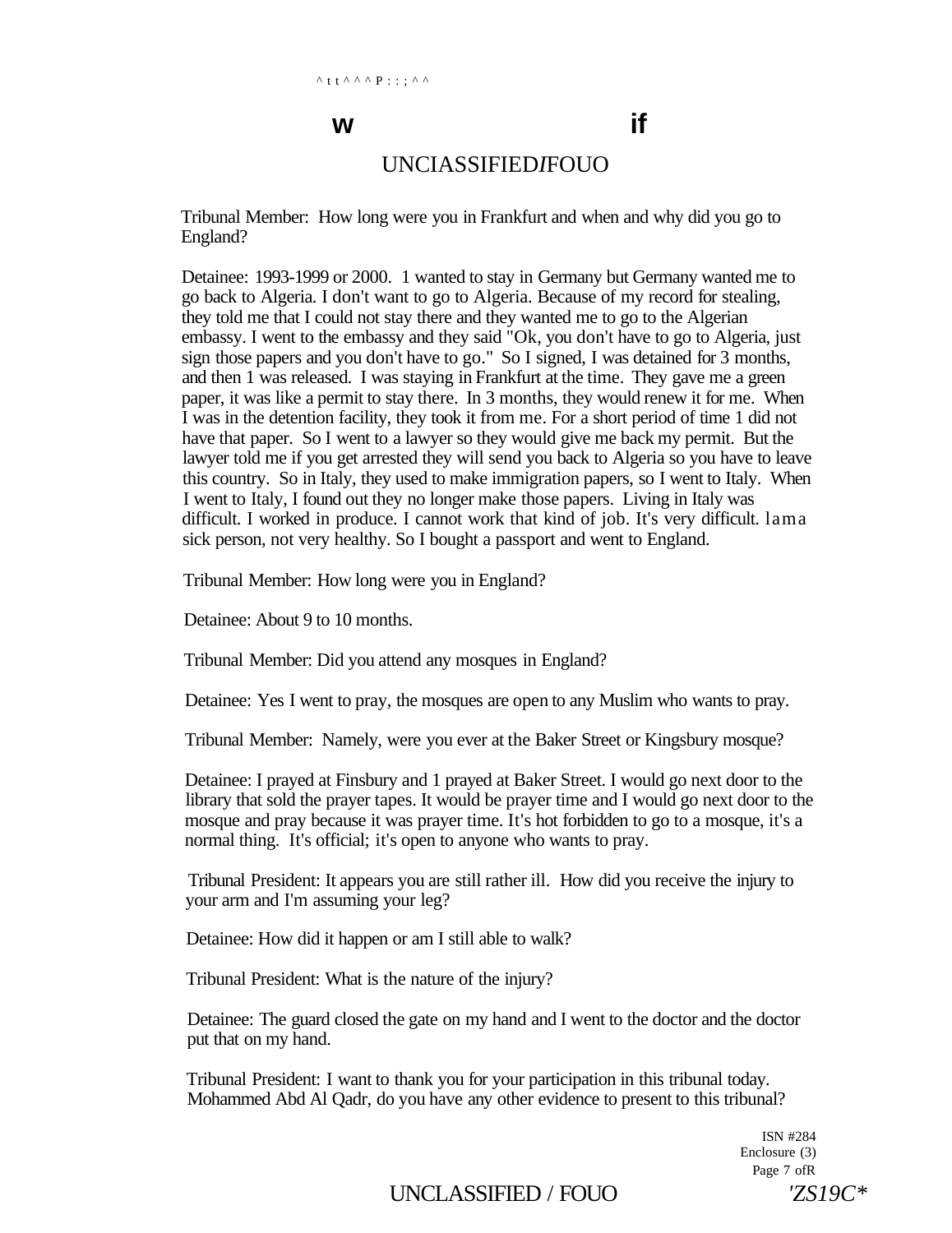Tribunal Member: How long were you in Frankfurt and when and why did you go to England?

Detainee: 1993-1999 or 2000. 1 wanted to stay in Germany but Germany wanted me to go back to Algeria. I don't want to go to Algeria. Because of my record for stealing, they told me that I could not stay there and they wanted me to go to the Algerian embassy. I went to the embassy and they said "Ok, you don't have to go to Algeria, just sign those papers and you don't have to go." So I signed, I was detained for 3 months, and then 1 was released. I was staying in Frankfurt at the time. They gave me a green paper, it was like a permit to stay there. In 3 months, they would renew it for me. When I was in the detention facility, they took it from me. For a short period of time 1 did not have that paper. So I went to a lawyer so they would give me back my permit. But the lawyer told me if you get arrested they will send you back to Algeria so you have to leave this country. So in Italy, they used to make immigration papers, so I went to Italy. When I went to Italy, I found out they no longer make those papers. Living in Italy was difficult. I worked in produce. I cannot work that kind of job. It's very difficult. lama sick person, not very healthy. So I bought a passport and went to England.

Tribunal Member: How long were you in England?

Detainee: About 9 to 10 months.

Tribunal Member: Did you attend any mosques in England?

Detainee: Yes I went to pray, the mosques are open to any Muslim who wants to pray.

Tribunal Member: Namely, were you ever at the Baker Street or Kingsbury mosque?

Detainee: I prayed at Finsbury and 1 prayed at Baker Street. I would go next door to the library that sold the prayer tapes. It would be prayer time and I would go next door to the mosque and pray because it was prayer time. It's hot forbidden to go to a mosque, it's a normal thing. It's official; it's open to anyone who wants to pray.

Tribunal President: It appears you are still rather ill. How did you receive the injury to your arm and I'm assuming your leg?

Detainee: How did it happen or am I still able to walk?

Tribunal President: What is the nature of the injury?

Detainee: The guard closed the gate on my hand and I went to the doctor and the doctor put that on my hand.

Tribunal President: I want to thank you for your participation in this tribunal today. Mohammed Abd Al Qadr, do you have any other evidence to present to this tribunal?

ISN #284
Enclosure (3)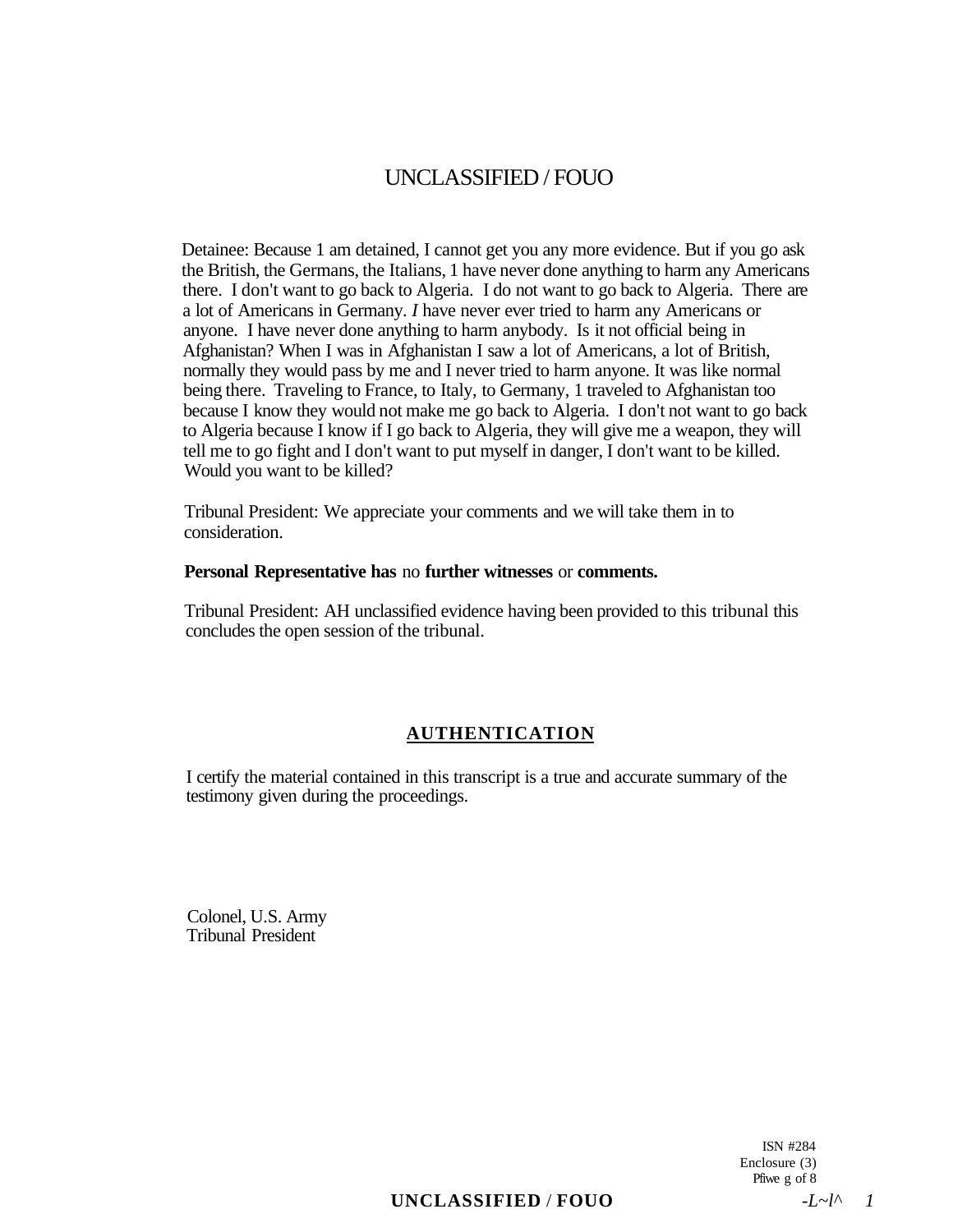Detainee: Because 1 am detained, I cannot get you any more evidence. But if you go ask the British, the Germans, the Italians, 1 have never done anything to harm any Americans there. I don't want to go back to Algeria. I do not want to go back to Algeria. There are a lot of Americans in Germany. *I* have never ever tried to harm any Americans or anyone. I have never done anything to harm anybody. Is it not official being in Afghanistan? When I was in Afghanistan I saw a lot of Americans, a lot of British, normally they would pass by me and I never tried to harm anyone. It was like normal being there. Traveling to France, to Italy, to Germany, 1 traveled to Afghanistan too because I know they would not make me go back to Algeria. I don't not want to go back to Algeria because I know if I go back to Algeria, they will give me a weapon, they will tell me to go fight and I don't want to put myself in danger, I don't want to be killed. Would you want to be killed?

Tribunal President: We appreciate your comments and we will take them in to consideration.

**Personal Representative has** no **further witnesses** or **comments.**

Tribunal President: AH unclassified evidence having been provided to this tribunal this concludes the open session of the tribunal.

## AUTHENTICATION

I certify the material contained in this transcript is a true and accurate summary of the testimony given during the proceedings.

Colonel, U.S. Army
Tribunal President

ISN #284
Enclosure (3)
Pfiwe g of 8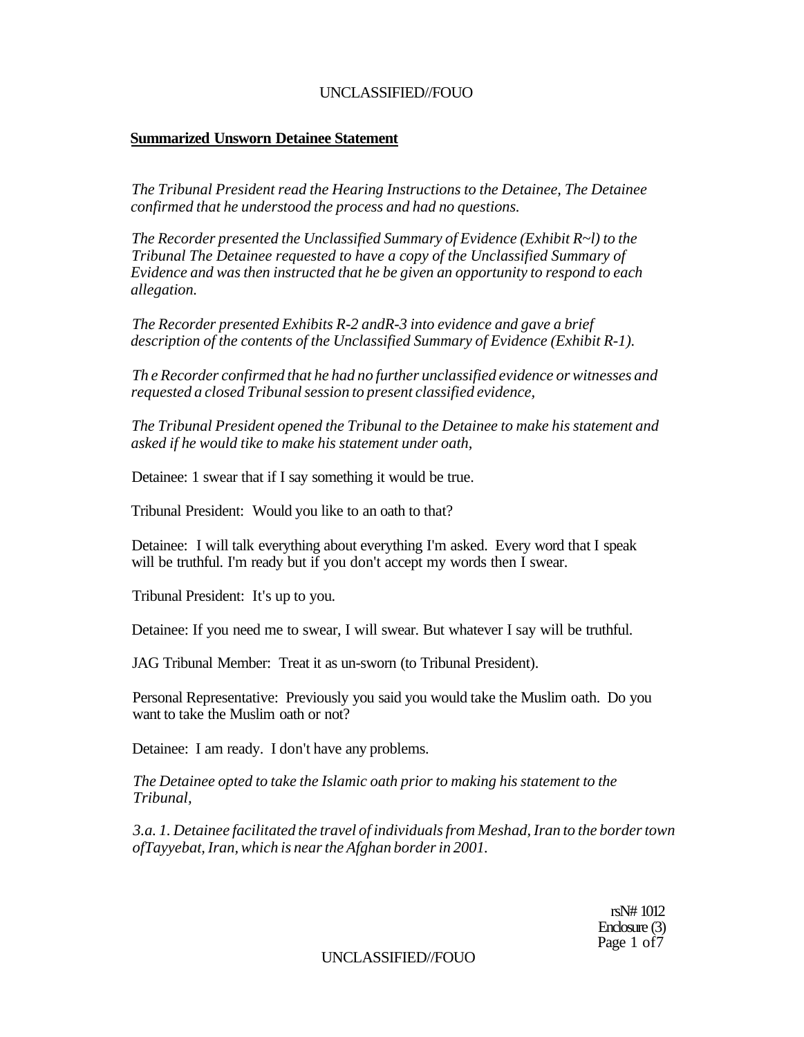**Summarized Unsworn Detainee Statement**

*The Tribunal President read the Hearing Instructions to the Detainee, The Detainee confirmed that he understood the process and had no questions.*

*The Recorder presented the Unclassified Summary of Evidence (Exhibit R~l) to the Tribunal The Detainee requested to have a copy of the Unclassified Summary of Evidence and was then instructed that he be given an opportunity to respond to each allegation.*

*The Recorder presented Exhibits R-2 andR-3 into evidence and gave a brief description of the contents of the Unclassified Summary of Evidence (Exhibit R-1).*

*Th e Recorder confirmed that he had no further unclassified evidence or witnesses and requested a closed Tribunal session to present classified evidence,*

*The Tribunal President opened the Tribunal to the Detainee to make his statement and asked if he would tike to make his statement under oath,*

Detainee: 1 swear that if I say something it would be true.

Tribunal President: Would you like to an oath to that?

Detainee: I will talk everything about everything I'm asked. Every word that I speak will be truthful. I'm ready but if you don't accept my words then I swear.

Tribunal President: It's up to you.

Detainee: If you need me to swear, I will swear. But whatever I say will be truthful.

JAG Tribunal Member: Treat it as un-sworn (to Tribunal President).

Personal Representative: Previously you said you would take the Muslim oath. Do you want to take the Muslim oath or not?

Detainee: I am ready. I don't have any problems.

*The Detainee opted to take the Islamic oath prior to making his statement to the Tribunal,*

*3.a. 1. Detainee facilitated the travel of individuals from Meshad, Iran to the border town ofTayyebat, Iran, which is near the Afghan border in 2001.*

rsN# 1012
Enclosure (3)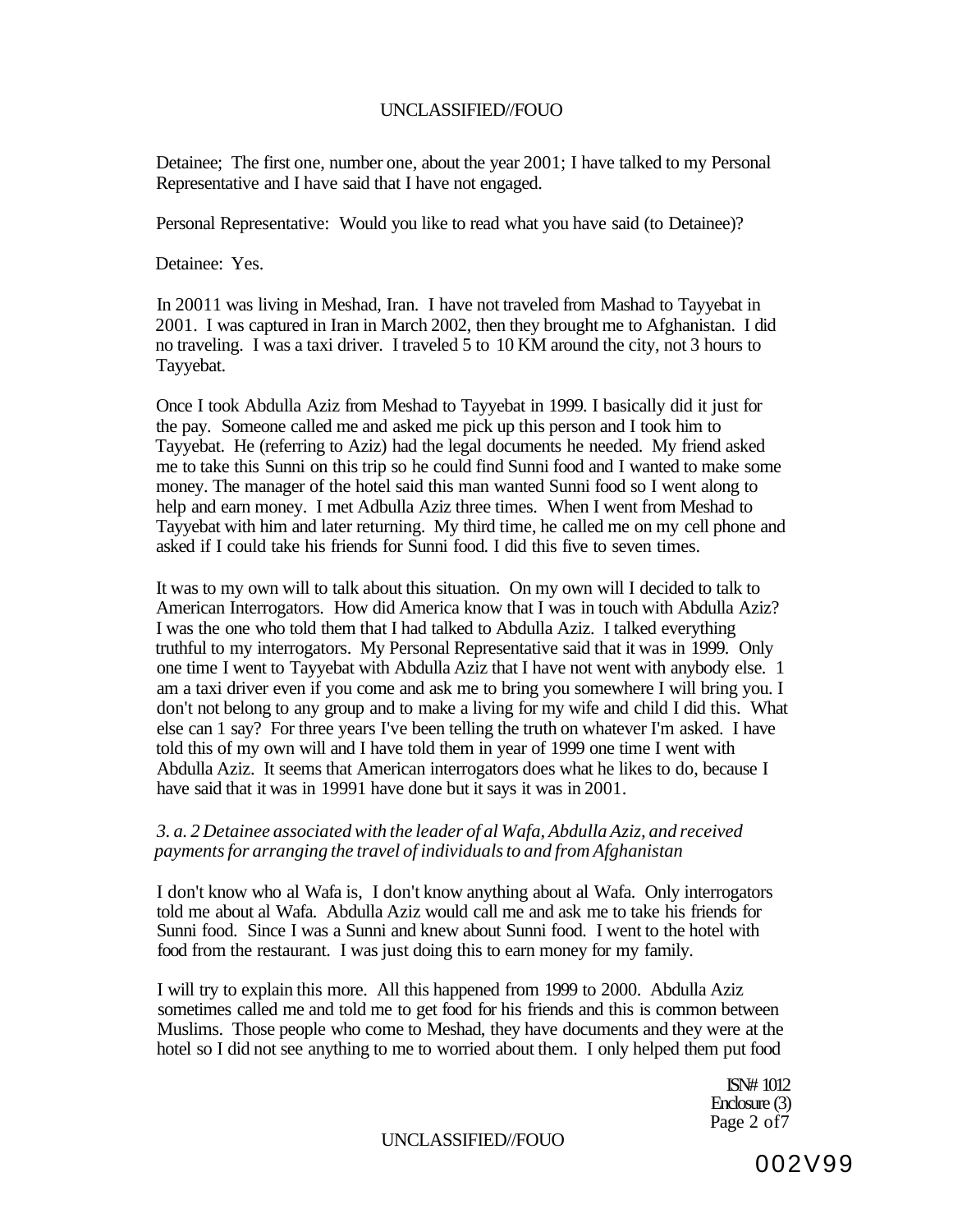Detainee; The first one, number one, about the year 2001; I have talked to my Personal Representative and I have said that I have not engaged.

Personal Representative: Would you like to read what you have said (to Detainee)?

Detainee: Yes.

In 20011 was living in Meshad, Iran. I have not traveled from Mashad to Tayyebat in 2001. I was captured in Iran in March 2002, then they brought me to Afghanistan. I did no traveling. I was a taxi driver. I traveled 5 to 10 KM around the city, not 3 hours to Tayyebat.

Once I took Abdulla Aziz from Meshad to Tayyebat in 1999. I basically did it just for the pay. Someone called me and asked me pick up this person and I took him to Tayyebat. He (referring to Aziz) had the legal documents he needed. My friend asked me to take this Sunni on this trip so he could find Sunni food and I wanted to make some money. The manager of the hotel said this man wanted Sunni food so I went along to help and earn money. I met Adbulla Aziz three times. When I went from Meshad to Tayyebat with him and later returning. My third time, he called me on my cell phone and asked if I could take his friends for Sunni food. I did this five to seven times.

It was to my own will to talk about this situation. On my own will I decided to talk to American Interrogators. How did America know that I was in touch with Abdulla Aziz? I was the one who told them that I had talked to Abdulla Aziz. I talked everything truthful to my interrogators. My Personal Representative said that it was in 1999. Only one time I went to Tayyebat with Abdulla Aziz that I have not went with anybody else. 1 am a taxi driver even if you come and ask me to bring you somewhere I will bring you. I don't not belong to any group and to make a living for my wife and child I did this. What else can 1 say? For three years I've been telling the truth on whatever I'm asked. I have told this of my own will and I have told them in year of 1999 one time I went with Abdulla Aziz. It seems that American interrogators does what he likes to do, because I have said that it was in 19991 have done but it says it was in 2001.

*3. a. 2 Detainee associated with the leader of al Wafa, Abdulla Aziz, and received payments for arranging the travel of individuals to and from Afghanistan*

I don't know who al Wafa is, I don't know anything about al Wafa. Only interrogators told me about al Wafa. Abdulla Aziz would call me and ask me to take his friends for Sunni food. Since I was a Sunni and knew about Sunni food. I went to the hotel with food from the restaurant. I was just doing this to earn money for my family.

I will try to explain this more. All this happened from 1999 to 2000. Abdulla Aziz sometimes called me and told me to get food for his friends and this is common between Muslims. Those people who come to Meshad, they have documents and they were at the hotel so I did not see anything to me to worried about them. I only helped them put food

ISN# 1012
Enclosure (3)

002V99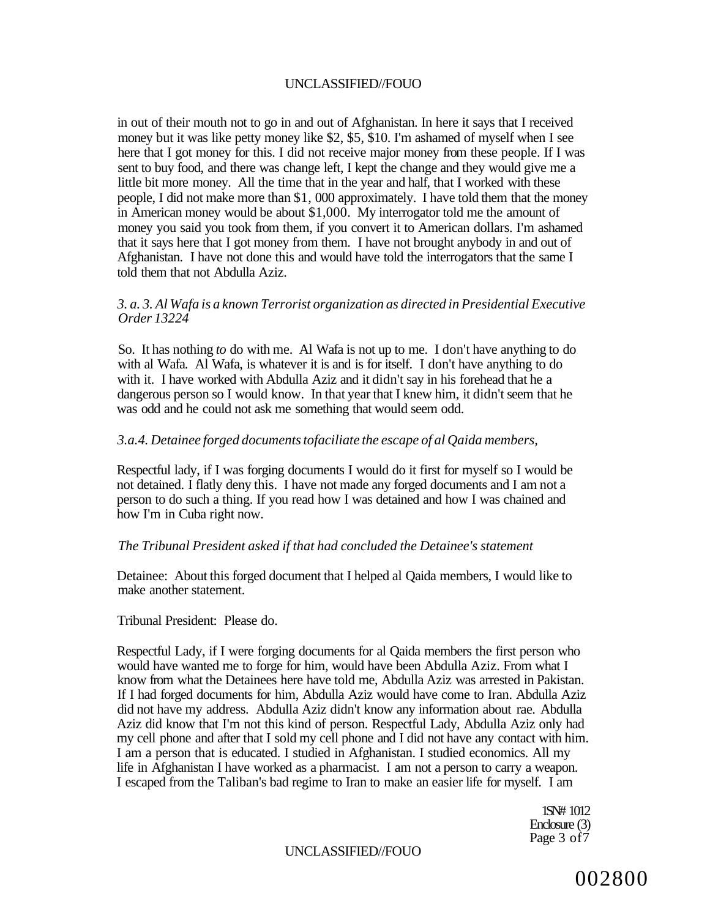in out of their mouth not to go in and out of Afghanistan. In here it says that I received money but it was like petty money like $2, $5, $10. I'm ashamed of myself when I see here that I got money for this. I did not receive major money from these people. If I was sent to buy food, and there was change left, I kept the change and they would give me a little bit more money. All the time that in the year and half, that I worked with these people, I did not make more than $1, 000 approximately. I have told them that the money in American money would be about $1,000. My interrogator told me the amount of money you said you took from them, if you convert it to American dollars. I'm ashamed that it says here that I got money from them. I have not brought anybody in and out of Afghanistan. I have not done this and would have told the interrogators that the same I told them that not Abdulla Aziz.

*3. a. 3. Al Wafa is a known Terrorist organization as directed in Presidential Executive Order 13224*

So. It has nothing *to* do with me. Al Wafa is not up to me. I don't have anything to do with al Wafa. Al Wafa, is whatever it is and is for itself. I don't have anything to do with it. I have worked with Abdulla Aziz and it didn't say in his forehead that he a dangerous person so I would know. In that year that I knew him, it didn't seem that he was odd and he could not ask me something that would seem odd.

*3.a.4. Detainee forged documents tofaciliate the escape of al Qaida members,*

Respectful lady, if I was forging documents I would do it first for myself so I would be not detained. I flatly deny this. I have not made any forged documents and I am not a person to do such a thing. If you read how I was detained and how I was chained and how I'm in Cuba right now.

*The Tribunal President asked if that had concluded the Detainee's statement*

Detainee: About this forged document that I helped al Qaida members, I would like to make another statement.

Tribunal President: Please do.

Respectful Lady, if I were forging documents for al Qaida members the first person who would have wanted me to forge for him, would have been Abdulla Aziz. From what I know from what the Detainees here have told me, Abdulla Aziz was arrested in Pakistan. If I had forged documents for him, Abdulla Aziz would have come to Iran. Abdulla Aziz did not have my address. Abdulla Aziz didn't know any information about rae. Abdulla Aziz did know that I'm not this kind of person. Respectful Lady, Abdulla Aziz only had my cell phone and after that I sold my cell phone and I did not have any contact with him. I am a person that is educated. I studied in Afghanistan. I studied economics. All my life in Afghanistan I have worked as a pharmacist. I am not a person to carry a weapon. I escaped from the Taliban's bad regime to Iran to make an easier life for myself. I am

1SN# 1012
Enclosure (3)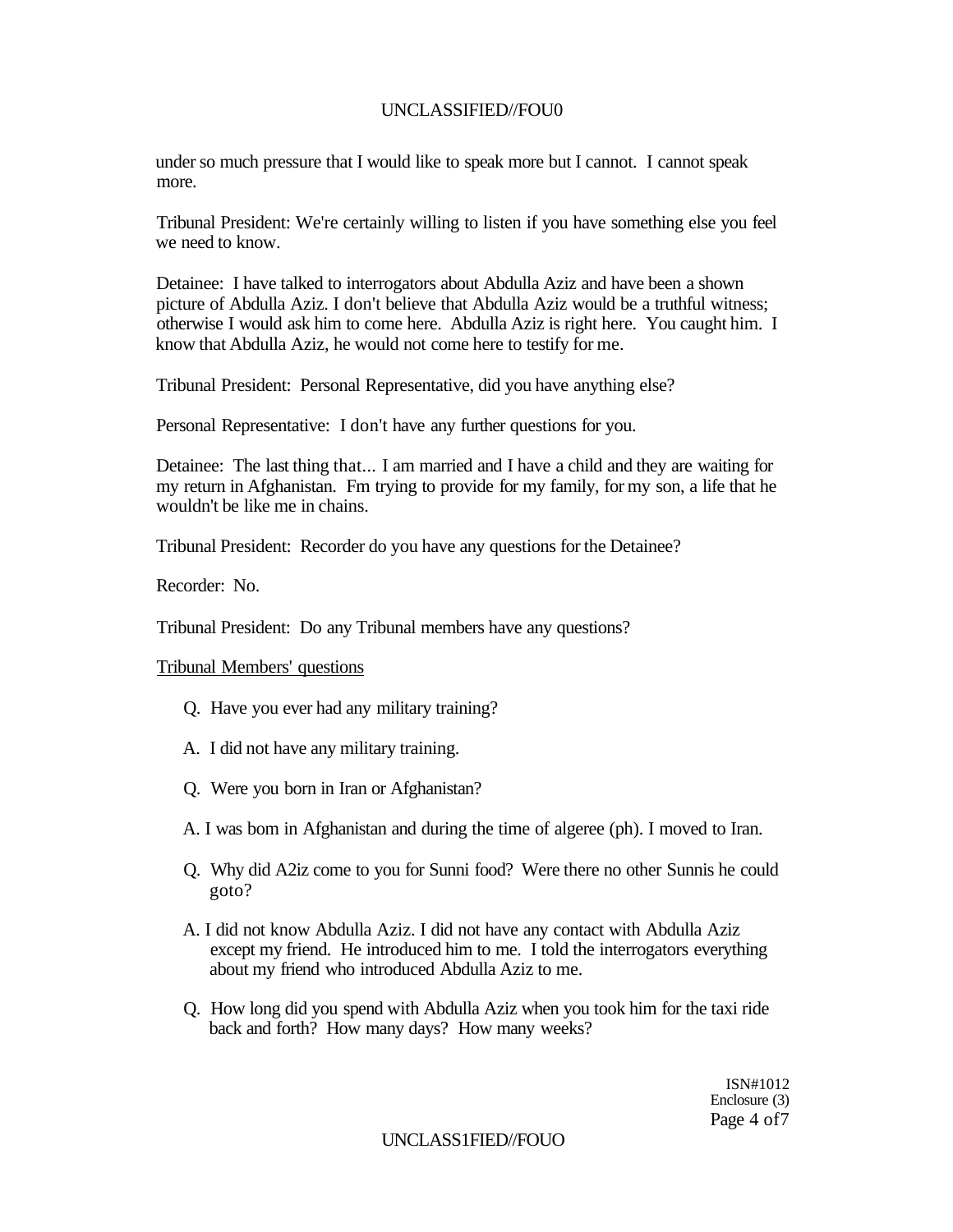under so much pressure that I would like to speak more but I cannot. I cannot speak more.

Tribunal President: We're certainly willing to listen if you have something else you feel we need to know.

Detainee: I have talked to interrogators about Abdulla Aziz and have been a shown picture of Abdulla Aziz. I don't believe that Abdulla Aziz would be a truthful witness; otherwise I would ask him to come here. Abdulla Aziz is right here. You caught him. I know that Abdulla Aziz, he would not come here to testify for me.

Tribunal President: Personal Representative, did you have anything else?

Personal Representative: I don't have any further questions for you.

Detainee: The last thing that... I am married and I have a child and they are waiting for my return in Afghanistan. Fm trying to provide for my family, for my son, a life that he wouldn't be like me in chains.

Tribunal President: Recorder do you have any questions for the Detainee?

Recorder: No.

Tribunal President: Do any Tribunal members have any questions?

Tribunal Members' questions

Q. Have you ever had any military training?

A. I did not have any military training.

Q. Were you born in Iran or Afghanistan?

A. I was bom in Afghanistan and during the time of algeree (ph). I moved to Iran.

Q. Why did A2iz come to you for Sunni food? Were there no other Sunnis he could goto?

A. I did not know Abdulla Aziz. I did not have any contact with Abdulla Aziz except my friend. He introduced him to me. I told the interrogators everything about my friend who introduced Abdulla Aziz to me.

Q. How long did you spend with Abdulla Aziz when you took him for the taxi ride back and forth? How many days? How many weeks?

ISN#1012
Enclosure (3)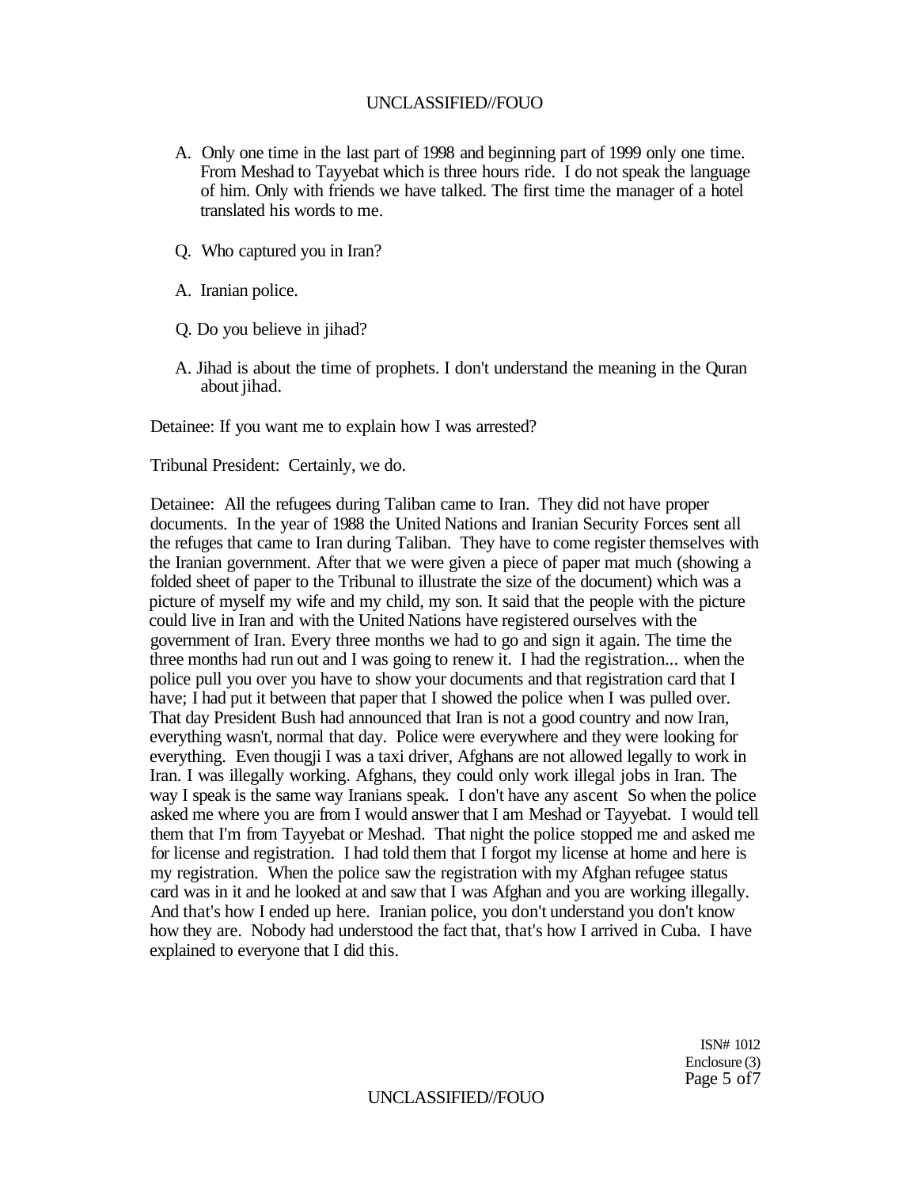A. Only one time in the last part of 1998 and beginning part of 1999 only one time. From Meshad to Tayyebat which is three hours ride. I do not speak the language of him. Only with friends we have talked. The first time the manager of a hotel translated his words to me.

Q. Who captured you in Iran?

A. Iranian police.

Q. Do you believe in jihad?

A. Jihad is about the time of prophets. I don't understand the meaning in the Quran about jihad.

Detainee: If you want me to explain how I was arrested?

Tribunal President: Certainly, we do.

Detainee: All the refugees during Taliban came to Iran. They did not have proper documents. In the year of 1988 the United Nations and Iranian Security Forces sent all the refuges that came to Iran during Taliban. They have to come register themselves with the Iranian government. After that we were given a piece of paper mat much (showing a folded sheet of paper to the Tribunal to illustrate the size of the document) which was a picture of myself my wife and my child, my son. It said that the people with the picture could live in Iran and with the United Nations have registered ourselves with the government of Iran. Every three months we had to go and sign it again. The time the three months had run out and I was going to renew it. I had the registration... when the police pull you over you have to show your documents and that registration card that I have; I had put it between that paper that I showed the police when I was pulled over. That day President Bush had announced that Iran is not a good country and now Iran, everything wasn't, normal that day. Police were everywhere and they were looking for everything. Even thougji I was a taxi driver, Afghans are not allowed legally to work in Iran. I was illegally working. Afghans, they could only work illegal jobs in Iran. The way I speak is the same way Iranians speak. I don't have any ascent So when the police asked me where you are from I would answer that I am Meshad or Tayyebat. I would tell them that I'm from Tayyebat or Meshad. That night the police stopped me and asked me for license and registration. I had told them that I forgot my license at home and here is my registration. When the police saw the registration with my Afghan refugee status card was in it and he looked at and saw that I was Afghan and you are working illegally. And that's how I ended up here. Iranian police, you don't understand you don't know how they are. Nobody had understood the fact that, that's how I arrived in Cuba. I have explained to everyone that I did this.

ISN# 1012
Enclosure (3)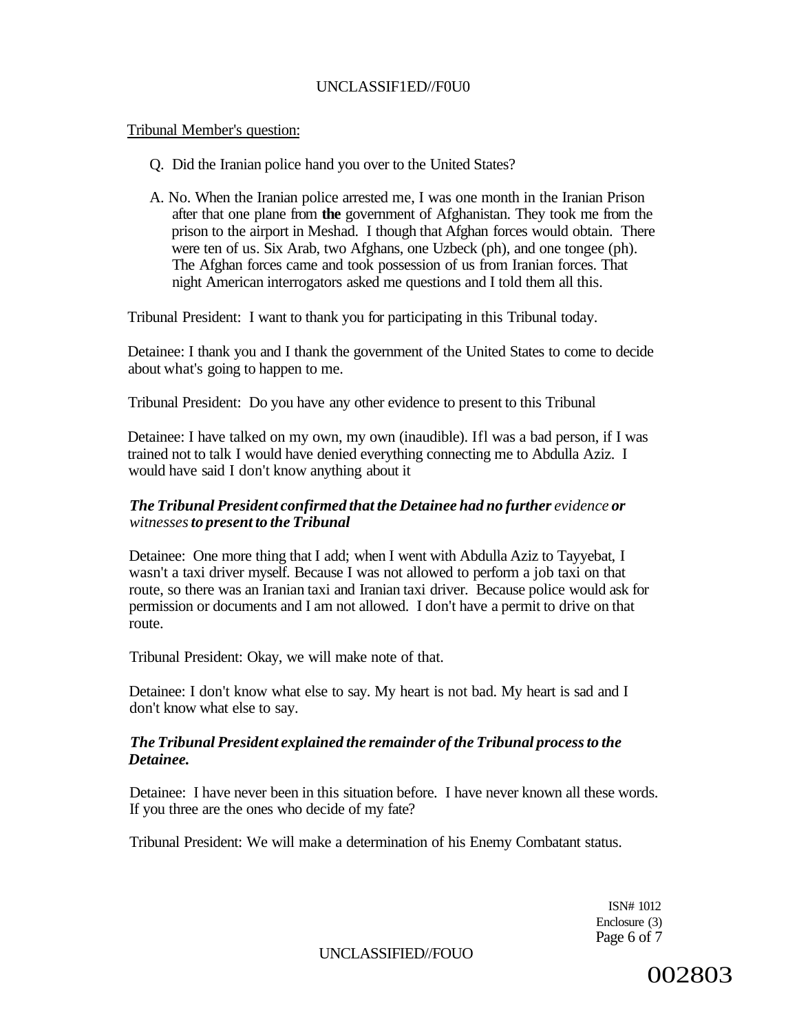Tribunal Member's question:

Q. Did the Iranian police hand you over to the United States?

A. No. When the Iranian police arrested me, I was one month in the Iranian Prison after that one plane from **the** government of Afghanistan. They took me from the prison to the airport in Meshad. I though that Afghan forces would obtain. There were ten of us. Six Arab, two Afghans, one Uzbeck (ph), and one tongee (ph). The Afghan forces came and took possession of us from Iranian forces. That night American interrogators asked me questions and I told them all this.

Tribunal President: I want to thank you for participating in this Tribunal today.

Detainee: I thank you and I thank the government of the United States to come to decide about what's going to happen to me.

Tribunal President: Do you have any other evidence to present to this Tribunal

Detainee: I have talked on my own, my own (inaudible). Ifl was a bad person, if I was trained not to talk I would have denied everything connecting me to Abdulla Aziz. I would have said I don't know anything about it

***The Tribunal President confirmed that the Detainee had no further** evidence **or** witnesses **to present to the Tribunal***

Detainee: One more thing that I add; when I went with Abdulla Aziz to Tayyebat, I wasn't a taxi driver myself. Because I was not allowed to perform a job taxi on that route, so there was an Iranian taxi and Iranian taxi driver. Because police would ask for permission or documents and I am not allowed. I don't have a permit to drive on that route.

Tribunal President: Okay, we will make note of that.

Detainee: I don't know what else to say. My heart is not bad. My heart is sad and I don't know what else to say.

***The Tribunal President explained the remainder of the Tribunal process to the Detainee.***

Detainee: I have never been in this situation before. I have never known all these words. If you three are the ones who decide of my fate?

Tribunal President: We will make a determination of his Enemy Combatant status.

ISN# 1012
Enclosure (3)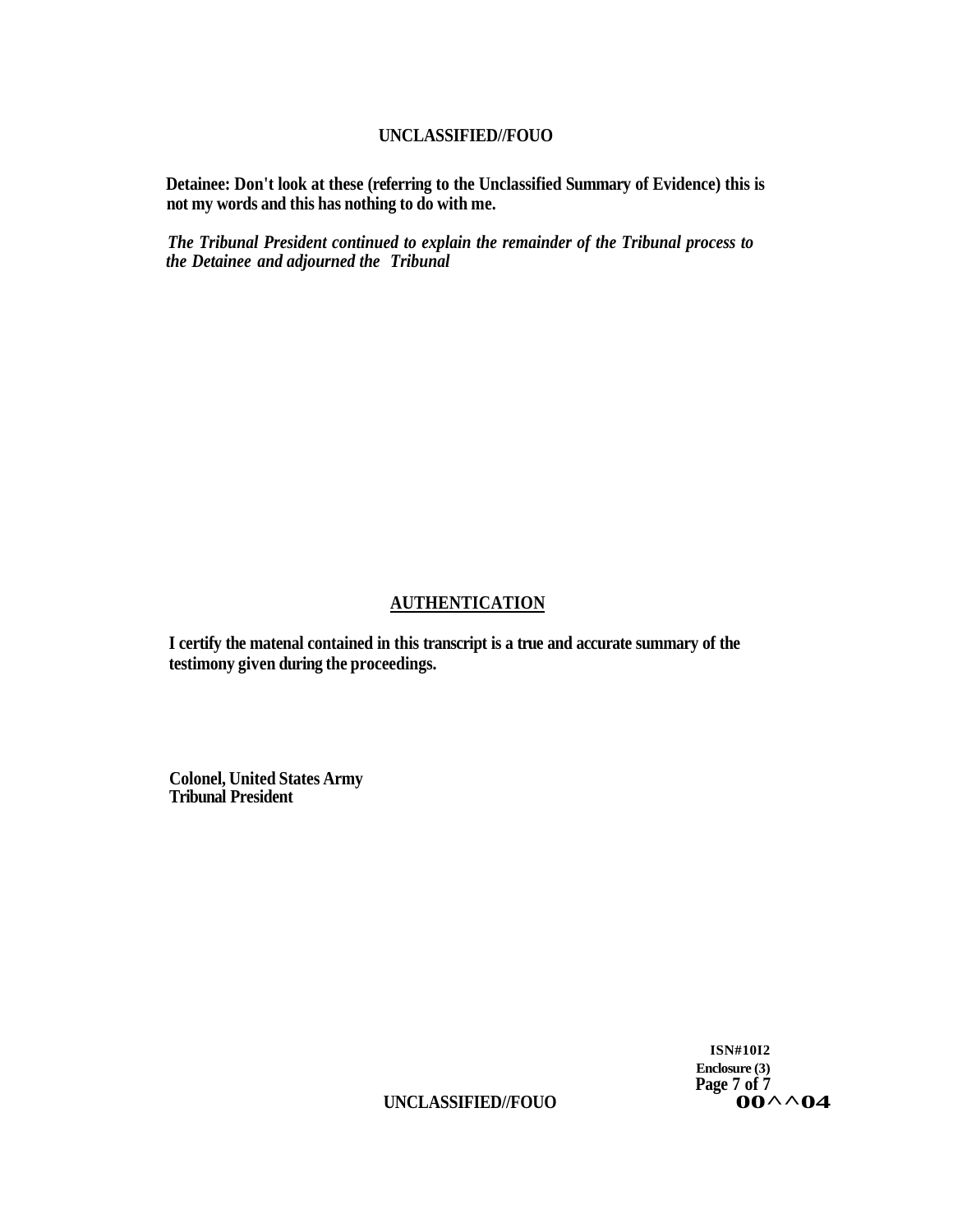**Detainee: Don't look at these (referring to the Unclassified Summary of Evidence) this is not my words and this has nothing to do with me.**

***The Tribunal President continued to explain the remainder of the Tribunal process to the Detainee and adjourned the Tribunal***

## AUTHENTICATION

**I certify the matenal contained in this transcript is a true and accurate summary of the testimony given during the proceedings.**

**Colonel, United States Army**
**Tribunal President**

**ISN#10I2**
**Enclosure (3)**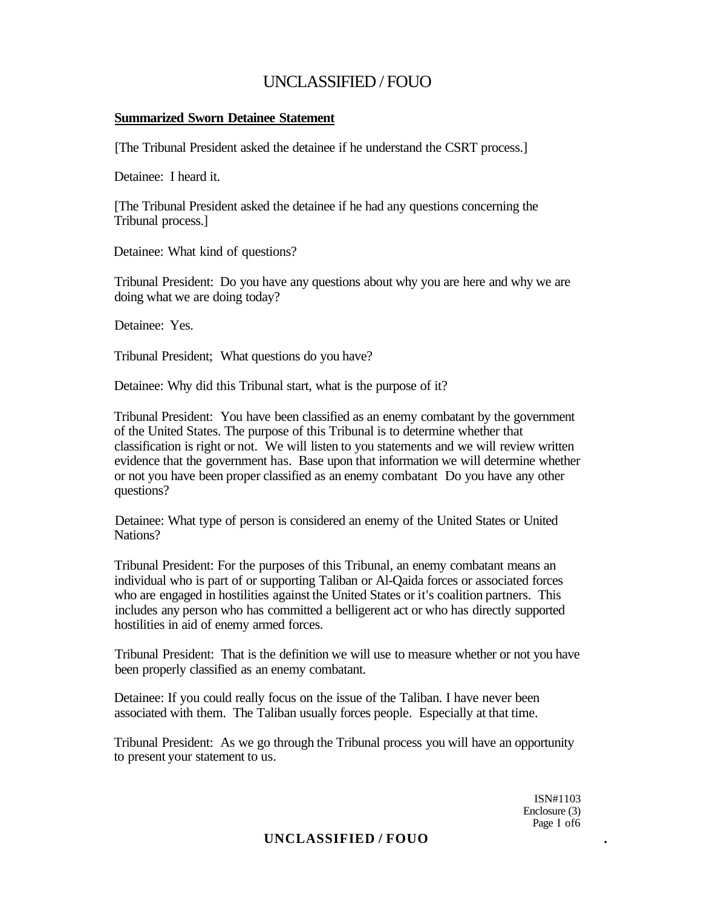**Summarized Sworn Detainee Statement**

[The Tribunal President asked the detainee if he understand the CSRT process.]

Detainee: I heard it.

[The Tribunal President asked the detainee if he had any questions concerning the Tribunal process.]

Detainee: What kind of questions?

Tribunal President: Do you have any questions about why you are here and why we are doing what we are doing today?

Detainee: Yes.

Tribunal President; What questions do you have?

Detainee: Why did this Tribunal start, what is the purpose of it?

Tribunal President: You have been classified as an enemy combatant by the government of the United States. The purpose of this Tribunal is to determine whether that classification is right or not. We will listen to you statements and we will review written evidence that the government has. Base upon that information we will determine whether or not you have been proper classified as an enemy combatant Do you have any other questions?

Detainee: What type of person is considered an enemy of the United States or United Nations?

Tribunal President: For the purposes of this Tribunal, an enemy combatant means an individual who is part of or supporting Taliban or Al-Qaida forces or associated forces who are engaged in hostilities against the United States or it's coalition partners. This includes any person who has committed a belligerent act or who has directly supported hostilities in aid of enemy armed forces.

Tribunal President: That is the definition we will use to measure whether or not you have been properly classified as an enemy combatant.

Detainee: If you could really focus on the issue of the Taliban. I have never been associated with them. The Taliban usually forces people. Especially at that time.

Tribunal President: As we go through the Tribunal process you will have an opportunity to present your statement to us.

ISN#1103
Enclosure (3)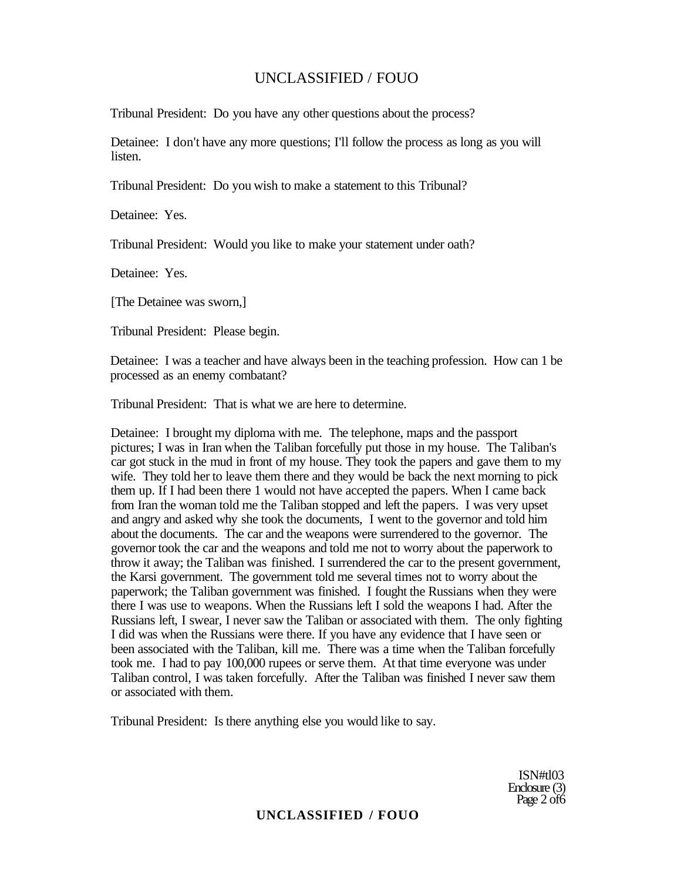Tribunal President: Do you have any other questions about the process?

Detainee: I don't have any more questions; I'll follow the process as long as you will listen.

Tribunal President: Do you wish to make a statement to this Tribunal?

Detainee: Yes.

Tribunal President: Would you like to make your statement under oath?

Detainee: Yes.

[The Detainee was sworn,]

Tribunal President: Please begin.

Detainee: I was a teacher and have always been in the teaching profession. How can 1 be processed as an enemy combatant?

Tribunal President: That is what we are here to determine.

Detainee: I brought my diploma with me. The telephone, maps and the passport pictures; I was in Iran when the Taliban forcefully put those in my house. The Taliban's car got stuck in the mud in front of my house. They took the papers and gave them to my wife. They told her to leave them there and they would be back the next morning to pick them up. If I had been there 1 would not have accepted the papers. When I came back from Iran the woman told me the Taliban stopped and left the papers. I was very upset and angry and asked why she took the documents, I went to the governor and told him about the documents. The car and the weapons were surrendered to the governor. The governor took the car and the weapons and told me not to worry about the paperwork to throw it away; the Taliban was finished. I surrendered the car to the present government, the Karsi government. The government told me several times not to worry about the paperwork; the Taliban government was finished. I fought the Russians when they were there I was use to weapons. When the Russians left I sold the weapons I had. After the Russians left, I swear, I never saw the Taliban or associated with them. The only fighting I did was when the Russians were there. If you have any evidence that I have seen or been associated with the Taliban, kill me. There was a time when the Taliban forcefully took me. I had to pay 100,000 rupees or serve them. At that time everyone was under Taliban control, I was taken forcefully. After the Taliban was finished I never saw them or associated with them.

Tribunal President: Is there anything else you would like to say.

ISN#tl03
Enclosure (3)
Page 2 of6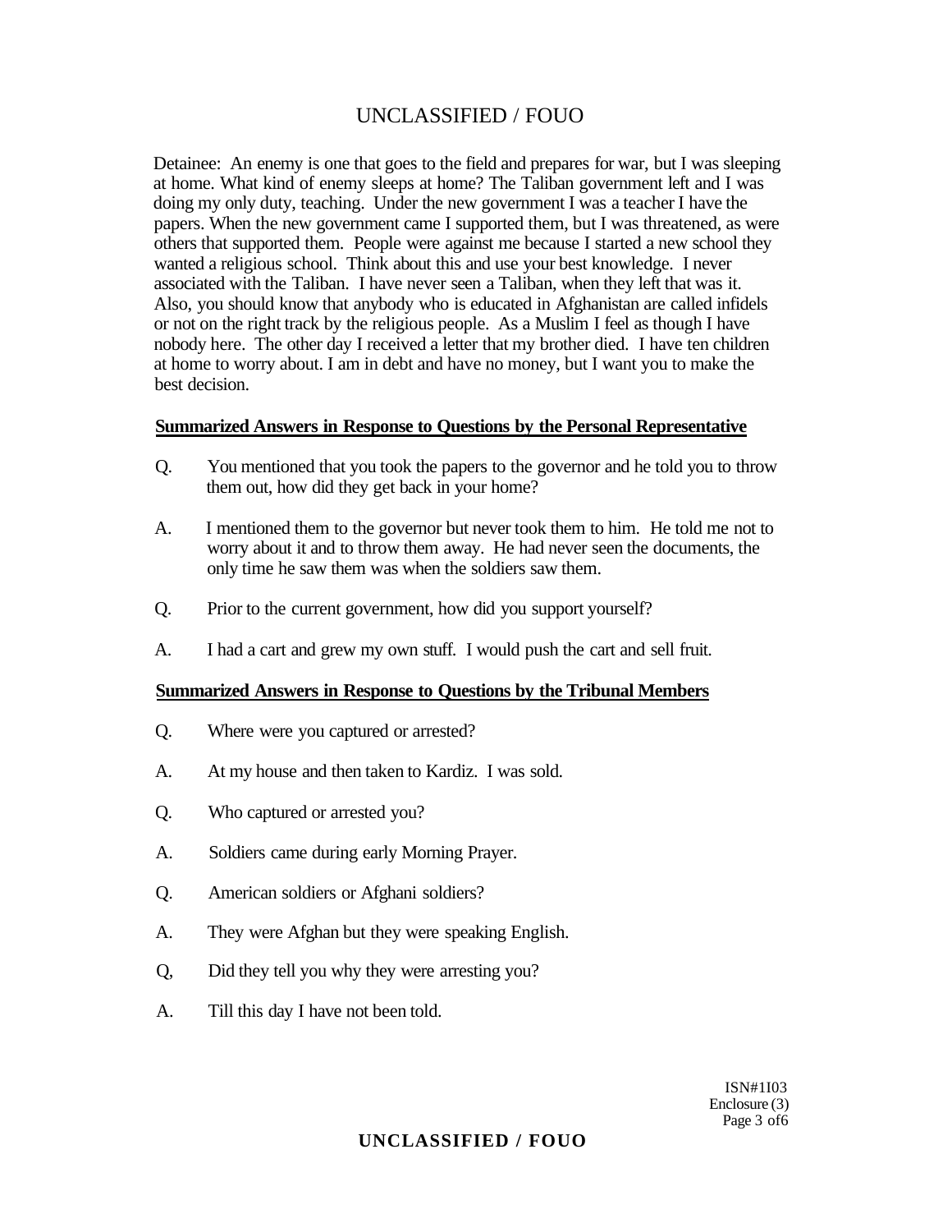Detainee: An enemy is one that goes to the field and prepares for war, but I was sleeping at home. What kind of enemy sleeps at home? The Taliban government left and I was doing my only duty, teaching. Under the new government I was a teacher I have the papers. When the new government came I supported them, but I was threatened, as were others that supported them. People were against me because I started a new school they wanted a religious school. Think about this and use your best knowledge. I never associated with the Taliban. I have never seen a Taliban, when they left that was it. Also, you should know that anybody who is educated in Afghanistan are called infidels or not on the right track by the religious people. As a Muslim I feel as though I have nobody here. The other day I received a letter that my brother died. I have ten children at home to worry about. I am in debt and have no money, but I want you to make the best decision.

**Summarized Answers in Response to Questions by the Personal Representative**

Q. You mentioned that you took the papers to the governor and he told you to throw them out, how did they get back in your home?

A. I mentioned them to the governor but never took them to him. He told me not to worry about it and to throw them away. He had never seen the documents, the only time he saw them was when the soldiers saw them.

Q. Prior to the current government, how did you support yourself?

A. I had a cart and grew my own stuff. I would push the cart and sell fruit.

**Summarized Answers in Response to Questions by the Tribunal Members**

Q. Where were you captured or arrested?

A. At my house and then taken to Kardiz. I was sold.

Q. Who captured or arrested you?

A. Soldiers came during early Morning Prayer.

Q. American soldiers or Afghani soldiers?

A. They were Afghan but they were speaking English.

Q, Did they tell you why they were arresting you?

A. Till this day I have not been told.

ISN#1I03
Enclosure (3)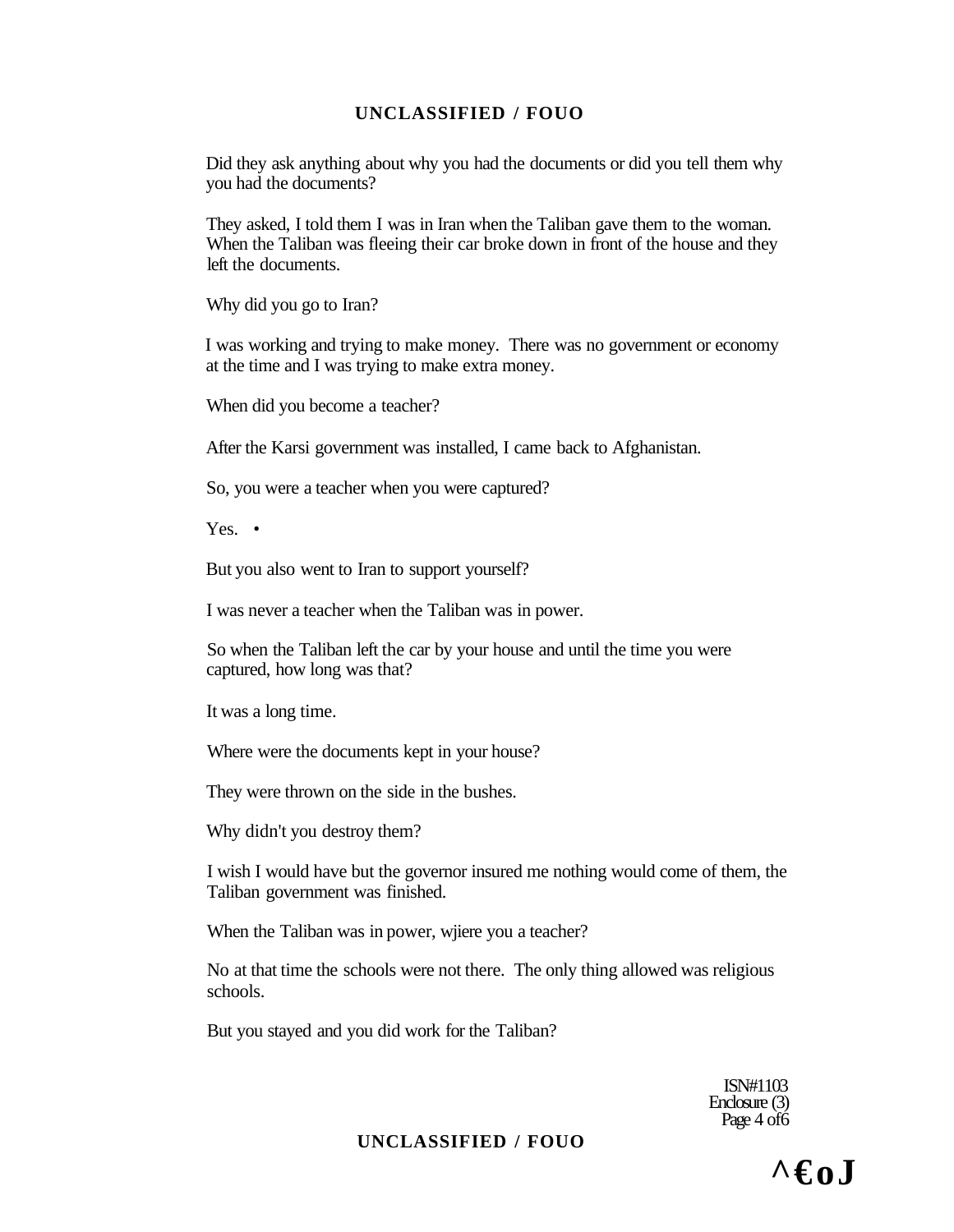Did they ask anything about why you had the documents or did you tell them why you had the documents?

They asked, I told them I was in Iran when the Taliban gave them to the woman. When the Taliban was fleeing their car broke down in front of the house and they left the documents.

Why did you go to Iran?

I was working and trying to make money. There was no government or economy at the time and I was trying to make extra money.

When did you become a teacher?

After the Karsi government was installed, I came back to Afghanistan.

So, you were a teacher when you were captured?

Yes. •

But you also went to Iran to support yourself?

I was never a teacher when the Taliban was in power.

So when the Taliban left the car by your house and until the time you were captured, how long was that?

It was a long time.

Where were the documents kept in your house?

They were thrown on the side in the bushes.

Why didn't you destroy them?

I wish I would have but the governor insured me nothing would come of them, the Taliban government was finished.

When the Taliban was in power, wjiere you a teacher?

No at that time the schools were not there. The only thing allowed was religious schools.

But you stayed and you did work for the Taliban?

ISN#1103
Enclosure (3)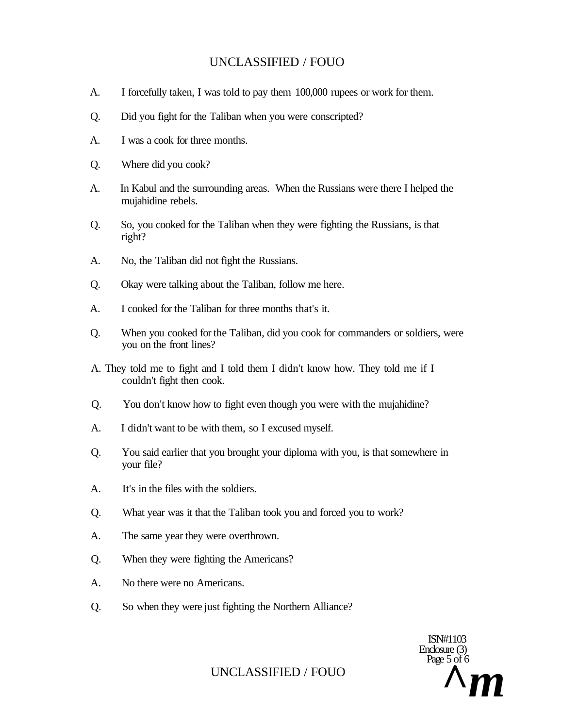A. I forcefully taken, I was told to pay them 100,000 rupees or work for them.

Q. Did you fight for the Taliban when you were conscripted?

A. I was a cook for three months.

Q. Where did you cook?

A. In Kabul and the surrounding areas. When the Russians were there I helped the mujahidine rebels.

Q. So, you cooked for the Taliban when they were fighting the Russians, is that right?

A. No, the Taliban did not fight the Russians.

Q. Okay were talking about the Taliban, follow me here.

A. I cooked for the Taliban for three months that's it.

Q. When you cooked for the Taliban, did you cook for commanders or soldiers, were you on the front lines?

A. They told me to fight and I told them I didn't know how. They told me if I couldn't fight then cook.

Q. You don't know how to fight even though you were with the mujahidine?

A. I didn't want to be with them, so I excused myself.

Q. You said earlier that you brought your diploma with you, is that somewhere in your file?

A. It's in the files with the soldiers.

Q. What year was it that the Taliban took you and forced you to work?

A. The same year they were overthrown.

Q. When they were fighting the Americans?

A. No there were no Americans.

Q. So when they were just fighting the Northern Alliance?

ISN#1103
Enclosure (3)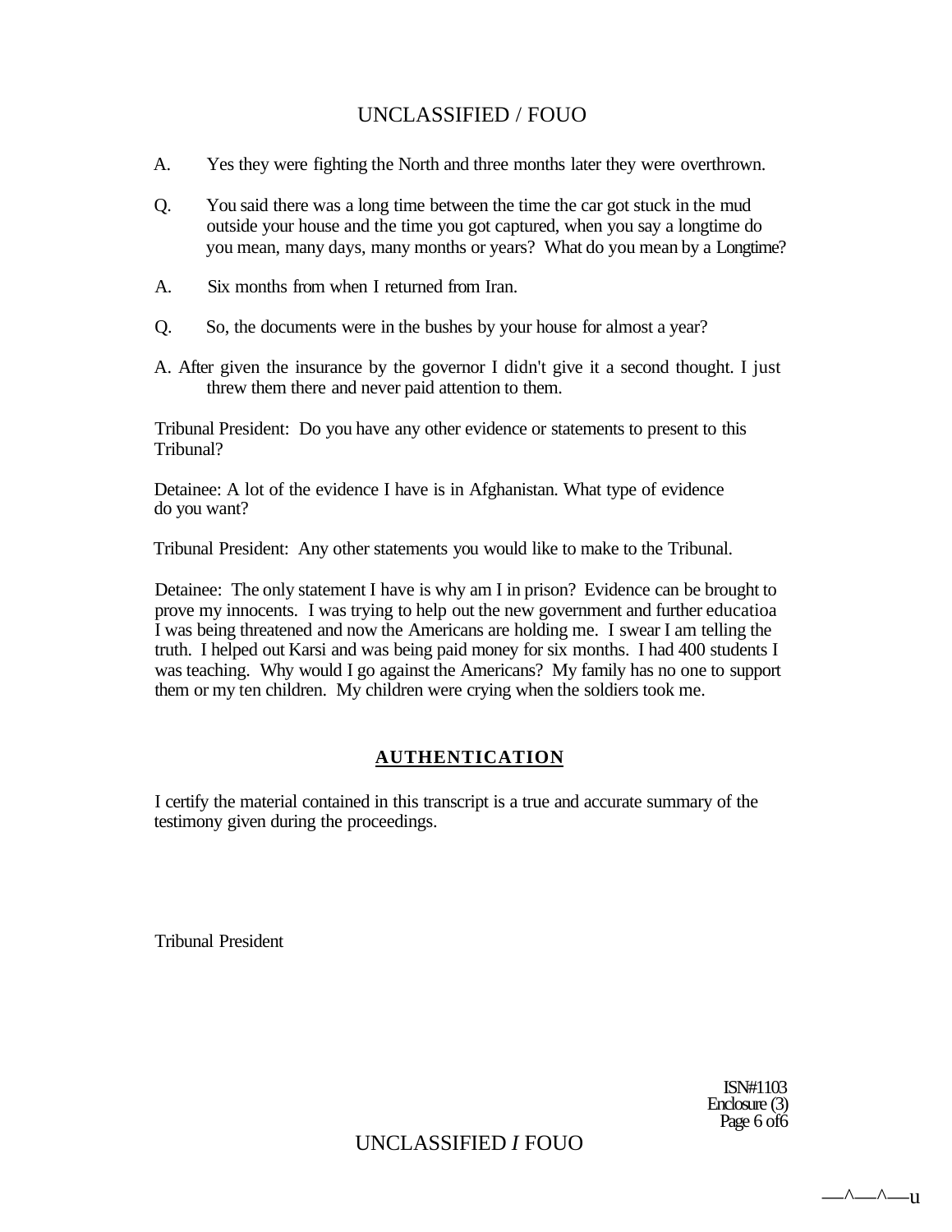A. Yes they were fighting the North and three months later they were overthrown.

Q. You said there was a long time between the time the car got stuck in the mud outside your house and the time you got captured, when you say a longtime do you mean, many days, many months or years? What do you mean by a Longtime?

A. Six months from when I returned from Iran.

Q. So, the documents were in the bushes by your house for almost a year?

A. After given the insurance by the governor I didn't give it a second thought. I just threw them there and never paid attention to them.

Tribunal President: Do you have any other evidence or statements to present to this Tribunal?

Detainee: A lot of the evidence I have is in Afghanistan. What type of evidence do you want?

Tribunal President: Any other statements you would like to make to the Tribunal.

Detainee: The only statement I have is why am I in prison? Evidence can be brought to prove my innocents. I was trying to help out the new government and further educatioa I was being threatened and now the Americans are holding me. I swear I am telling the truth. I helped out Karsi and was being paid money for six months. I had 400 students I was teaching. Why would I go against the Americans? My family has no one to support them or my ten children. My children were crying when the soldiers took me.

## AUTHENTICATION

I certify the material contained in this transcript is a true and accurate summary of the testimony given during the proceedings.

Tribunal President

ISN#1103
Enclosure (3)